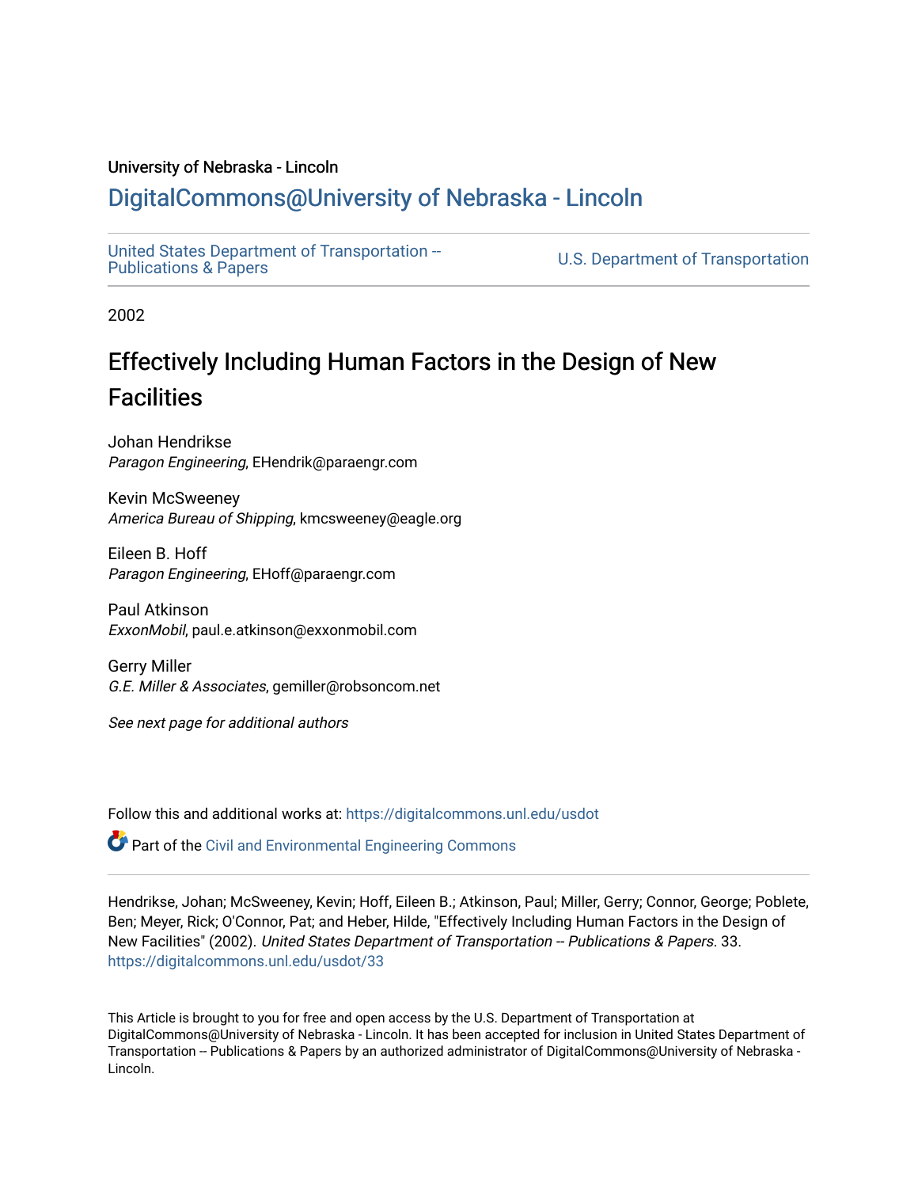University of Nebraska - Lincoln

# DigitalCommons@University of Nebraska - Lincoln

United States Department of Transportation -- Publications & Papers

U.S. Department of Transportation

2002

# Effectively Including Human Factors in the Design of New Facilities

Johan Hendrikse
*Paragon Engineering*, EHendrik@paraengr.com

Kevin McSweeney
*America Bureau of Shipping*, kmcsweeney@eagle.org

Eileen B. Hoff
*Paragon Engineering*, EHoff@paraengr.com

Paul Atkinson
*ExxonMobil*, paul.e.atkinson@exxonmobil.com

Gerry Miller
*G.E. Miller & Associates*, gemiller@robsoncom.net

*See next page for additional authors*

Follow this and additional works at: https://digitalcommons.unl.edu/usdot

Part of the Civil and Environmental Engineering Commons

Hendrikse, Johan; McSweeney, Kevin; Hoff, Eileen B.; Atkinson, Paul; Miller, Gerry; Connor, George; Poblete, Ben; Meyer, Rick; O'Connor, Pat; and Heber, Hilde, "Effectively Including Human Factors in the Design of New Facilities" (2002). *United States Department of Transportation -- Publications & Papers*. 33.
https://digitalcommons.unl.edu/usdot/33

This Article is brought to you for free and open access by the U.S. Department of Transportation at DigitalCommons@University of Nebraska - Lincoln. It has been accepted for inclusion in United States Department of Transportation -- Publications & Papers by an authorized administrator of DigitalCommons@University of Nebraska - Lincoln.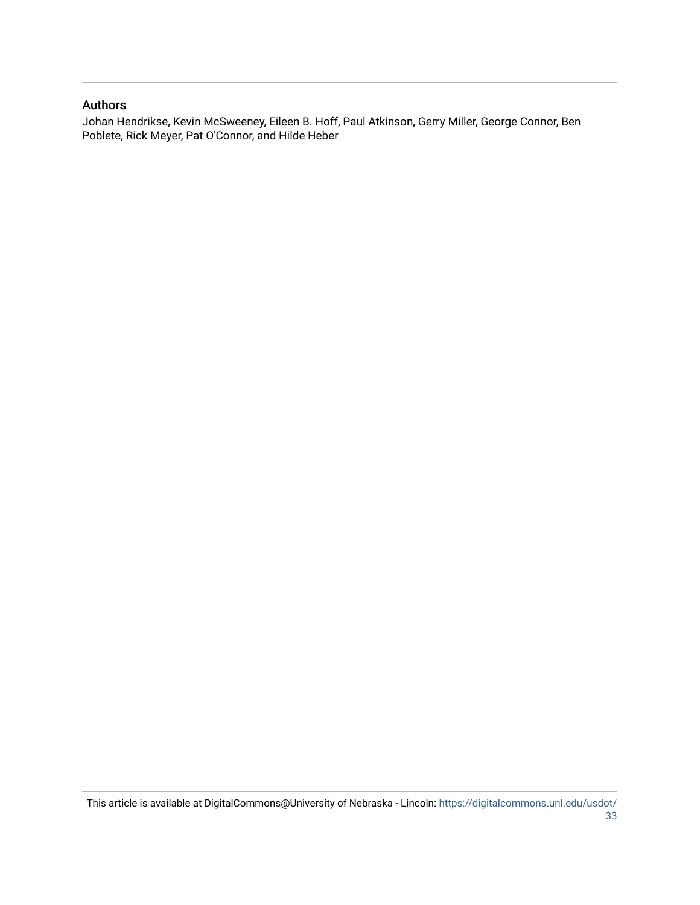## Authors

Johan Hendrikse, Kevin McSweeney, Eileen B. Hoff, Paul Atkinson, Gerry Miller, George Connor, Ben Poblete, Rick Meyer, Pat O'Connor, and Hilde Heber

This article is available at DigitalCommons@University of Nebraska - Lincoln: https://digitalcommons.unl.edu/usdot/33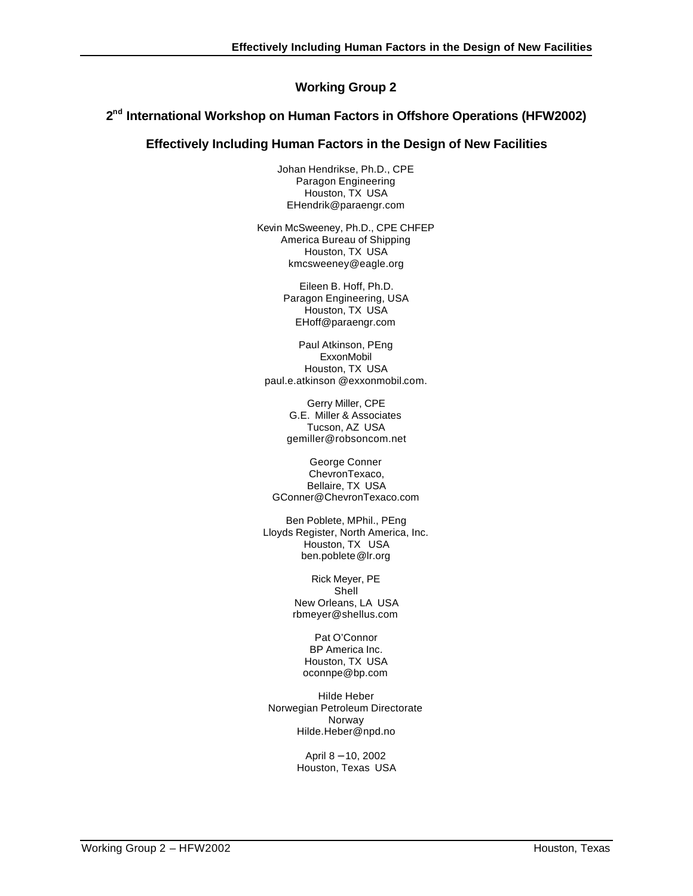## Working Group 2

## 2nd International Workshop on Human Factors in Offshore Operations (HFW2002)

## Effectively Including Human Factors in the Design of New Facilities

Johan Hendrikse, Ph.D., CPE
Paragon Engineering
Houston, TX USA
EHendrik@paraengr.com

Kevin McSweeney, Ph.D., CPE CHFEP
America Bureau of Shipping
Houston, TX USA
kmcsweeney@eagle.org

Eileen B. Hoff, Ph.D.
Paragon Engineering, USA
Houston, TX USA
EHoff@paraengr.com

Paul Atkinson, PEng
ExxonMobil
Houston, TX USA
paul.e.atkinson @exxonmobil.com.

Gerry Miller, CPE
G.E. Miller & Associates
Tucson, AZ USA
gemiller@robsoncom.net

George Conner
ChevronTexaco,
Bellaire, TX USA
GConner@ChevronTexaco.com

Ben Poblete, MPhil., PEng
Lloyds Register, North America, Inc.
Houston, TX USA
ben.poblete@lr.org

Rick Meyer, PE
Shell
New Orleans, LA USA
rbmeyer@shellus.com

Pat O'Connor
BP America Inc.
Houston, TX USA
oconnpe@bp.com

Hilde Heber
Norwegian Petroleum Directorate
Norway
Hilde.Heber@npd.no

April 8 – 10, 2002
Houston, Texas USA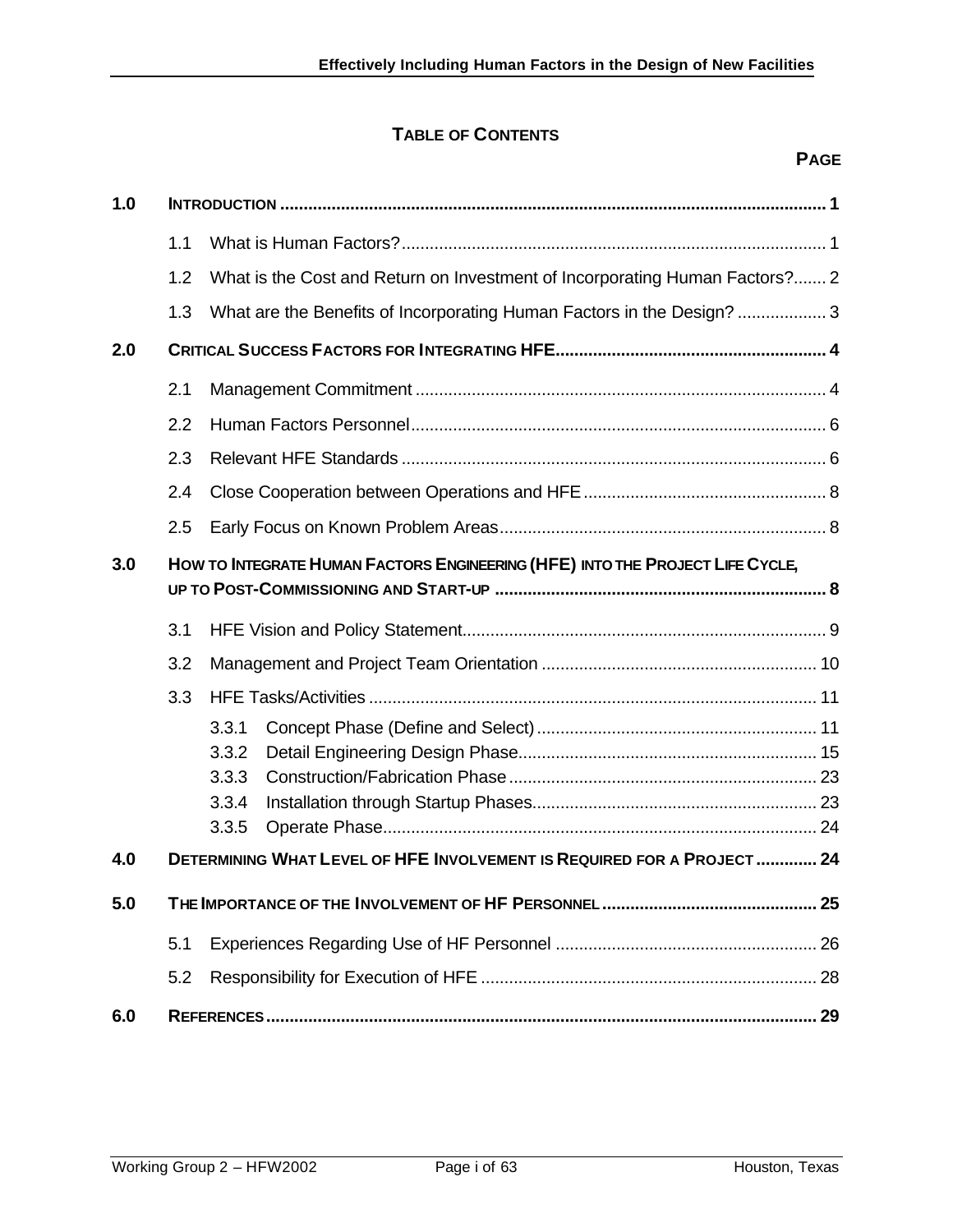# TABLE OF CONTENTS

**PAGE**

**1.0 INTRODUCTION** ........ 1

- 1.1 What is Human Factors? ........ 1
- 1.2 What is the Cost and Return on Investment of Incorporating Human Factors? ........ 2
- 1.3 What are the Benefits of Incorporating Human Factors in the Design? ........ 3

**2.0 CRITICAL SUCCESS FACTORS FOR INTEGRATING HFE** ........ 4

- 2.1 Management Commitment ........ 4
- 2.2 Human Factors Personnel ........ 6
- 2.3 Relevant HFE Standards ........ 6
- 2.4 Close Cooperation between Operations and HFE ........ 8
- 2.5 Early Focus on Known Problem Areas ........ 8

**3.0 HOW TO INTEGRATE HUMAN FACTORS ENGINEERING (HFE) INTO THE PROJECT LIFE CYCLE, UP TO POST-COMMISSIONING AND START-UP** ........ 8

- 3.1 HFE Vision and Policy Statement ........ 9
- 3.2 Management and Project Team Orientation ........ 10
- 3.3 HFE Tasks/Activities ........ 11
  - 3.3.1 Concept Phase (Define and Select) ........ 11
  - 3.3.2 Detail Engineering Design Phase ........ 15
  - 3.3.3 Construction/Fabrication Phase ........ 23
  - 3.3.4 Installation through Startup Phases ........ 23
  - 3.3.5 Operate Phase ........ 24

**4.0 DETERMINING WHAT LEVEL OF HFE INVOLVEMENT IS REQUIRED FOR A PROJECT** ........ 24

**5.0 THE IMPORTANCE OF THE INVOLVEMENT OF HF PERSONNEL** ........ 25

- 5.1 Experiences Regarding Use of HF Personnel ........ 26
- 5.2 Responsibility for Execution of HFE ........ 28

**6.0 REFERENCES** ........ 29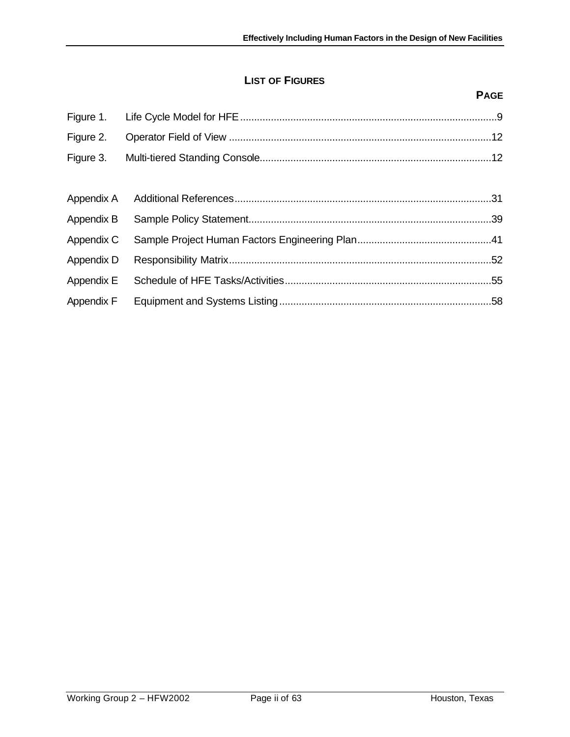## LIST OF FIGURES

**PAGE**

| | | |
|---|---|---|
| Figure 1. | Life Cycle Model for HFE | 9 |
| Figure 2. | Operator Field of View | 12 |
| Figure 3. | Multi-tiered Standing Console | 12 |

| | | |
|---|---|---|
| Appendix A | Additional References | 31 |
| Appendix B | Sample Policy Statement | 39 |
| Appendix C | Sample Project Human Factors Engineering Plan | 41 |
| Appendix D | Responsibility Matrix | 52 |
| Appendix E | Schedule of HFE Tasks/Activities | 55 |
| Appendix F | Equipment and Systems Listing | 58 |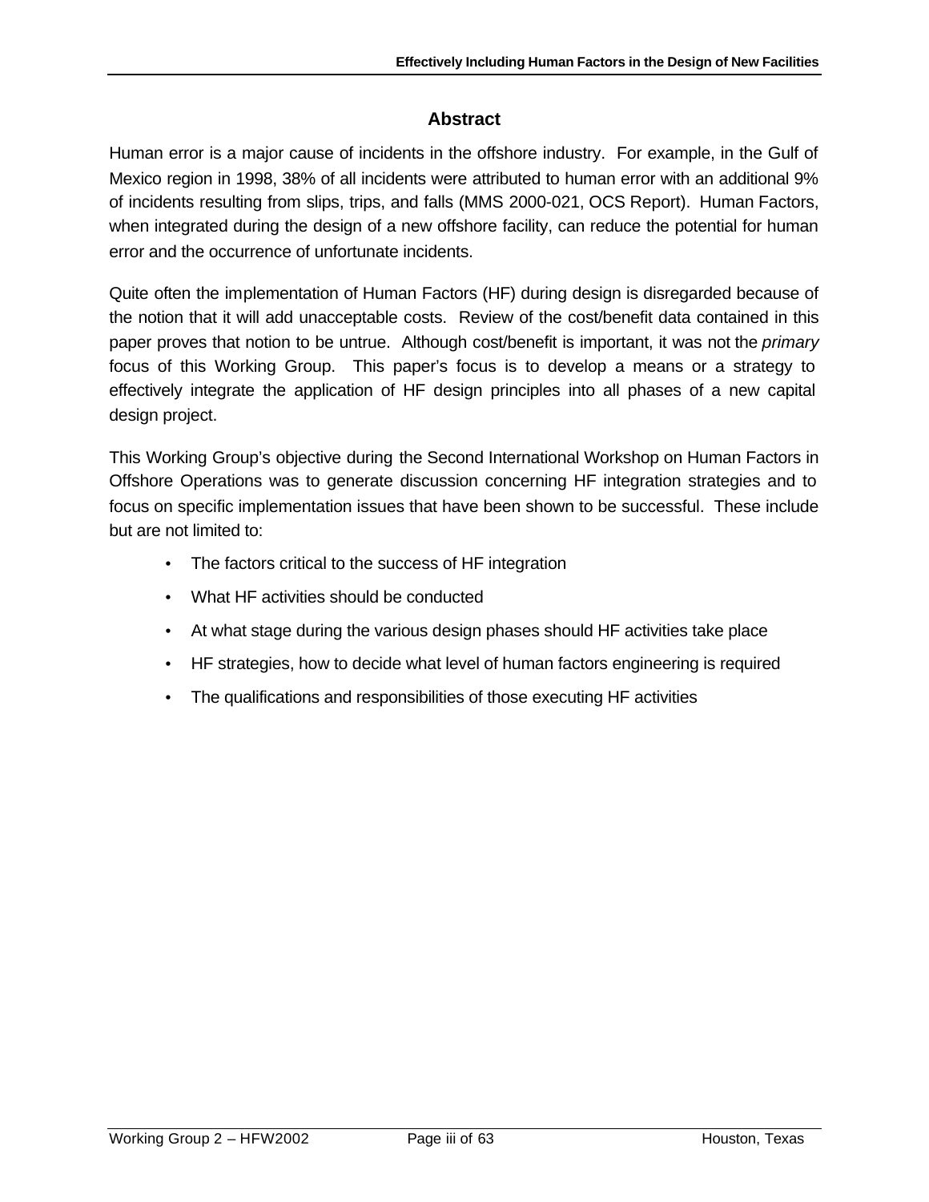## Abstract

Human error is a major cause of incidents in the offshore industry. For example, in the Gulf of Mexico region in 1998, 38% of all incidents were attributed to human error with an additional 9% of incidents resulting from slips, trips, and falls (MMS 2000-021, OCS Report). Human Factors, when integrated during the design of a new offshore facility, can reduce the potential for human error and the occurrence of unfortunate incidents.

Quite often the implementation of Human Factors (HF) during design is disregarded because of the notion that it will add unacceptable costs. Review of the cost/benefit data contained in this paper proves that notion to be untrue. Although cost/benefit is important, it was not the *primary* focus of this Working Group. This paper's focus is to develop a means or a strategy to effectively integrate the application of HF design principles into all phases of a new capital design project.

This Working Group's objective during the Second International Workshop on Human Factors in Offshore Operations was to generate discussion concerning HF integration strategies and to focus on specific implementation issues that have been shown to be successful. These include but are not limited to:

- The factors critical to the success of HF integration
- What HF activities should be conducted
- At what stage during the various design phases should HF activities take place
- HF strategies, how to decide what level of human factors engineering is required
- The qualifications and responsibilities of those executing HF activities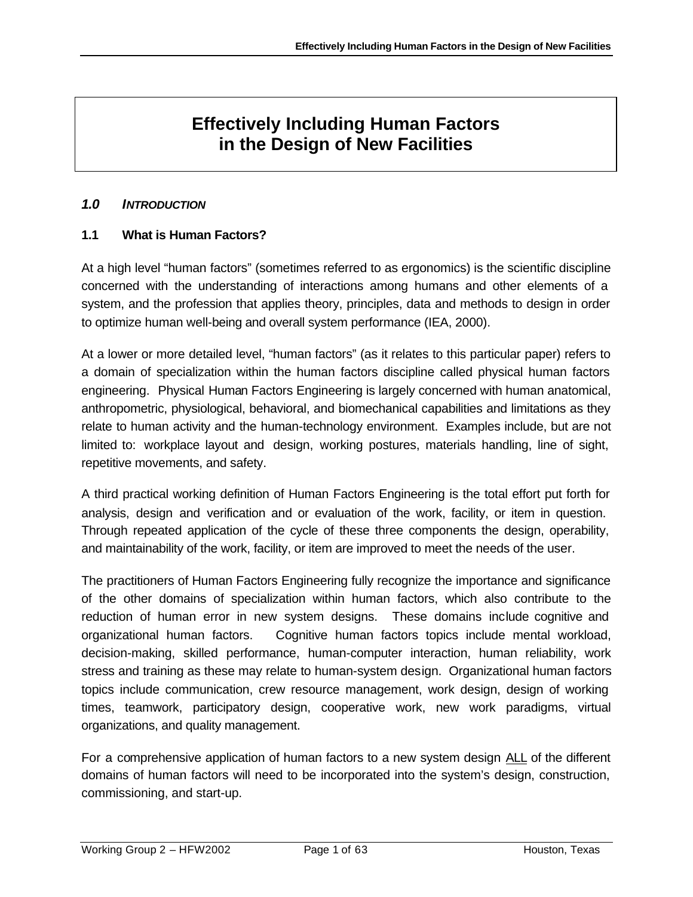# Effectively Including Human Factors in the Design of New Facilities

## *1.0 INTRODUCTION*

### 1.1 What is Human Factors?

At a high level "human factors" (sometimes referred to as ergonomics) is the scientific discipline concerned with the understanding of interactions among humans and other elements of a system, and the profession that applies theory, principles, data and methods to design in order to optimize human well-being and overall system performance (IEA, 2000).

At a lower or more detailed level, "human factors" (as it relates to this particular paper) refers to a domain of specialization within the human factors discipline called physical human factors engineering. Physical Human Factors Engineering is largely concerned with human anatomical, anthropometric, physiological, behavioral, and biomechanical capabilities and limitations as they relate to human activity and the human-technology environment. Examples include, but are not limited to: workplace layout and design, working postures, materials handling, line of sight, repetitive movements, and safety.

A third practical working definition of Human Factors Engineering is the total effort put forth for analysis, design and verification and or evaluation of the work, facility, or item in question. Through repeated application of the cycle of these three components the design, operability, and maintainability of the work, facility, or item are improved to meet the needs of the user.

The practitioners of Human Factors Engineering fully recognize the importance and significance of the other domains of specialization within human factors, which also contribute to the reduction of human error in new system designs. These domains include cognitive and organizational human factors. Cognitive human factors topics include mental workload, decision-making, skilled performance, human-computer interaction, human reliability, work stress and training as these may relate to human-system design. Organizational human factors topics include communication, crew resource management, work design, design of working times, teamwork, participatory design, cooperative work, new work paradigms, virtual organizations, and quality management.

For a comprehensive application of human factors to a new system design ALL of the different domains of human factors will need to be incorporated into the system's design, construction, commissioning, and start-up.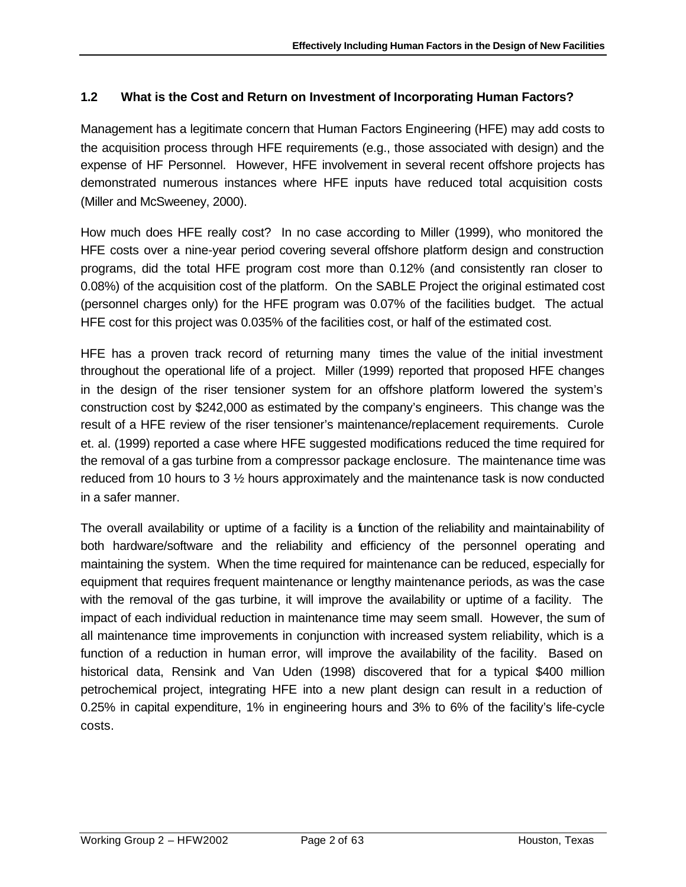## 1.2 What is the Cost and Return on Investment of Incorporating Human Factors?

Management has a legitimate concern that Human Factors Engineering (HFE) may add costs to the acquisition process through HFE requirements (e.g., those associated with design) and the expense of HF Personnel. However, HFE involvement in several recent offshore projects has demonstrated numerous instances where HFE inputs have reduced total acquisition costs (Miller and McSweeney, 2000).

How much does HFE really cost? In no case according to Miller (1999), who monitored the HFE costs over a nine-year period covering several offshore platform design and construction programs, did the total HFE program cost more than 0.12% (and consistently ran closer to 0.08%) of the acquisition cost of the platform. On the SABLE Project the original estimated cost (personnel charges only) for the HFE program was 0.07% of the facilities budget. The actual HFE cost for this project was 0.035% of the facilities cost, or half of the estimated cost.

HFE has a proven track record of returning many times the value of the initial investment throughout the operational life of a project. Miller (1999) reported that proposed HFE changes in the design of the riser tensioner system for an offshore platform lowered the system's construction cost by $242,000 as estimated by the company's engineers. This change was the result of a HFE review of the riser tensioner's maintenance/replacement requirements. Curole et. al. (1999) reported a case where HFE suggested modifications reduced the time required for the removal of a gas turbine from a compressor package enclosure. The maintenance time was reduced from 10 hours to 3 ½ hours approximately and the maintenance task is now conducted in a safer manner.

The overall availability or uptime of a facility is a function of the reliability and maintainability of both hardware/software and the reliability and efficiency of the personnel operating and maintaining the system. When the time required for maintenance can be reduced, especially for equipment that requires frequent maintenance or lengthy maintenance periods, as was the case with the removal of the gas turbine, it will improve the availability or uptime of a facility. The impact of each individual reduction in maintenance time may seem small. However, the sum of all maintenance time improvements in conjunction with increased system reliability, which is a function of a reduction in human error, will improve the availability of the facility. Based on historical data, Rensink and Van Uden (1998) discovered that for a typical $400 million petrochemical project, integrating HFE into a new plant design can result in a reduction of 0.25% in capital expenditure, 1% in engineering hours and 3% to 6% of the facility's life-cycle costs.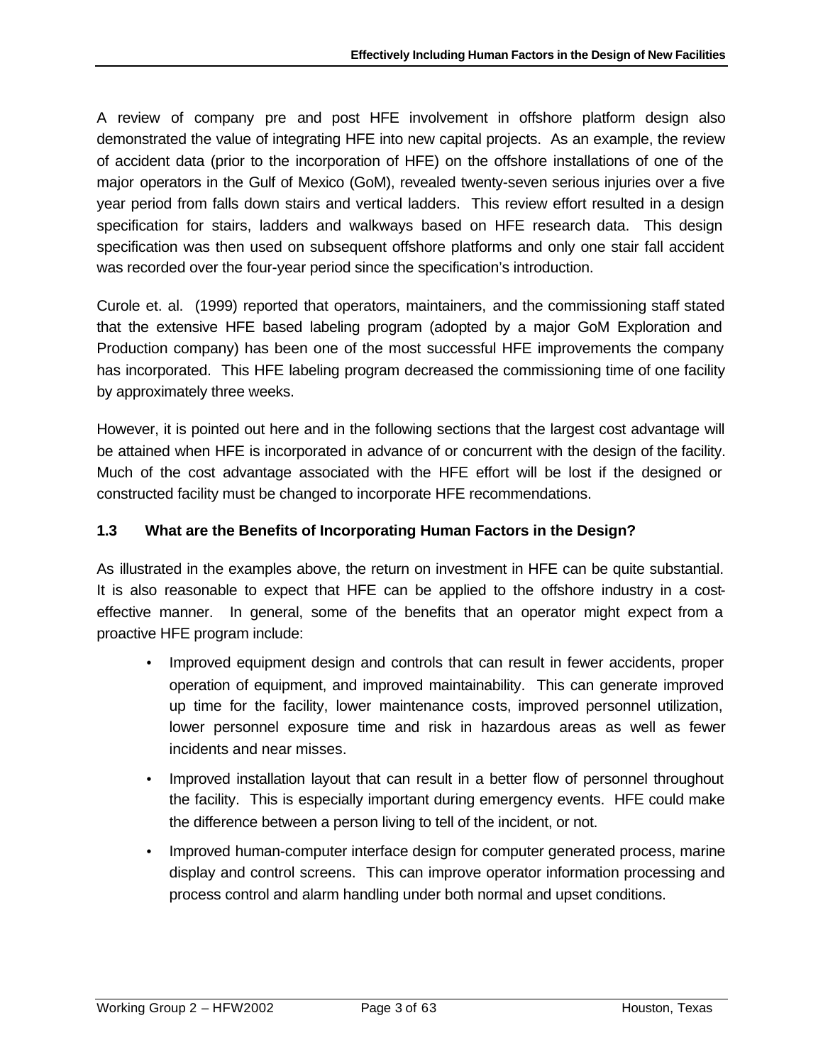A review of company pre and post HFE involvement in offshore platform design also demonstrated the value of integrating HFE into new capital projects. As an example, the review of accident data (prior to the incorporation of HFE) on the offshore installations of one of the major operators in the Gulf of Mexico (GoM), revealed twenty-seven serious injuries over a five year period from falls down stairs and vertical ladders. This review effort resulted in a design specification for stairs, ladders and walkways based on HFE research data. This design specification was then used on subsequent offshore platforms and only one stair fall accident was recorded over the four-year period since the specification's introduction.

Curole et. al. (1999) reported that operators, maintainers, and the commissioning staff stated that the extensive HFE based labeling program (adopted by a major GoM Exploration and Production company) has been one of the most successful HFE improvements the company has incorporated. This HFE labeling program decreased the commissioning time of one facility by approximately three weeks.

However, it is pointed out here and in the following sections that the largest cost advantage will be attained when HFE is incorporated in advance of or concurrent with the design of the facility. Much of the cost advantage associated with the HFE effort will be lost if the designed or constructed facility must be changed to incorporate HFE recommendations.

### 1.3 What are the Benefits of Incorporating Human Factors in the Design?

As illustrated in the examples above, the return on investment in HFE can be quite substantial. It is also reasonable to expect that HFE can be applied to the offshore industry in a cost-effective manner. In general, some of the benefits that an operator might expect from a proactive HFE program include:

- Improved equipment design and controls that can result in fewer accidents, proper operation of equipment, and improved maintainability. This can generate improved up time for the facility, lower maintenance costs, improved personnel utilization, lower personnel exposure time and risk in hazardous areas as well as fewer incidents and near misses.
- Improved installation layout that can result in a better flow of personnel throughout the facility. This is especially important during emergency events. HFE could make the difference between a person living to tell of the incident, or not.
- Improved human-computer interface design for computer generated process, marine display and control screens. This can improve operator information processing and process control and alarm handling under both normal and upset conditions.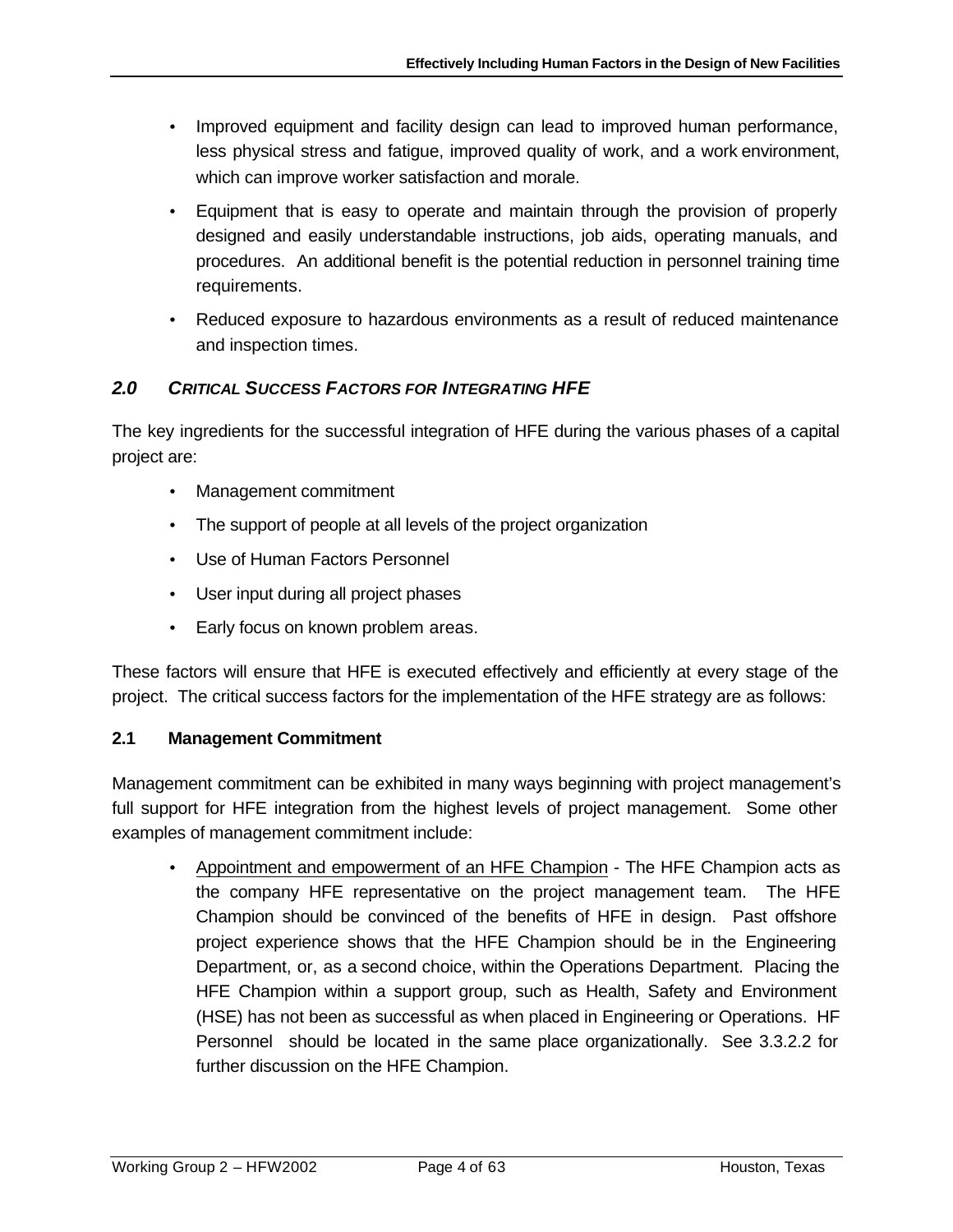- Improved equipment and facility design can lead to improved human performance, less physical stress and fatigue, improved quality of work, and a work environment, which can improve worker satisfaction and morale.
- Equipment that is easy to operate and maintain through the provision of properly designed and easily understandable instructions, job aids, operating manuals, and procedures. An additional benefit is the potential reduction in personnel training time requirements.
- Reduced exposure to hazardous environments as a result of reduced maintenance and inspection times.

## *2.0 CRITICAL SUCCESS FACTORS FOR INTEGRATING HFE*

The key ingredients for the successful integration of HFE during the various phases of a capital project are:

- Management commitment
- The support of people at all levels of the project organization
- Use of Human Factors Personnel
- User input during all project phases
- Early focus on known problem areas.

These factors will ensure that HFE is executed effectively and efficiently at every stage of the project. The critical success factors for the implementation of the HFE strategy are as follows:

### 2.1 Management Commitment

Management commitment can be exhibited in many ways beginning with project management's full support for HFE integration from the highest levels of project management. Some other examples of management commitment include:

- Appointment and empowerment of an HFE Champion - The HFE Champion acts as the company HFE representative on the project management team. The HFE Champion should be convinced of the benefits of HFE in design. Past offshore project experience shows that the HFE Champion should be in the Engineering Department, or, as a second choice, within the Operations Department. Placing the HFE Champion within a support group, such as Health, Safety and Environment (HSE) has not been as successful as when placed in Engineering or Operations. HF Personnel should be located in the same place organizationally. See 3.3.2.2 for further discussion on the HFE Champion.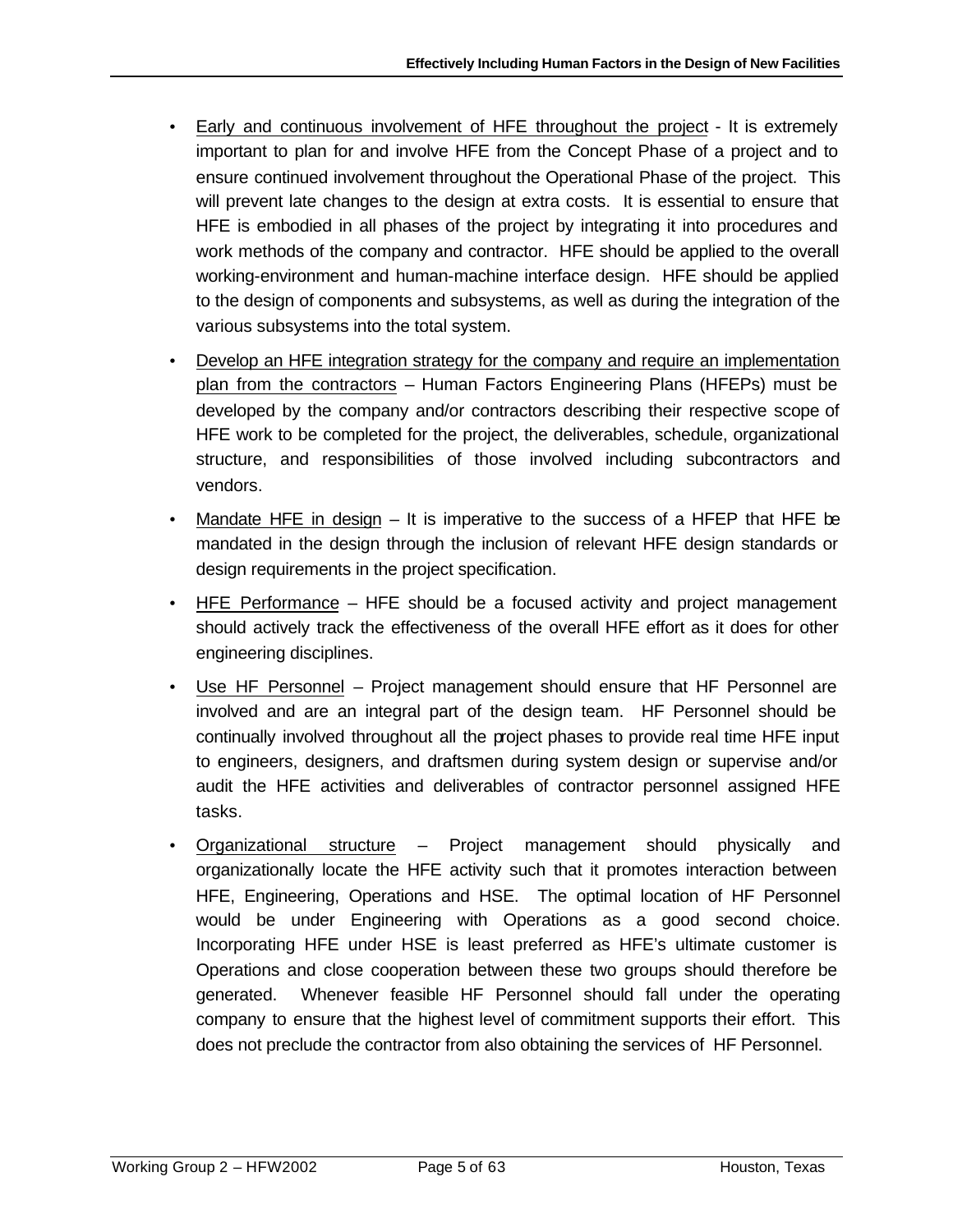- Early and continuous involvement of HFE throughout the project - It is extremely important to plan for and involve HFE from the Concept Phase of a project and to ensure continued involvement throughout the Operational Phase of the project. This will prevent late changes to the design at extra costs. It is essential to ensure that HFE is embodied in all phases of the project by integrating it into procedures and work methods of the company and contractor. HFE should be applied to the overall working-environment and human-machine interface design. HFE should be applied to the design of components and subsystems, as well as during the integration of the various subsystems into the total system.
- Develop an HFE integration strategy for the company and require an implementation plan from the contractors – Human Factors Engineering Plans (HFEPs) must be developed by the company and/or contractors describing their respective scope of HFE work to be completed for the project, the deliverables, schedule, organizational structure, and responsibilities of those involved including subcontractors and vendors.
- Mandate HFE in design – It is imperative to the success of a HFEP that HFE be mandated in the design through the inclusion of relevant HFE design standards or design requirements in the project specification.
- HFE Performance – HFE should be a focused activity and project management should actively track the effectiveness of the overall HFE effort as it does for other engineering disciplines.
- Use HF Personnel – Project management should ensure that HF Personnel are involved and are an integral part of the design team. HF Personnel should be continually involved throughout all the project phases to provide real time HFE input to engineers, designers, and draftsmen during system design or supervise and/or audit the HFE activities and deliverables of contractor personnel assigned HFE tasks.
- Organizational structure – Project management should physically and organizationally locate the HFE activity such that it promotes interaction between HFE, Engineering, Operations and HSE. The optimal location of HF Personnel would be under Engineering with Operations as a good second choice. Incorporating HFE under HSE is least preferred as HFE's ultimate customer is Operations and close cooperation between these two groups should therefore be generated. Whenever feasible HF Personnel should fall under the operating company to ensure that the highest level of commitment supports their effort. This does not preclude the contractor from also obtaining the services of HF Personnel.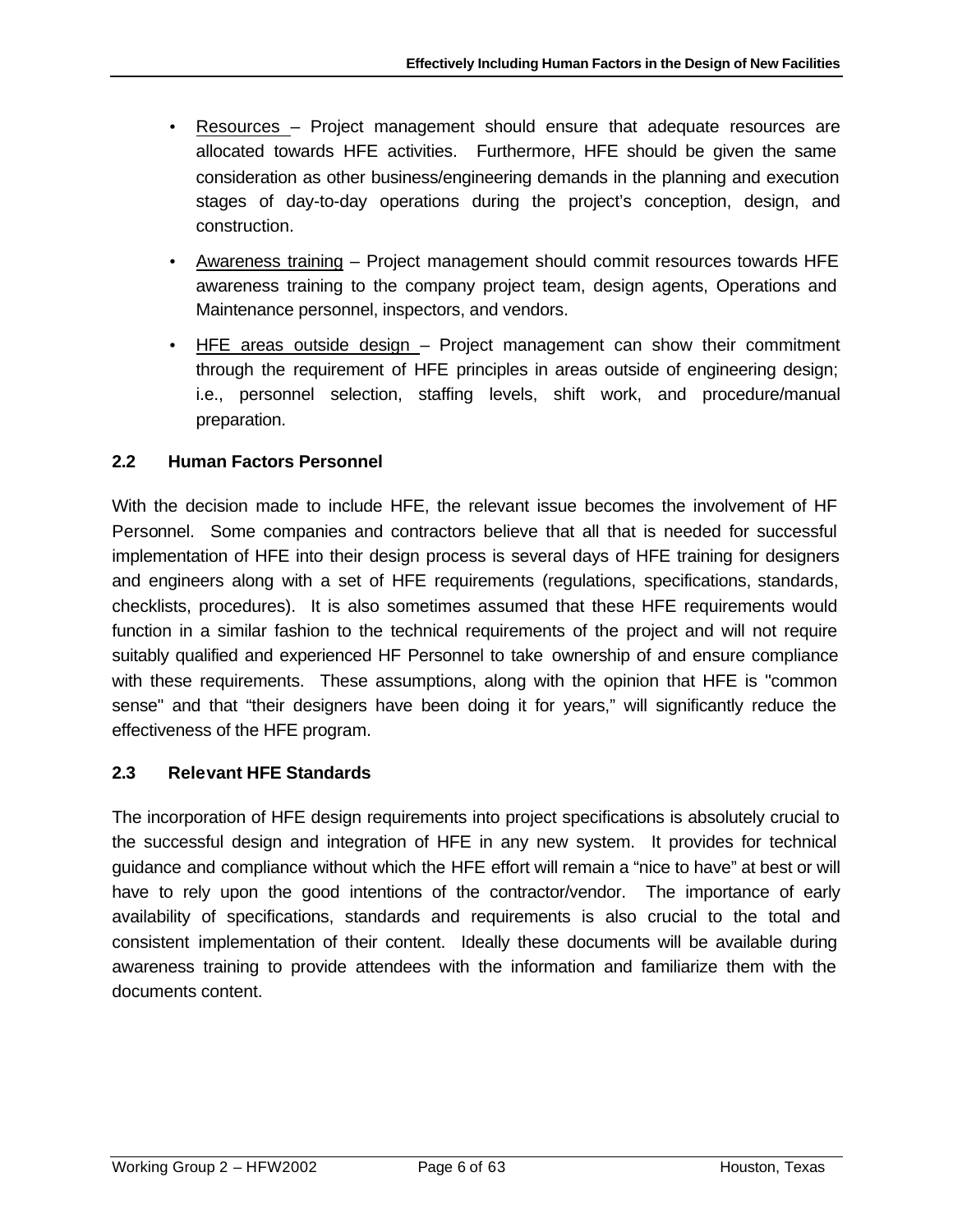- Resources – Project management should ensure that adequate resources are allocated towards HFE activities. Furthermore, HFE should be given the same consideration as other business/engineering demands in the planning and execution stages of day-to-day operations during the project's conception, design, and construction.
- Awareness training – Project management should commit resources towards HFE awareness training to the company project team, design agents, Operations and Maintenance personnel, inspectors, and vendors.
- HFE areas outside design – Project management can show their commitment through the requirement of HFE principles in areas outside of engineering design; i.e., personnel selection, staffing levels, shift work, and procedure/manual preparation.

### 2.2 Human Factors Personnel

With the decision made to include HFE, the relevant issue becomes the involvement of HF Personnel. Some companies and contractors believe that all that is needed for successful implementation of HFE into their design process is several days of HFE training for designers and engineers along with a set of HFE requirements (regulations, specifications, standards, checklists, procedures). It is also sometimes assumed that these HFE requirements would function in a similar fashion to the technical requirements of the project and will not require suitably qualified and experienced HF Personnel to take ownership of and ensure compliance with these requirements. These assumptions, along with the opinion that HFE is "common sense" and that "their designers have been doing it for years," will significantly reduce the effectiveness of the HFE program.

### 2.3 Relevant HFE Standards

The incorporation of HFE design requirements into project specifications is absolutely crucial to the successful design and integration of HFE in any new system. It provides for technical guidance and compliance without which the HFE effort will remain a "nice to have" at best or will have to rely upon the good intentions of the contractor/vendor. The importance of early availability of specifications, standards and requirements is also crucial to the total and consistent implementation of their content. Ideally these documents will be available during awareness training to provide attendees with the information and familiarize them with the documents content.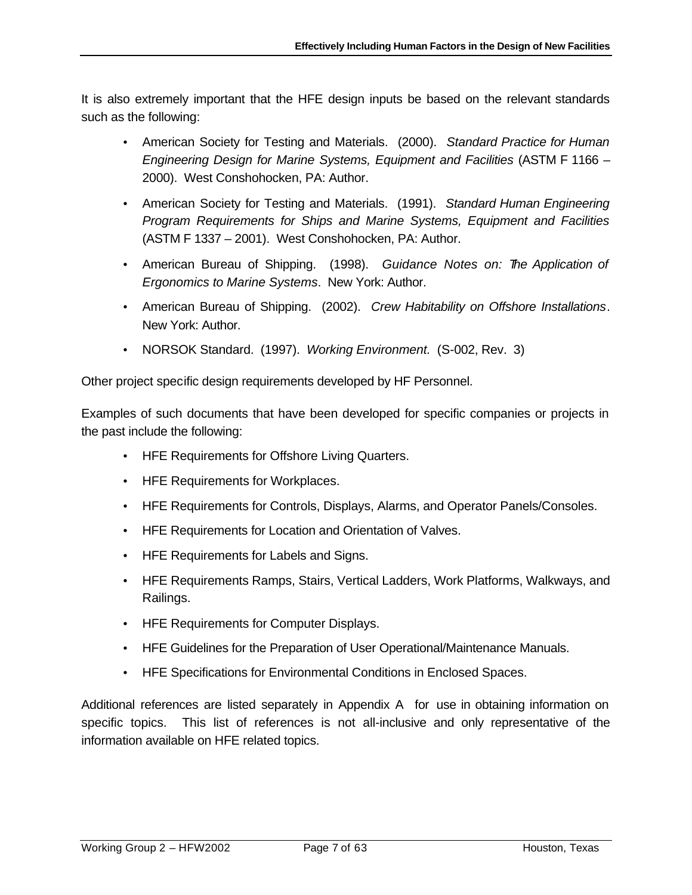It is also extremely important that the HFE design inputs be based on the relevant standards such as the following:

- American Society for Testing and Materials. (2000). *Standard Practice for Human Engineering Design for Marine Systems, Equipment and Facilities* (ASTM F 1166 – 2000). West Conshohocken, PA: Author.
- American Society for Testing and Materials. (1991). *Standard Human Engineering Program Requirements for Ships and Marine Systems, Equipment and Facilities* (ASTM F 1337 – 2001). West Conshohocken, PA: Author.
- American Bureau of Shipping. (1998). *Guidance Notes on: The Application of Ergonomics to Marine Systems*. New York: Author.
- American Bureau of Shipping. (2002). *Crew Habitability on Offshore Installations*. New York: Author.
- NORSOK Standard. (1997). *Working Environment.* (S-002, Rev. 3)

Other project specific design requirements developed by HF Personnel.

Examples of such documents that have been developed for specific companies or projects in the past include the following:

- HFE Requirements for Offshore Living Quarters.
- HFE Requirements for Workplaces.
- HFE Requirements for Controls, Displays, Alarms, and Operator Panels/Consoles.
- HFE Requirements for Location and Orientation of Valves.
- HFE Requirements for Labels and Signs.
- HFE Requirements Ramps, Stairs, Vertical Ladders, Work Platforms, Walkways, and Railings.
- HFE Requirements for Computer Displays.
- HFE Guidelines for the Preparation of User Operational/Maintenance Manuals.
- HFE Specifications for Environmental Conditions in Enclosed Spaces.

Additional references are listed separately in Appendix A for use in obtaining information on specific topics. This list of references is not all-inclusive and only representative of the information available on HFE related topics.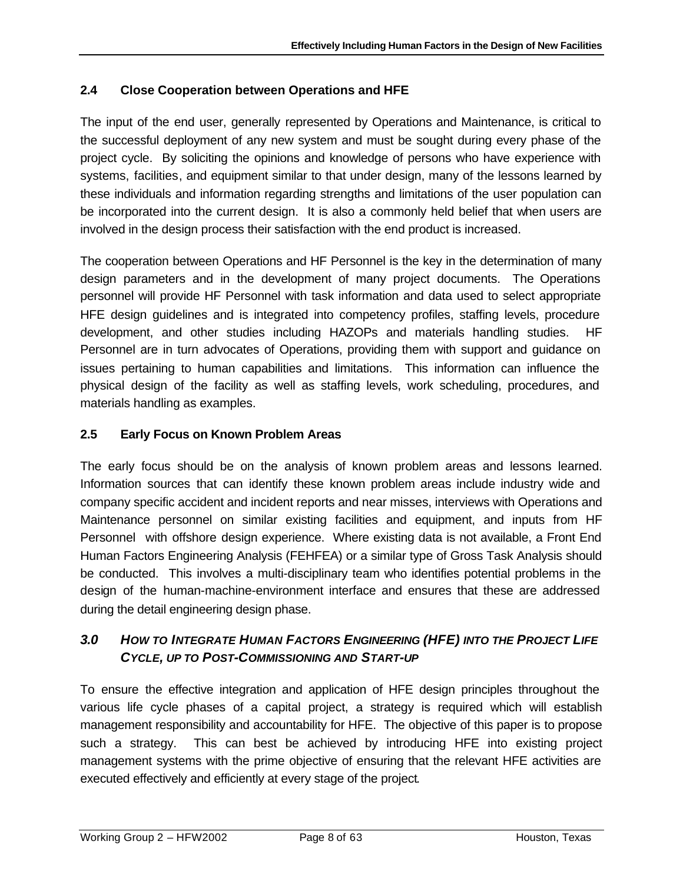### 2.4 Close Cooperation between Operations and HFE

The input of the end user, generally represented by Operations and Maintenance, is critical to the successful deployment of any new system and must be sought during every phase of the project cycle. By soliciting the opinions and knowledge of persons who have experience with systems, facilities, and equipment similar to that under design, many of the lessons learned by these individuals and information regarding strengths and limitations of the user population can be incorporated into the current design. It is also a commonly held belief that when users are involved in the design process their satisfaction with the end product is increased.

The cooperation between Operations and HF Personnel is the key in the determination of many design parameters and in the development of many project documents. The Operations personnel will provide HF Personnel with task information and data used to select appropriate HFE design guidelines and is integrated into competency profiles, staffing levels, procedure development, and other studies including HAZOPs and materials handling studies. HF Personnel are in turn advocates of Operations, providing them with support and guidance on issues pertaining to human capabilities and limitations. This information can influence the physical design of the facility as well as staffing levels, work scheduling, procedures, and materials handling as examples.

### 2.5 Early Focus on Known Problem Areas

The early focus should be on the analysis of known problem areas and lessons learned. Information sources that can identify these known problem areas include industry wide and company specific accident and incident reports and near misses, interviews with Operations and Maintenance personnel on similar existing facilities and equipment, and inputs from HF Personnel with offshore design experience. Where existing data is not available, a Front End Human Factors Engineering Analysis (FEHFEA) or a similar type of Gross Task Analysis should be conducted. This involves a multi-disciplinary team who identifies potential problems in the design of the human-machine-environment interface and ensures that these are addressed during the detail engineering design phase.

## *3.0 How to Integrate Human Factors Engineering (HFE) into the Project Life Cycle, up to Post-Commissioning and Start-up*

To ensure the effective integration and application of HFE design principles throughout the various life cycle phases of a capital project, a strategy is required which will establish management responsibility and accountability for HFE. The objective of this paper is to propose such a strategy. This can best be achieved by introducing HFE into existing project management systems with the prime objective of ensuring that the relevant HFE activities are executed effectively and efficiently at every stage of the project.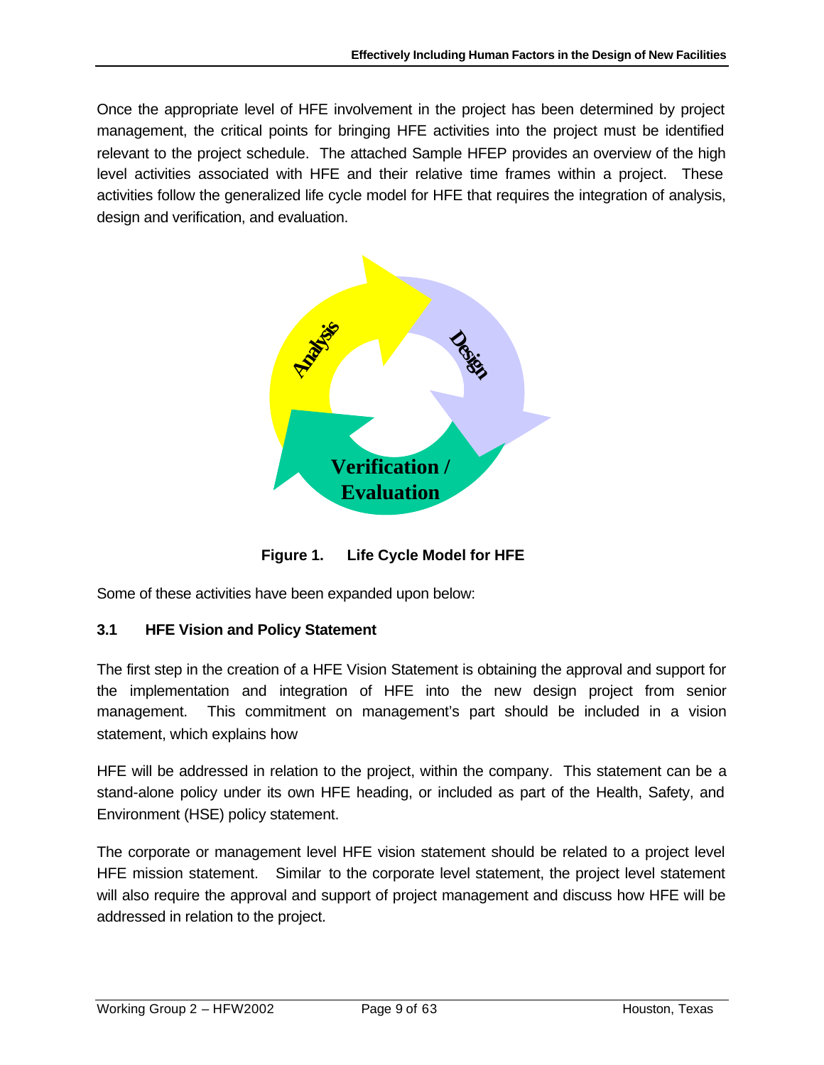Once the appropriate level of HFE involvement in the project has been determined by project management, the critical points for bringing HFE activities into the project must be identified relevant to the project schedule. The attached Sample HFEP provides an overview of the high level activities associated with HFE and their relative time frames within a project. These activities follow the generalized life cycle model for HFE that requires the integration of analysis, design and verification, and evaluation.

**Figure 1. Life Cycle Model for HFE**

Some of these activities have been expanded upon below:

### 3.1 HFE Vision and Policy Statement

The first step in the creation of a HFE Vision Statement is obtaining the approval and support for the implementation and integration of HFE into the new design project from senior management. This commitment on management's part should be included in a vision statement, which explains how

HFE will be addressed in relation to the project, within the company. This statement can be a stand-alone policy under its own HFE heading, or included as part of the Health, Safety, and Environment (HSE) policy statement.

The corporate or management level HFE vision statement should be related to a project level HFE mission statement. Similar to the corporate level statement, the project level statement will also require the approval and support of project management and discuss how HFE will be addressed in relation to the project.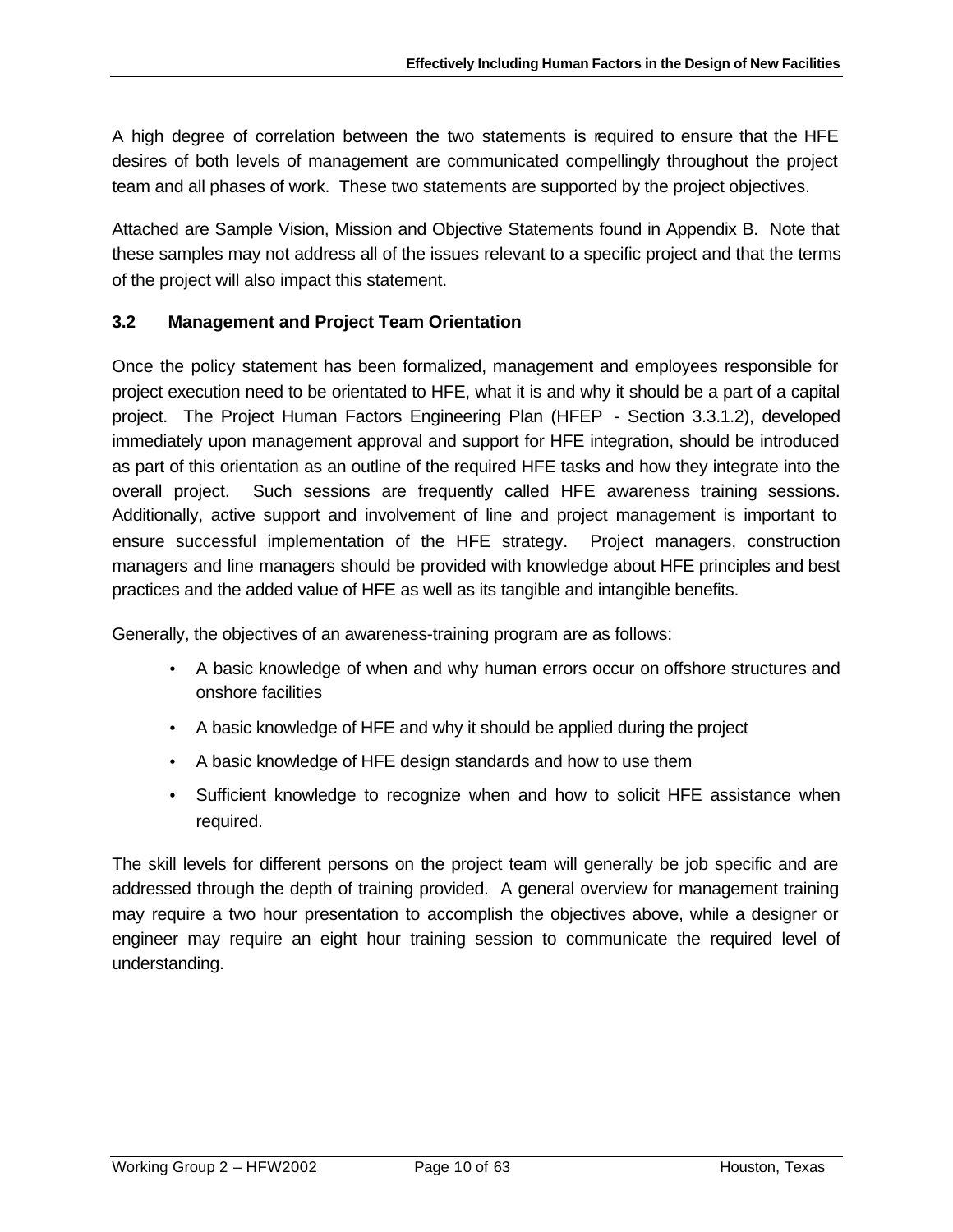A high degree of correlation between the two statements is required to ensure that the HFE desires of both levels of management are communicated compellingly throughout the project team and all phases of work. These two statements are supported by the project objectives.

Attached are Sample Vision, Mission and Objective Statements found in Appendix B. Note that these samples may not address all of the issues relevant to a specific project and that the terms of the project will also impact this statement.

### 3.2 Management and Project Team Orientation

Once the policy statement has been formalized, management and employees responsible for project execution need to be orientated to HFE, what it is and why it should be a part of a capital project. The Project Human Factors Engineering Plan (HFEP - Section 3.3.1.2), developed immediately upon management approval and support for HFE integration, should be introduced as part of this orientation as an outline of the required HFE tasks and how they integrate into the overall project. Such sessions are frequently called HFE awareness training sessions. Additionally, active support and involvement of line and project management is important to ensure successful implementation of the HFE strategy. Project managers, construction managers and line managers should be provided with knowledge about HFE principles and best practices and the added value of HFE as well as its tangible and intangible benefits.

Generally, the objectives of an awareness-training program are as follows:

- A basic knowledge of when and why human errors occur on offshore structures and onshore facilities
- A basic knowledge of HFE and why it should be applied during the project
- A basic knowledge of HFE design standards and how to use them
- Sufficient knowledge to recognize when and how to solicit HFE assistance when required.

The skill levels for different persons on the project team will generally be job specific and are addressed through the depth of training provided. A general overview for management training may require a two hour presentation to accomplish the objectives above, while a designer or engineer may require an eight hour training session to communicate the required level of understanding.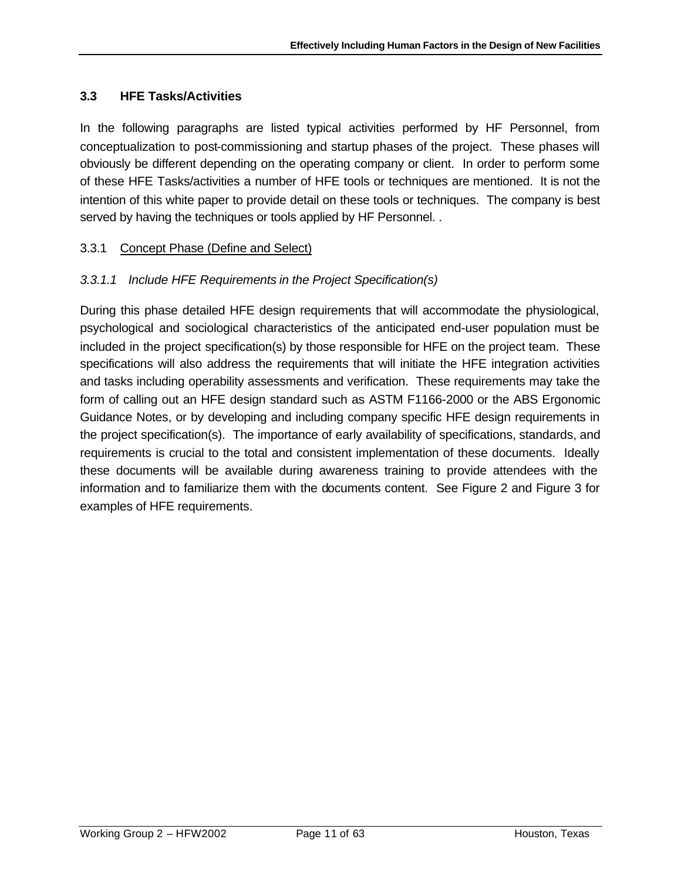### 3.3 HFE Tasks/Activities

In the following paragraphs are listed typical activities performed by HF Personnel, from conceptualization to post-commissioning and startup phases of the project. These phases will obviously be different depending on the operating company or client. In order to perform some of these HFE Tasks/activities a number of HFE tools or techniques are mentioned. It is not the intention of this white paper to provide detail on these tools or techniques. The company is best served by having the techniques or tools applied by HF Personnel. .

#### 3.3.1 Concept Phase (Define and Select)

##### *3.3.1.1 Include HFE Requirements in the Project Specification(s)*

During this phase detailed HFE design requirements that will accommodate the physiological, psychological and sociological characteristics of the anticipated end-user population must be included in the project specification(s) by those responsible for HFE on the project team. These specifications will also address the requirements that will initiate the HFE integration activities and tasks including operability assessments and verification. These requirements may take the form of calling out an HFE design standard such as ASTM F1166-2000 or the ABS Ergonomic Guidance Notes, or by developing and including company specific HFE design requirements in the project specification(s). The importance of early availability of specifications, standards, and requirements is crucial to the total and consistent implementation of these documents. Ideally these documents will be available during awareness training to provide attendees with the information and to familiarize them with the documents content. See Figure 2 and Figure 3 for examples of HFE requirements.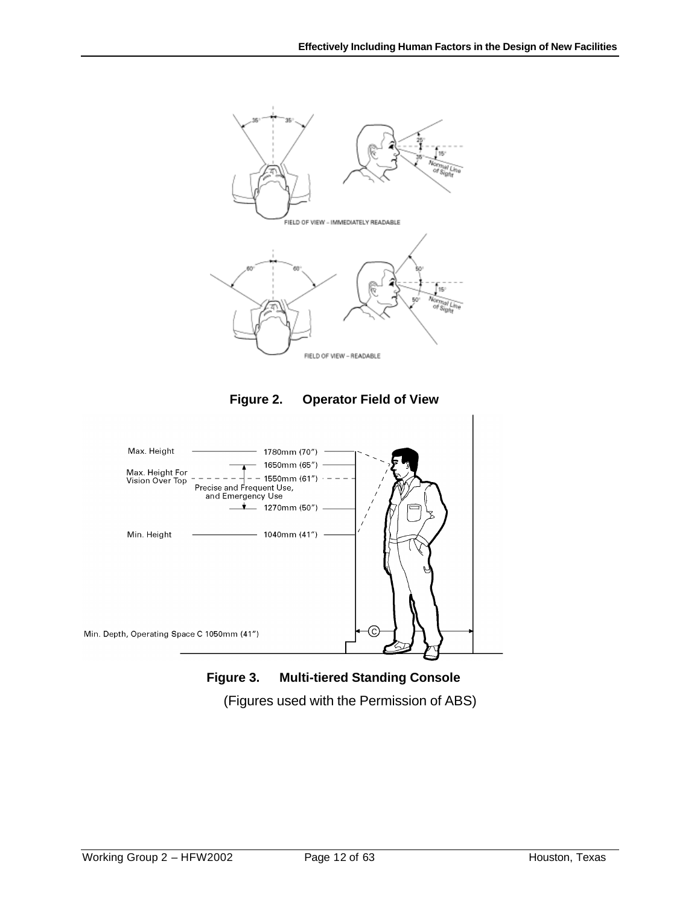**Figure 2. Operator Field of View**

**Figure 3. Multi-tiered Standing Console**

(Figures used with the Permission of ABS)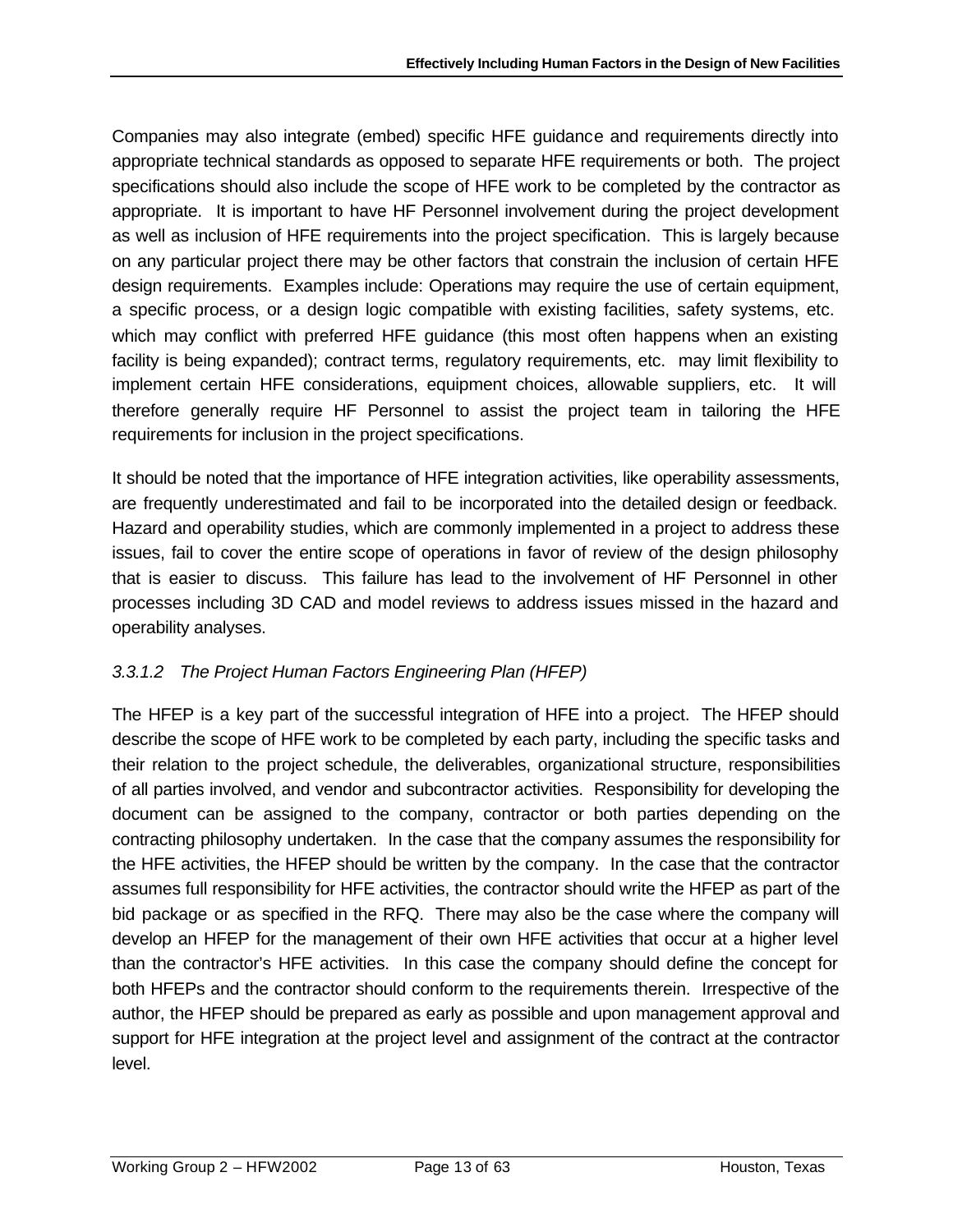Companies may also integrate (embed) specific HFE guidance and requirements directly into appropriate technical standards as opposed to separate HFE requirements or both. The project specifications should also include the scope of HFE work to be completed by the contractor as appropriate. It is important to have HF Personnel involvement during the project development as well as inclusion of HFE requirements into the project specification. This is largely because on any particular project there may be other factors that constrain the inclusion of certain HFE design requirements. Examples include: Operations may require the use of certain equipment, a specific process, or a design logic compatible with existing facilities, safety systems, etc. which may conflict with preferred HFE guidance (this most often happens when an existing facility is being expanded); contract terms, regulatory requirements, etc. may limit flexibility to implement certain HFE considerations, equipment choices, allowable suppliers, etc. It will therefore generally require HF Personnel to assist the project team in tailoring the HFE requirements for inclusion in the project specifications.

It should be noted that the importance of HFE integration activities, like operability assessments, are frequently underestimated and fail to be incorporated into the detailed design or feedback. Hazard and operability studies, which are commonly implemented in a project to address these issues, fail to cover the entire scope of operations in favor of review of the design philosophy that is easier to discuss. This failure has lead to the involvement of HF Personnel in other processes including 3D CAD and model reviews to address issues missed in the hazard and operability analyses.

#### *3.3.1.2 The Project Human Factors Engineering Plan (HFEP)*

The HFEP is a key part of the successful integration of HFE into a project. The HFEP should describe the scope of HFE work to be completed by each party, including the specific tasks and their relation to the project schedule, the deliverables, organizational structure, responsibilities of all parties involved, and vendor and subcontractor activities. Responsibility for developing the document can be assigned to the company, contractor or both parties depending on the contracting philosophy undertaken. In the case that the company assumes the responsibility for the HFE activities, the HFEP should be written by the company. In the case that the contractor assumes full responsibility for HFE activities, the contractor should write the HFEP as part of the bid package or as specified in the RFQ. There may also be the case where the company will develop an HFEP for the management of their own HFE activities that occur at a higher level than the contractor's HFE activities. In this case the company should define the concept for both HFEPs and the contractor should conform to the requirements therein. Irrespective of the author, the HFEP should be prepared as early as possible and upon management approval and support for HFE integration at the project level and assignment of the contract at the contractor level.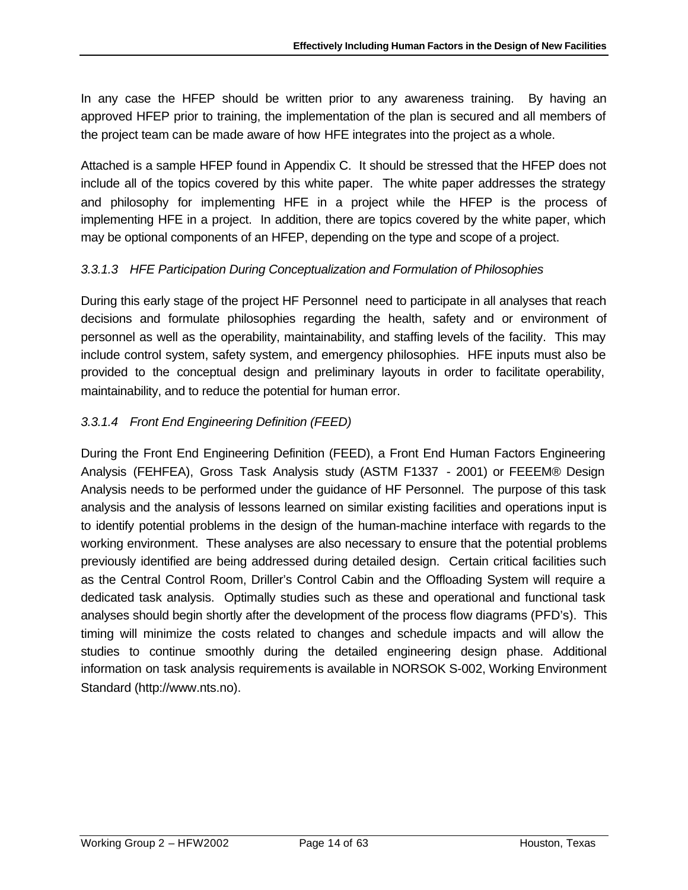In any case the HFEP should be written prior to any awareness training. By having an approved HFEP prior to training, the implementation of the plan is secured and all members of the project team can be made aware of how HFE integrates into the project as a whole.

Attached is a sample HFEP found in Appendix C. It should be stressed that the HFEP does not include all of the topics covered by this white paper. The white paper addresses the strategy and philosophy for implementing HFE in a project while the HFEP is the process of implementing HFE in a project. In addition, there are topics covered by the white paper, which may be optional components of an HFEP, depending on the type and scope of a project.

#### *3.3.1.3 HFE Participation During Conceptualization and Formulation of Philosophies*

During this early stage of the project HF Personnel need to participate in all analyses that reach decisions and formulate philosophies regarding the health, safety and or environment of personnel as well as the operability, maintainability, and staffing levels of the facility. This may include control system, safety system, and emergency philosophies. HFE inputs must also be provided to the conceptual design and preliminary layouts in order to facilitate operability, maintainability, and to reduce the potential for human error.

#### *3.3.1.4 Front End Engineering Definition (FEED)*

During the Front End Engineering Definition (FEED), a Front End Human Factors Engineering Analysis (FEHFEA), Gross Task Analysis study (ASTM F1337 - 2001) or FEEEM® Design Analysis needs to be performed under the guidance of HF Personnel. The purpose of this task analysis and the analysis of lessons learned on similar existing facilities and operations input is to identify potential problems in the design of the human-machine interface with regards to the working environment. These analyses are also necessary to ensure that the potential problems previously identified are being addressed during detailed design. Certain critical facilities such as the Central Control Room, Driller's Control Cabin and the Offloading System will require a dedicated task analysis. Optimally studies such as these and operational and functional task analyses should begin shortly after the development of the process flow diagrams (PFD's). This timing will minimize the costs related to changes and schedule impacts and will allow the studies to continue smoothly during the detailed engineering design phase. Additional information on task analysis requirements is available in NORSOK S-002, Working Environment Standard (http://www.nts.no).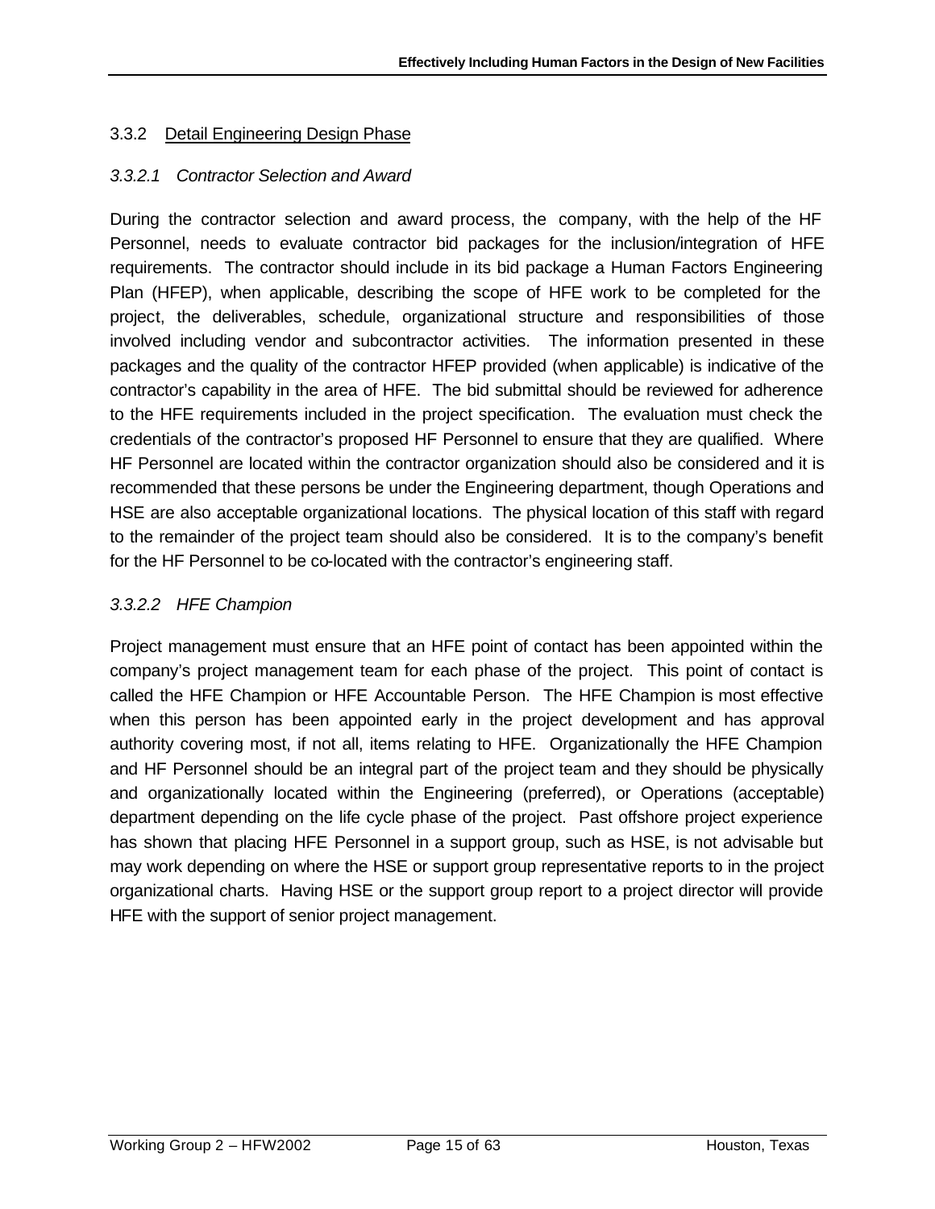### 3.3.2 Detail Engineering Design Phase

#### *3.3.2.1 Contractor Selection and Award*

During the contractor selection and award process, the company, with the help of the HF Personnel, needs to evaluate contractor bid packages for the inclusion/integration of HFE requirements. The contractor should include in its bid package a Human Factors Engineering Plan (HFEP), when applicable, describing the scope of HFE work to be completed for the project, the deliverables, schedule, organizational structure and responsibilities of those involved including vendor and subcontractor activities. The information presented in these packages and the quality of the contractor HFEP provided (when applicable) is indicative of the contractor's capability in the area of HFE. The bid submittal should be reviewed for adherence to the HFE requirements included in the project specification. The evaluation must check the credentials of the contractor's proposed HF Personnel to ensure that they are qualified. Where HF Personnel are located within the contractor organization should also be considered and it is recommended that these persons be under the Engineering department, though Operations and HSE are also acceptable organizational locations. The physical location of this staff with regard to the remainder of the project team should also be considered. It is to the company's benefit for the HF Personnel to be co-located with the contractor's engineering staff.

#### *3.3.2.2 HFE Champion*

Project management must ensure that an HFE point of contact has been appointed within the company's project management team for each phase of the project. This point of contact is called the HFE Champion or HFE Accountable Person. The HFE Champion is most effective when this person has been appointed early in the project development and has approval authority covering most, if not all, items relating to HFE. Organizationally the HFE Champion and HF Personnel should be an integral part of the project team and they should be physically and organizationally located within the Engineering (preferred), or Operations (acceptable) department depending on the life cycle phase of the project. Past offshore project experience has shown that placing HFE Personnel in a support group, such as HSE, is not advisable but may work depending on where the HSE or support group representative reports to in the project organizational charts. Having HSE or the support group report to a project director will provide HFE with the support of senior project management.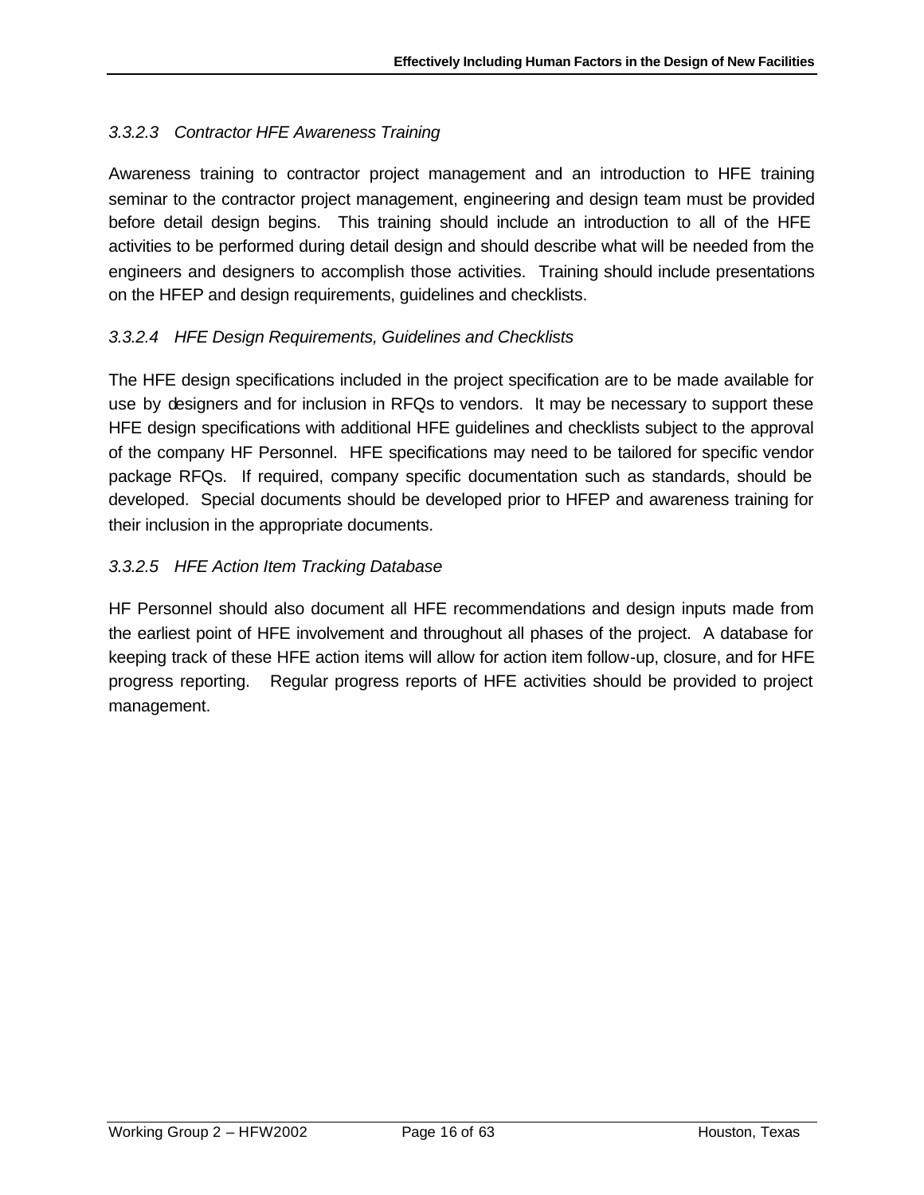#### *3.3.2.3 Contractor HFE Awareness Training*

Awareness training to contractor project management and an introduction to HFE training seminar to the contractor project management, engineering and design team must be provided before detail design begins. This training should include an introduction to all of the HFE activities to be performed during detail design and should describe what will be needed from the engineers and designers to accomplish those activities. Training should include presentations on the HFEP and design requirements, guidelines and checklists.

#### *3.3.2.4 HFE Design Requirements, Guidelines and Checklists*

The HFE design specifications included in the project specification are to be made available for use by designers and for inclusion in RFQs to vendors. It may be necessary to support these HFE design specifications with additional HFE guidelines and checklists subject to the approval of the company HF Personnel. HFE specifications may need to be tailored for specific vendor package RFQs. If required, company specific documentation such as standards, should be developed. Special documents should be developed prior to HFEP and awareness training for their inclusion in the appropriate documents.

#### *3.3.2.5 HFE Action Item Tracking Database*

HF Personnel should also document all HFE recommendations and design inputs made from the earliest point of HFE involvement and throughout all phases of the project. A database for keeping track of these HFE action items will allow for action item follow-up, closure, and for HFE progress reporting. Regular progress reports of HFE activities should be provided to project management.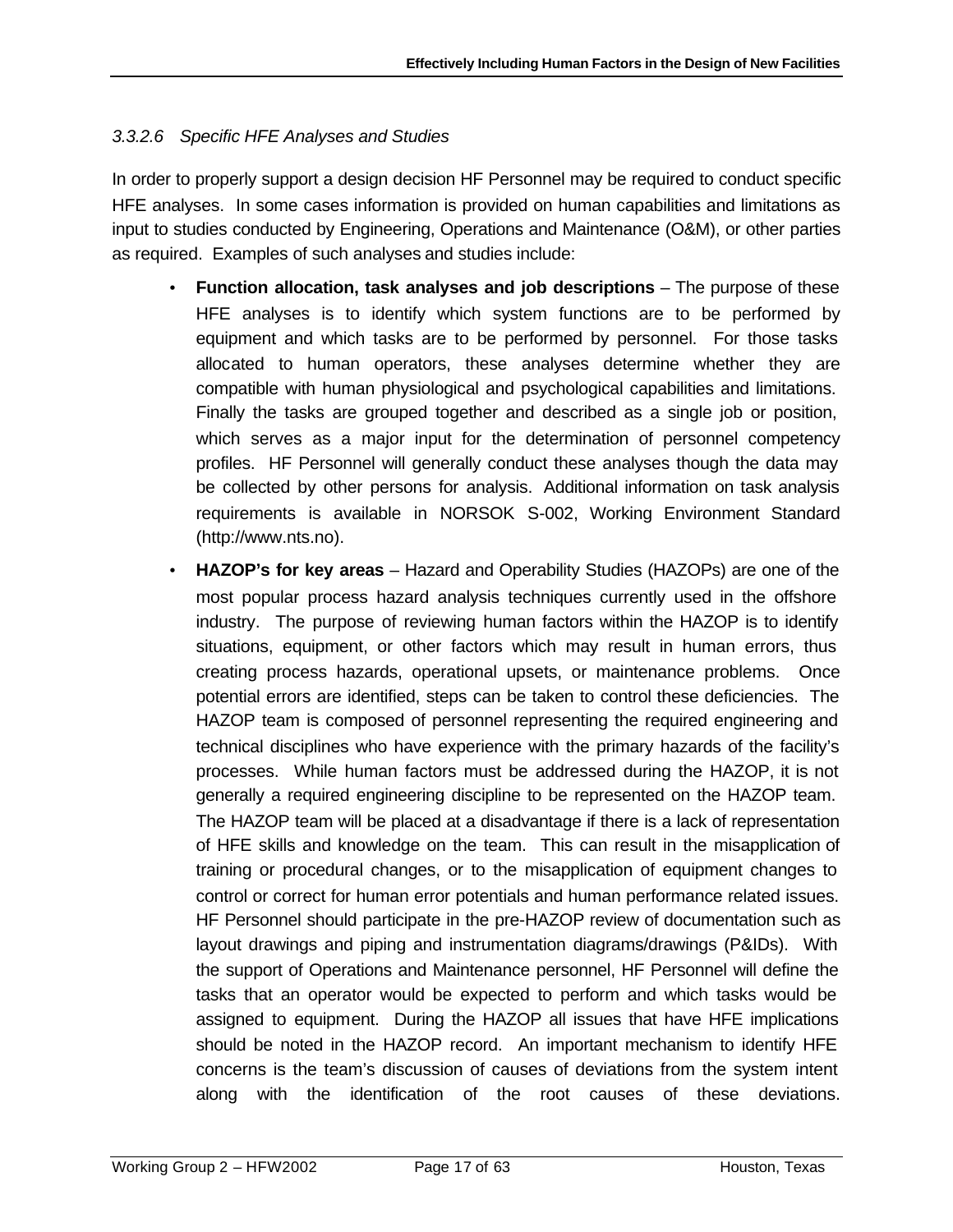### *3.3.2.6 Specific HFE Analyses and Studies*

In order to properly support a design decision HF Personnel may be required to conduct specific HFE analyses. In some cases information is provided on human capabilities and limitations as input to studies conducted by Engineering, Operations and Maintenance (O&M), or other parties as required. Examples of such analyses and studies include:

- **Function allocation, task analyses and job descriptions** – The purpose of these HFE analyses is to identify which system functions are to be performed by equipment and which tasks are to be performed by personnel. For those tasks allocated to human operators, these analyses determine whether they are compatible with human physiological and psychological capabilities and limitations. Finally the tasks are grouped together and described as a single job or position, which serves as a major input for the determination of personnel competency profiles. HF Personnel will generally conduct these analyses though the data may be collected by other persons for analysis. Additional information on task analysis requirements is available in NORSOK S-002, Working Environment Standard (http://www.nts.no).
- **HAZOP's for key areas** – Hazard and Operability Studies (HAZOPs) are one of the most popular process hazard analysis techniques currently used in the offshore industry. The purpose of reviewing human factors within the HAZOP is to identify situations, equipment, or other factors which may result in human errors, thus creating process hazards, operational upsets, or maintenance problems. Once potential errors are identified, steps can be taken to control these deficiencies. The HAZOP team is composed of personnel representing the required engineering and technical disciplines who have experience with the primary hazards of the facility's processes. While human factors must be addressed during the HAZOP, it is not generally a required engineering discipline to be represented on the HAZOP team. The HAZOP team will be placed at a disadvantage if there is a lack of representation of HFE skills and knowledge on the team. This can result in the misapplication of training or procedural changes, or to the misapplication of equipment changes to control or correct for human error potentials and human performance related issues. HF Personnel should participate in the pre-HAZOP review of documentation such as layout drawings and piping and instrumentation diagrams/drawings (P&IDs). With the support of Operations and Maintenance personnel, HF Personnel will define the tasks that an operator would be expected to perform and which tasks would be assigned to equipment. During the HAZOP all issues that have HFE implications should be noted in the HAZOP record. An important mechanism to identify HFE concerns is the team's discussion of causes of deviations from the system intent along with the identification of the root causes of these deviations.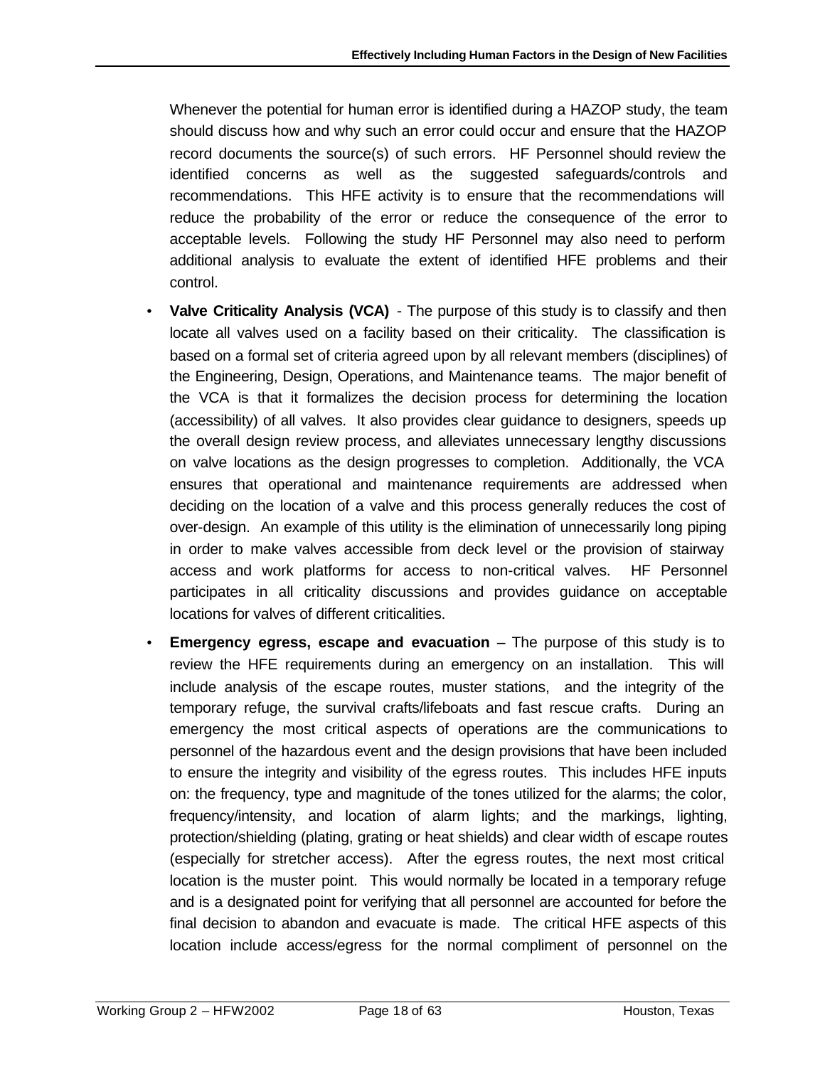Whenever the potential for human error is identified during a HAZOP study, the team should discuss how and why such an error could occur and ensure that the HAZOP record documents the source(s) of such errors. HF Personnel should review the identified concerns as well as the suggested safeguards/controls and recommendations. This HFE activity is to ensure that the recommendations will reduce the probability of the error or reduce the consequence of the error to acceptable levels. Following the study HF Personnel may also need to perform additional analysis to evaluate the extent of identified HFE problems and their control.

- **Valve Criticality Analysis (VCA)** - The purpose of this study is to classify and then locate all valves used on a facility based on their criticality. The classification is based on a formal set of criteria agreed upon by all relevant members (disciplines) of the Engineering, Design, Operations, and Maintenance teams. The major benefit of the VCA is that it formalizes the decision process for determining the location (accessibility) of all valves. It also provides clear guidance to designers, speeds up the overall design review process, and alleviates unnecessary lengthy discussions on valve locations as the design progresses to completion. Additionally, the VCA ensures that operational and maintenance requirements are addressed when deciding on the location of a valve and this process generally reduces the cost of over-design. An example of this utility is the elimination of unnecessarily long piping in order to make valves accessible from deck level or the provision of stairway access and work platforms for access to non-critical valves. HF Personnel participates in all criticality discussions and provides guidance on acceptable locations for valves of different criticalities.

- **Emergency egress, escape and evacuation** – The purpose of this study is to review the HFE requirements during an emergency on an installation. This will include analysis of the escape routes, muster stations, and the integrity of the temporary refuge, the survival crafts/lifeboats and fast rescue crafts. During an emergency the most critical aspects of operations are the communications to personnel of the hazardous event and the design provisions that have been included to ensure the integrity and visibility of the egress routes. This includes HFE inputs on: the frequency, type and magnitude of the tones utilized for the alarms; the color, frequency/intensity, and location of alarm lights; and the markings, lighting, protection/shielding (plating, grating or heat shields) and clear width of escape routes (especially for stretcher access). After the egress routes, the next most critical location is the muster point. This would normally be located in a temporary refuge and is a designated point for verifying that all personnel are accounted for before the final decision to abandon and evacuate is made. The critical HFE aspects of this location include access/egress for the normal compliment of personnel on the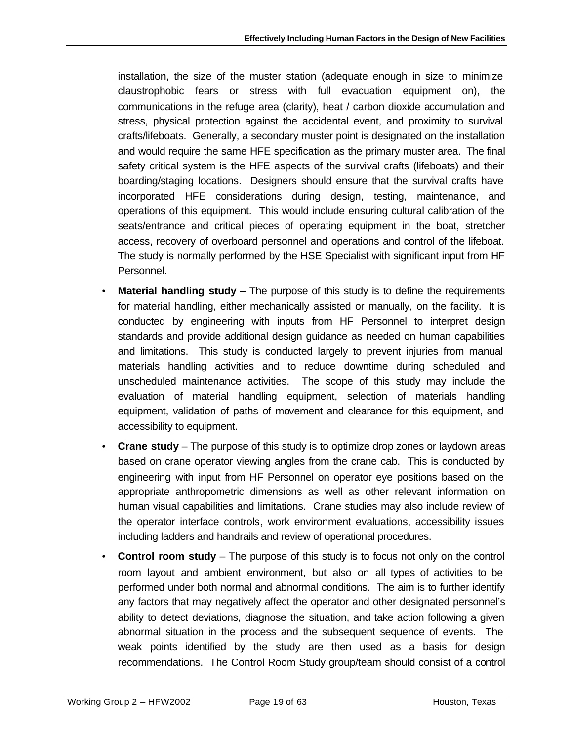installation, the size of the muster station (adequate enough in size to minimize claustrophobic fears or stress with full evacuation equipment on), the communications in the refuge area (clarity), heat / carbon dioxide accumulation and stress, physical protection against the accidental event, and proximity to survival crafts/lifeboats. Generally, a secondary muster point is designated on the installation and would require the same HFE specification as the primary muster area. The final safety critical system is the HFE aspects of the survival crafts (lifeboats) and their boarding/staging locations. Designers should ensure that the survival crafts have incorporated HFE considerations during design, testing, maintenance, and operations of this equipment. This would include ensuring cultural calibration of the seats/entrance and critical pieces of operating equipment in the boat, stretcher access, recovery of overboard personnel and operations and control of the lifeboat. The study is normally performed by the HSE Specialist with significant input from HF Personnel.

- **Material handling study** – The purpose of this study is to define the requirements for material handling, either mechanically assisted or manually, on the facility. It is conducted by engineering with inputs from HF Personnel to interpret design standards and provide additional design guidance as needed on human capabilities and limitations. This study is conducted largely to prevent injuries from manual materials handling activities and to reduce downtime during scheduled and unscheduled maintenance activities. The scope of this study may include the evaluation of material handling equipment, selection of materials handling equipment, validation of paths of movement and clearance for this equipment, and accessibility to equipment.
- **Crane study** – The purpose of this study is to optimize drop zones or laydown areas based on crane operator viewing angles from the crane cab. This is conducted by engineering with input from HF Personnel on operator eye positions based on the appropriate anthropometric dimensions as well as other relevant information on human visual capabilities and limitations. Crane studies may also include review of the operator interface controls, work environment evaluations, accessibility issues including ladders and handrails and review of operational procedures.
- **Control room study** – The purpose of this study is to focus not only on the control room layout and ambient environment, but also on all types of activities to be performed under both normal and abnormal conditions. The aim is to further identify any factors that may negatively affect the operator and other designated personnel's ability to detect deviations, diagnose the situation, and take action following a given abnormal situation in the process and the subsequent sequence of events. The weak points identified by the study are then used as a basis for design recommendations. The Control Room Study group/team should consist of a control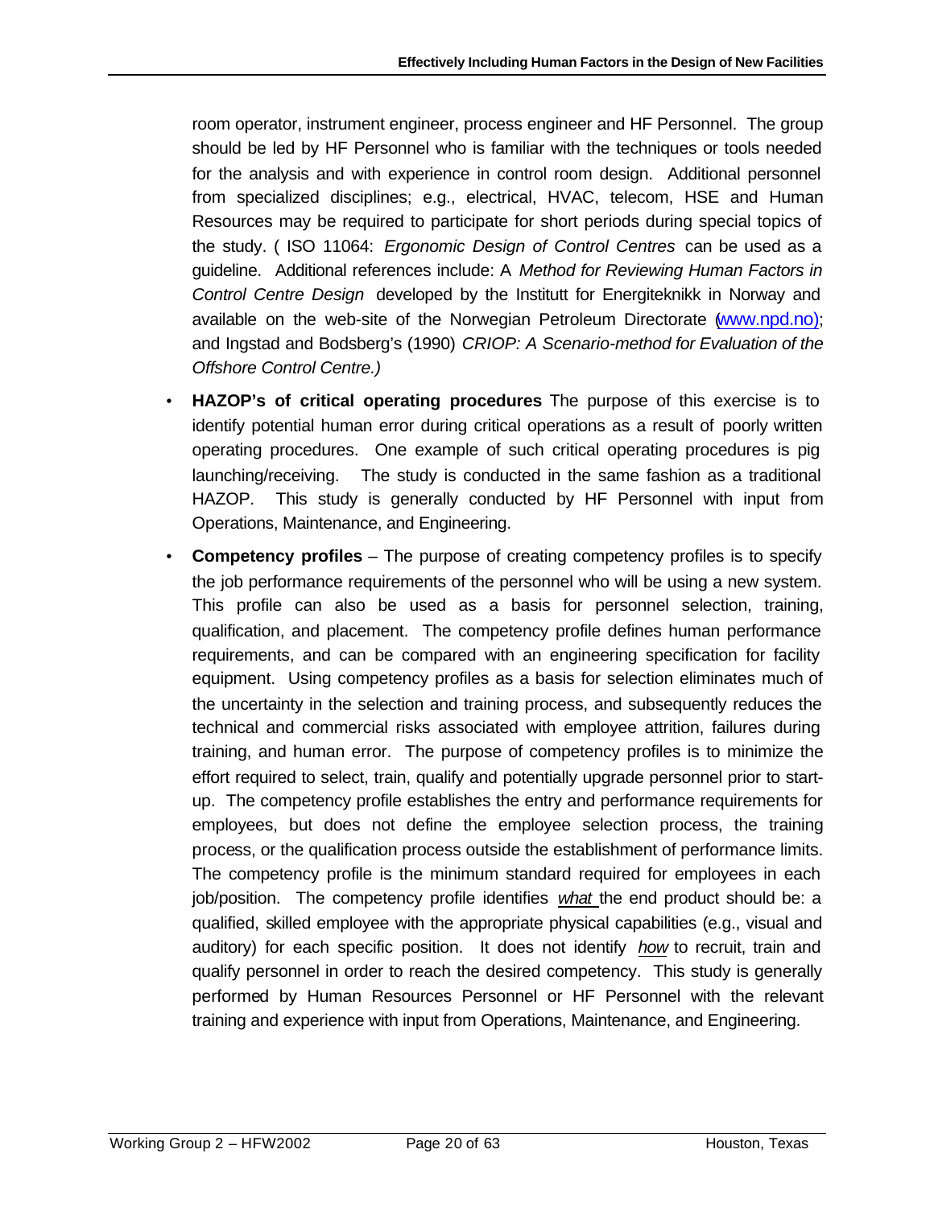room operator, instrument engineer, process engineer and HF Personnel. The group should be led by HF Personnel who is familiar with the techniques or tools needed for the analysis and with experience in control room design. Additional personnel from specialized disciplines; e.g., electrical, HVAC, telecom, HSE and Human Resources may be required to participate for short periods during special topics of the study. ( ISO 11064: *Ergonomic Design of Control Centres* can be used as a guideline. Additional references include: A *Method for Reviewing Human Factors in Control Centre Design* developed by the Institutt for Energiteknikk in Norway and available on the web-site of the Norwegian Petroleum Directorate (www.npd.no); and Ingstad and Bodsberg's (1990) *CRIOP: A Scenario-method for Evaluation of the Offshore Control Centre.)*

- **HAZOP's of critical operating procedures** The purpose of this exercise is to identify potential human error during critical operations as a result of poorly written operating procedures. One example of such critical operating procedures is pig launching/receiving. The study is conducted in the same fashion as a traditional HAZOP. This study is generally conducted by HF Personnel with input from Operations, Maintenance, and Engineering.
- **Competency profiles** – The purpose of creating competency profiles is to specify the job performance requirements of the personnel who will be using a new system. This profile can also be used as a basis for personnel selection, training, qualification, and placement. The competency profile defines human performance requirements, and can be compared with an engineering specification for facility equipment. Using competency profiles as a basis for selection eliminates much of the uncertainty in the selection and training process, and subsequently reduces the technical and commercial risks associated with employee attrition, failures during training, and human error. The purpose of competency profiles is to minimize the effort required to select, train, qualify and potentially upgrade personnel prior to start-up. The competency profile establishes the entry and performance requirements for employees, but does not define the employee selection process, the training process, or the qualification process outside the establishment of performance limits. The competency profile is the minimum standard required for employees in each job/position. The competency profile identifies *what* the end product should be: a qualified, skilled employee with the appropriate physical capabilities (e.g., visual and auditory) for each specific position. It does not identify *how* to recruit, train and qualify personnel in order to reach the desired competency. This study is generally performed by Human Resources Personnel or HF Personnel with the relevant training and experience with input from Operations, Maintenance, and Engineering.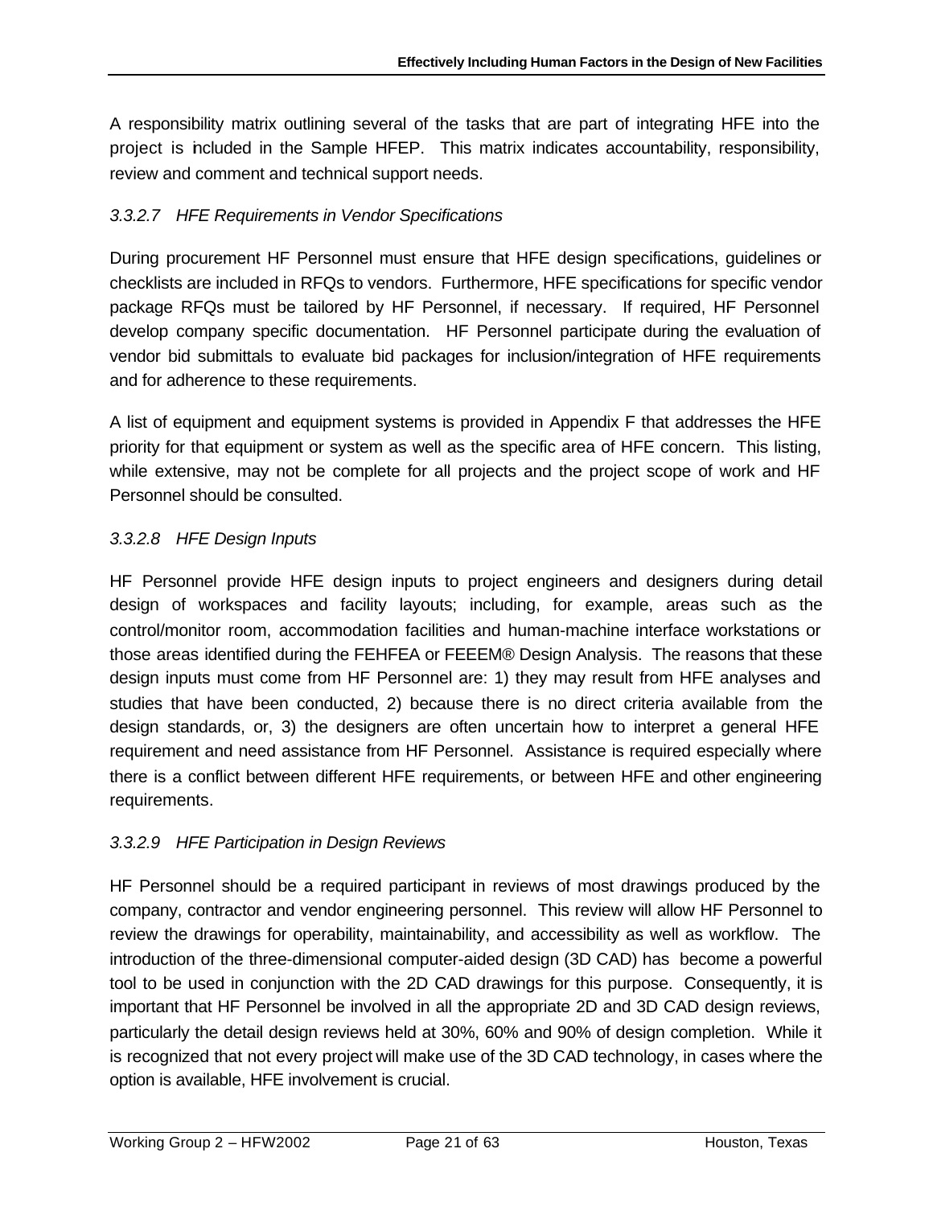A responsibility matrix outlining several of the tasks that are part of integrating HFE into the project is included in the Sample HFEP. This matrix indicates accountability, responsibility, review and comment and technical support needs.

#### *3.3.2.7 HFE Requirements in Vendor Specifications*

During procurement HF Personnel must ensure that HFE design specifications, guidelines or checklists are included in RFQs to vendors. Furthermore, HFE specifications for specific vendor package RFQs must be tailored by HF Personnel, if necessary. If required, HF Personnel develop company specific documentation. HF Personnel participate during the evaluation of vendor bid submittals to evaluate bid packages for inclusion/integration of HFE requirements and for adherence to these requirements.

A list of equipment and equipment systems is provided in Appendix F that addresses the HFE priority for that equipment or system as well as the specific area of HFE concern. This listing, while extensive, may not be complete for all projects and the project scope of work and HF Personnel should be consulted.

#### *3.3.2.8 HFE Design Inputs*

HF Personnel provide HFE design inputs to project engineers and designers during detail design of workspaces and facility layouts; including, for example, areas such as the control/monitor room, accommodation facilities and human-machine interface workstations or those areas identified during the FEHFEA or FEEEM® Design Analysis. The reasons that these design inputs must come from HF Personnel are: 1) they may result from HFE analyses and studies that have been conducted, 2) because there is no direct criteria available from the design standards, or, 3) the designers are often uncertain how to interpret a general HFE requirement and need assistance from HF Personnel. Assistance is required especially where there is a conflict between different HFE requirements, or between HFE and other engineering requirements.

#### *3.3.2.9 HFE Participation in Design Reviews*

HF Personnel should be a required participant in reviews of most drawings produced by the company, contractor and vendor engineering personnel. This review will allow HF Personnel to review the drawings for operability, maintainability, and accessibility as well as workflow. The introduction of the three-dimensional computer-aided design (3D CAD) has become a powerful tool to be used in conjunction with the 2D CAD drawings for this purpose. Consequently, it is important that HF Personnel be involved in all the appropriate 2D and 3D CAD design reviews, particularly the detail design reviews held at 30%, 60% and 90% of design completion. While it is recognized that not every project will make use of the 3D CAD technology, in cases where the option is available, HFE involvement is crucial.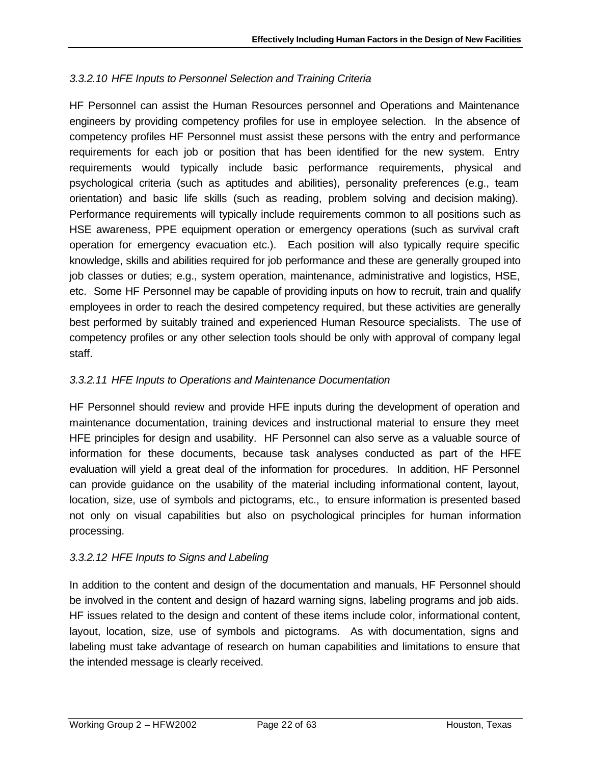#### *3.3.2.10 HFE Inputs to Personnel Selection and Training Criteria*

HF Personnel can assist the Human Resources personnel and Operations and Maintenance engineers by providing competency profiles for use in employee selection. In the absence of competency profiles HF Personnel must assist these persons with the entry and performance requirements for each job or position that has been identified for the new system. Entry requirements would typically include basic performance requirements, physical and psychological criteria (such as aptitudes and abilities), personality preferences (e.g., team orientation) and basic life skills (such as reading, problem solving and decision making). Performance requirements will typically include requirements common to all positions such as HSE awareness, PPE equipment operation or emergency operations (such as survival craft operation for emergency evacuation etc.). Each position will also typically require specific knowledge, skills and abilities required for job performance and these are generally grouped into job classes or duties; e.g., system operation, maintenance, administrative and logistics, HSE, etc. Some HF Personnel may be capable of providing inputs on how to recruit, train and qualify employees in order to reach the desired competency required, but these activities are generally best performed by suitably trained and experienced Human Resource specialists. The use of competency profiles or any other selection tools should be only with approval of company legal staff.

#### *3.3.2.11 HFE Inputs to Operations and Maintenance Documentation*

HF Personnel should review and provide HFE inputs during the development of operation and maintenance documentation, training devices and instructional material to ensure they meet HFE principles for design and usability. HF Personnel can also serve as a valuable source of information for these documents, because task analyses conducted as part of the HFE evaluation will yield a great deal of the information for procedures. In addition, HF Personnel can provide guidance on the usability of the material including informational content, layout, location, size, use of symbols and pictograms, etc., to ensure information is presented based not only on visual capabilities but also on psychological principles for human information processing.

#### *3.3.2.12 HFE Inputs to Signs and Labeling*

In addition to the content and design of the documentation and manuals, HF Personnel should be involved in the content and design of hazard warning signs, labeling programs and job aids. HF issues related to the design and content of these items include color, informational content, layout, location, size, use of symbols and pictograms. As with documentation, signs and labeling must take advantage of research on human capabilities and limitations to ensure that the intended message is clearly received.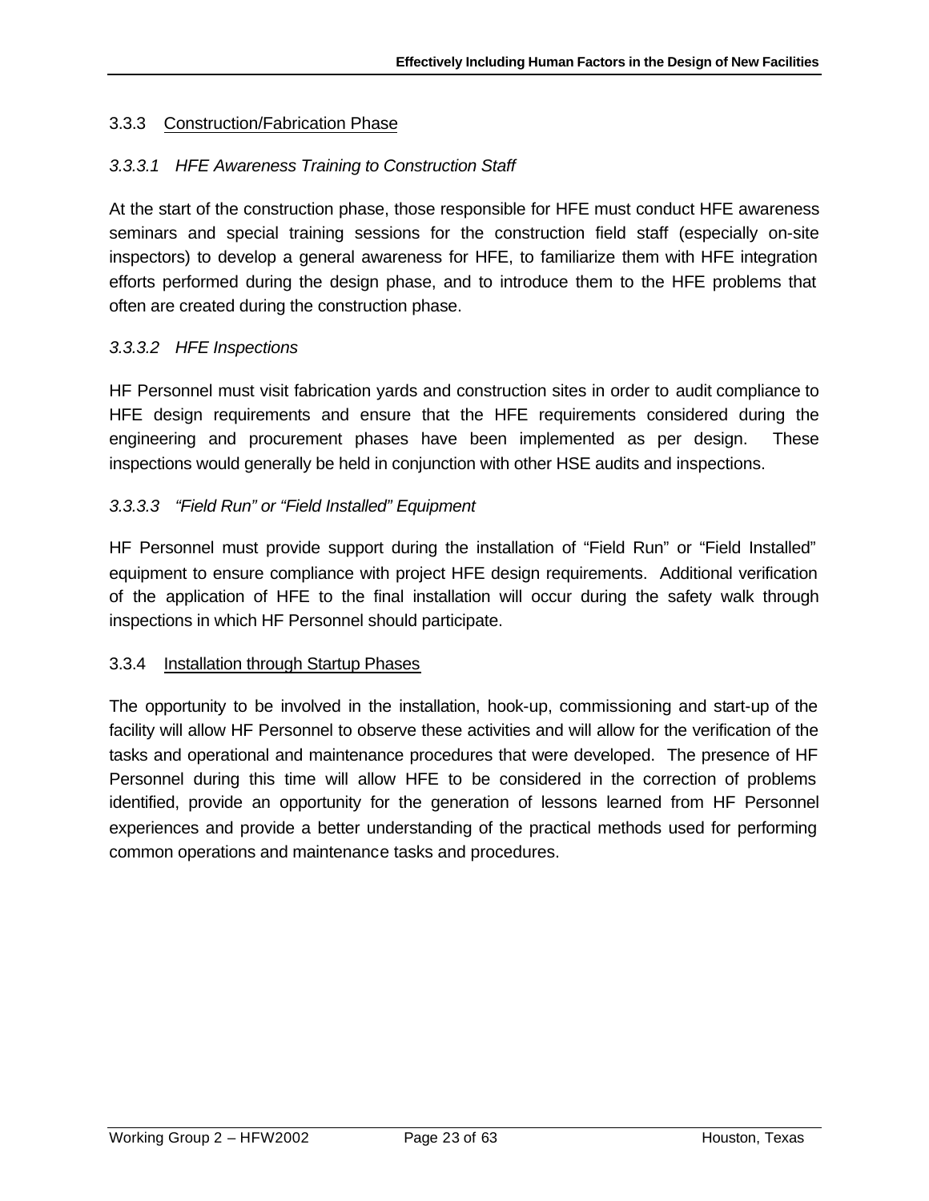### 3.3.3 Construction/Fabrication Phase

#### *3.3.3.1 HFE Awareness Training to Construction Staff*

At the start of the construction phase, those responsible for HFE must conduct HFE awareness seminars and special training sessions for the construction field staff (especially on-site inspectors) to develop a general awareness for HFE, to familiarize them with HFE integration efforts performed during the design phase, and to introduce them to the HFE problems that often are created during the construction phase.

#### *3.3.3.2 HFE Inspections*

HF Personnel must visit fabrication yards and construction sites in order to audit compliance to HFE design requirements and ensure that the HFE requirements considered during the engineering and procurement phases have been implemented as per design. These inspections would generally be held in conjunction with other HSE audits and inspections.

#### *3.3.3.3 "Field Run" or "Field Installed" Equipment*

HF Personnel must provide support during the installation of "Field Run" or "Field Installed" equipment to ensure compliance with project HFE design requirements. Additional verification of the application of HFE to the final installation will occur during the safety walk through inspections in which HF Personnel should participate.

### 3.3.4 Installation through Startup Phases

The opportunity to be involved in the installation, hook-up, commissioning and start-up of the facility will allow HF Personnel to observe these activities and will allow for the verification of the tasks and operational and maintenance procedures that were developed. The presence of HF Personnel during this time will allow HFE to be considered in the correction of problems identified, provide an opportunity for the generation of lessons learned from HF Personnel experiences and provide a better understanding of the practical methods used for performing common operations and maintenance tasks and procedures.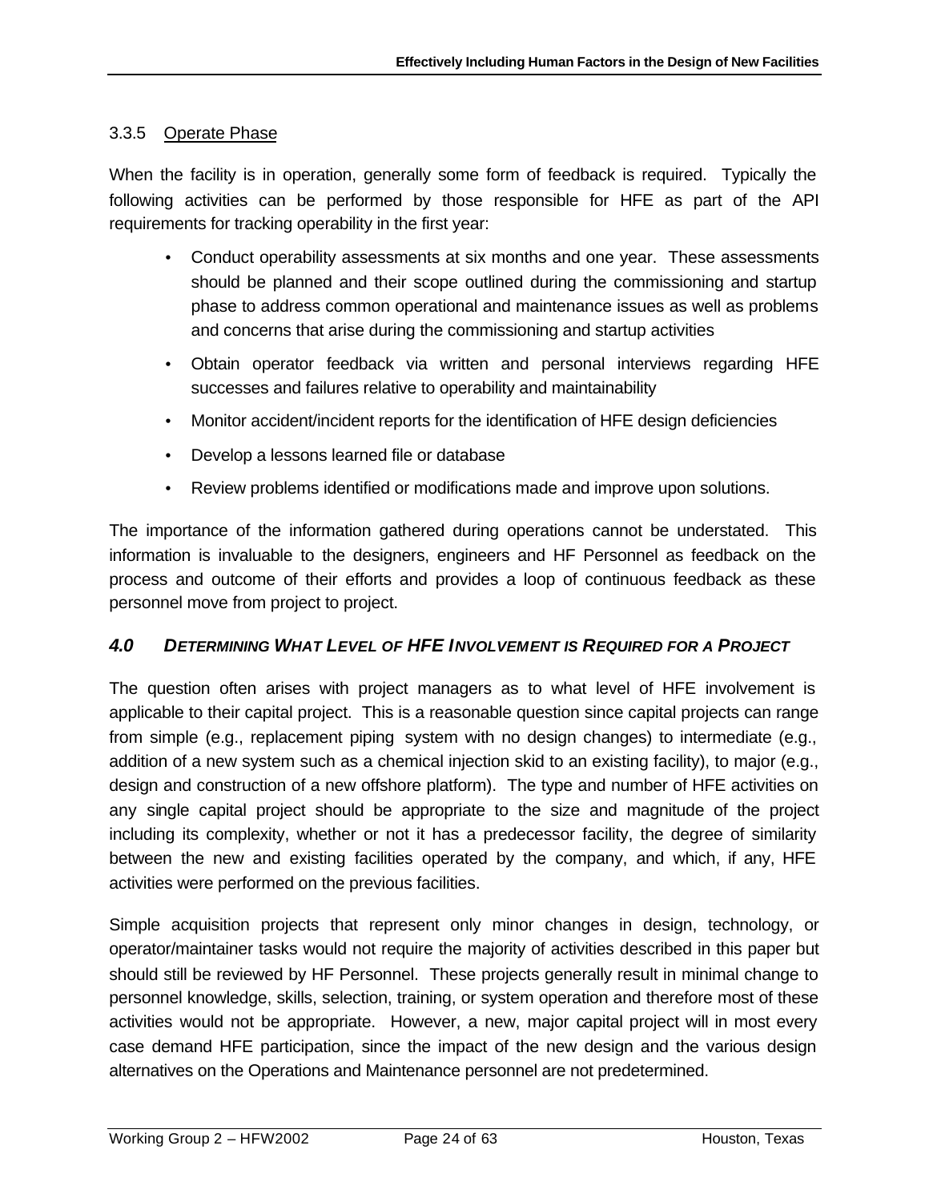### 3.3.5 Operate Phase

When the facility is in operation, generally some form of feedback is required. Typically the following activities can be performed by those responsible for HFE as part of the API requirements for tracking operability in the first year:

- Conduct operability assessments at six months and one year. These assessments should be planned and their scope outlined during the commissioning and startup phase to address common operational and maintenance issues as well as problems and concerns that arise during the commissioning and startup activities
- Obtain operator feedback via written and personal interviews regarding HFE successes and failures relative to operability and maintainability
- Monitor accident/incident reports for the identification of HFE design deficiencies
- Develop a lessons learned file or database
- Review problems identified or modifications made and improve upon solutions.

The importance of the information gathered during operations cannot be understated. This information is invaluable to the designers, engineers and HF Personnel as feedback on the process and outcome of their efforts and provides a loop of continuous feedback as these personnel move from project to project.

## *4.0 DETERMINING WHAT LEVEL OF HFE INVOLVEMENT IS REQUIRED FOR A PROJECT*

The question often arises with project managers as to what level of HFE involvement is applicable to their capital project. This is a reasonable question since capital projects can range from simple (e.g., replacement piping system with no design changes) to intermediate (e.g., addition of a new system such as a chemical injection skid to an existing facility), to major (e.g., design and construction of a new offshore platform). The type and number of HFE activities on any single capital project should be appropriate to the size and magnitude of the project including its complexity, whether or not it has a predecessor facility, the degree of similarity between the new and existing facilities operated by the company, and which, if any, HFE activities were performed on the previous facilities.

Simple acquisition projects that represent only minor changes in design, technology, or operator/maintainer tasks would not require the majority of activities described in this paper but should still be reviewed by HF Personnel. These projects generally result in minimal change to personnel knowledge, skills, selection, training, or system operation and therefore most of these activities would not be appropriate. However, a new, major capital project will in most every case demand HFE participation, since the impact of the new design and the various design alternatives on the Operations and Maintenance personnel are not predetermined.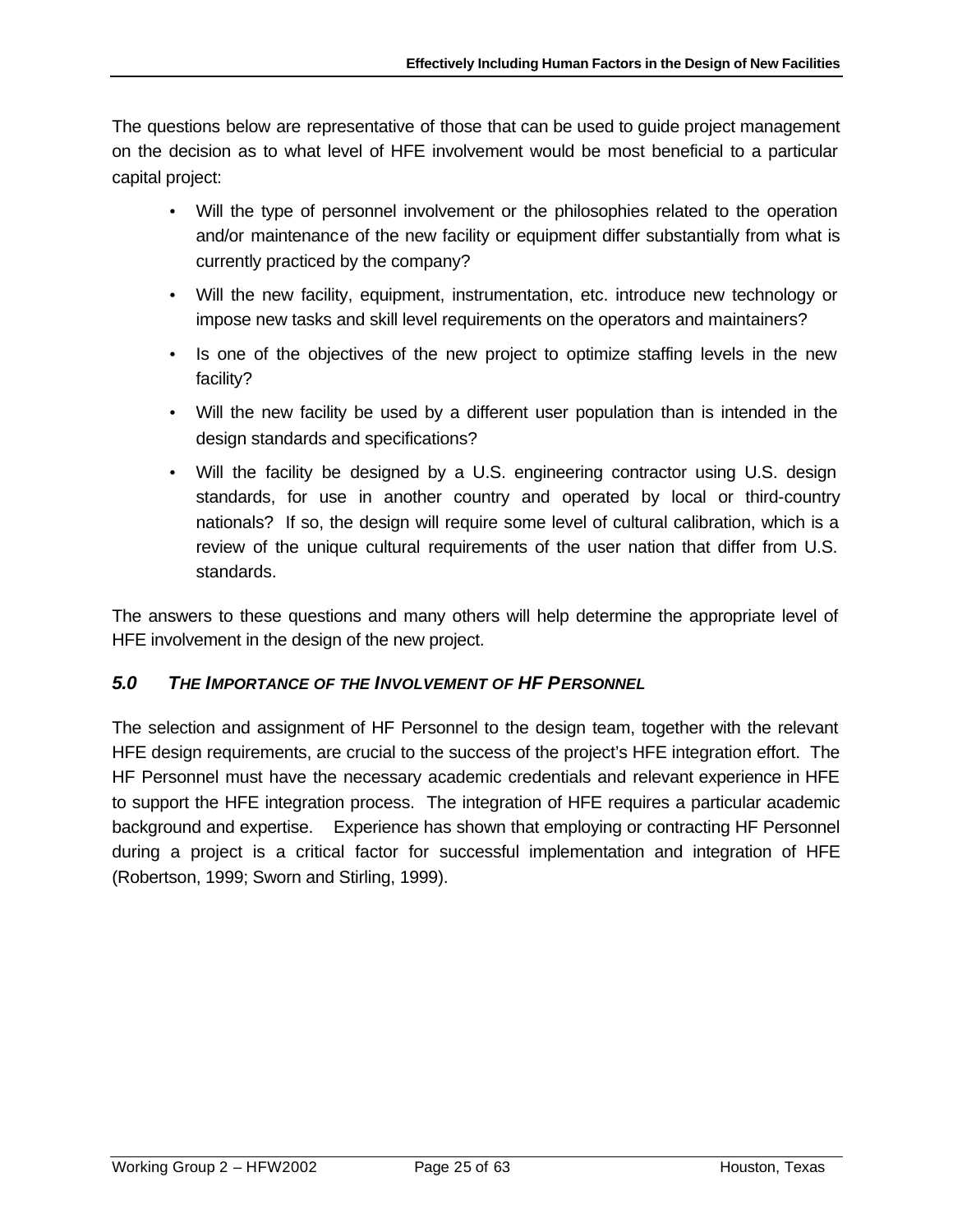The questions below are representative of those that can be used to guide project management on the decision as to what level of HFE involvement would be most beneficial to a particular capital project:

- Will the type of personnel involvement or the philosophies related to the operation and/or maintenance of the new facility or equipment differ substantially from what is currently practiced by the company?
- Will the new facility, equipment, instrumentation, etc. introduce new technology or impose new tasks and skill level requirements on the operators and maintainers?
- Is one of the objectives of the new project to optimize staffing levels in the new facility?
- Will the new facility be used by a different user population than is intended in the design standards and specifications?
- Will the facility be designed by a U.S. engineering contractor using U.S. design standards, for use in another country and operated by local or third-country nationals? If so, the design will require some level of cultural calibration, which is a review of the unique cultural requirements of the user nation that differ from U.S. standards.

The answers to these questions and many others will help determine the appropriate level of HFE involvement in the design of the new project.

## *5.0 THE IMPORTANCE OF THE INVOLVEMENT OF HF PERSONNEL*

The selection and assignment of HF Personnel to the design team, together with the relevant HFE design requirements, are crucial to the success of the project's HFE integration effort. The HF Personnel must have the necessary academic credentials and relevant experience in HFE to support the HFE integration process. The integration of HFE requires a particular academic background and expertise. Experience has shown that employing or contracting HF Personnel during a project is a critical factor for successful implementation and integration of HFE (Robertson, 1999; Sworn and Stirling, 1999).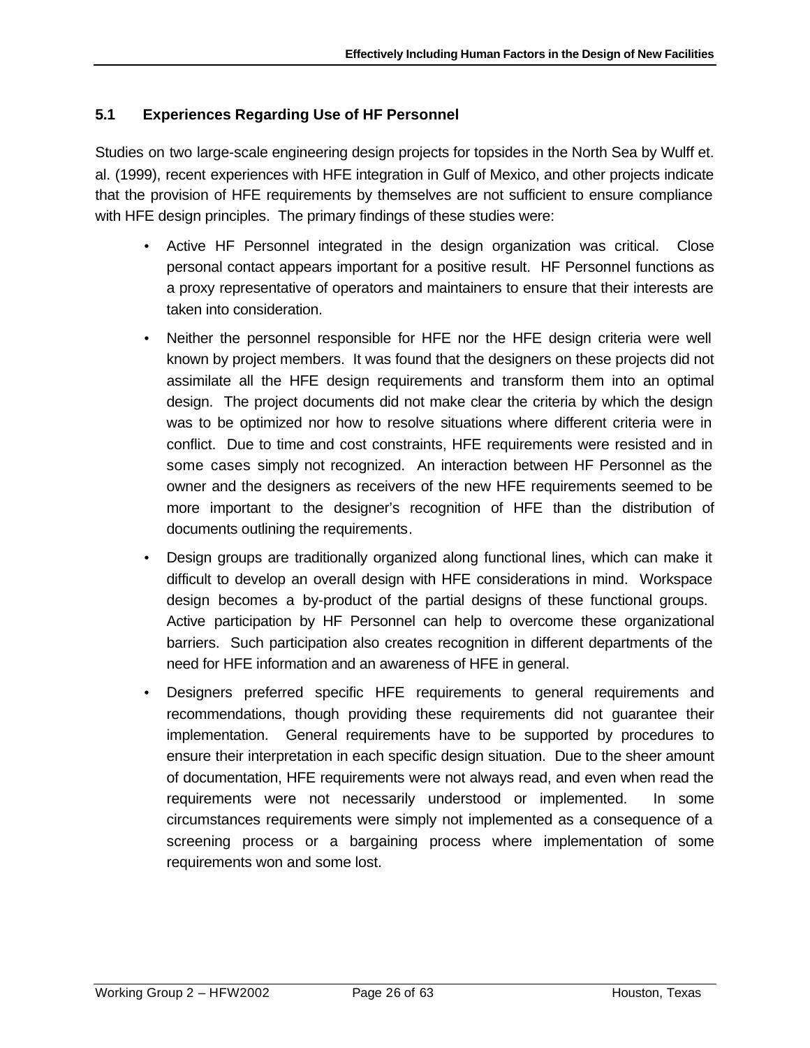## 5.1 Experiences Regarding Use of HF Personnel

Studies on two large-scale engineering design projects for topsides in the North Sea by Wulff et. al. (1999), recent experiences with HFE integration in Gulf of Mexico, and other projects indicate that the provision of HFE requirements by themselves are not sufficient to ensure compliance with HFE design principles. The primary findings of these studies were:

- Active HF Personnel integrated in the design organization was critical. Close personal contact appears important for a positive result. HF Personnel functions as a proxy representative of operators and maintainers to ensure that their interests are taken into consideration.
- Neither the personnel responsible for HFE nor the HFE design criteria were well known by project members. It was found that the designers on these projects did not assimilate all the HFE design requirements and transform them into an optimal design. The project documents did not make clear the criteria by which the design was to be optimized nor how to resolve situations where different criteria were in conflict. Due to time and cost constraints, HFE requirements were resisted and in some cases simply not recognized. An interaction between HF Personnel as the owner and the designers as receivers of the new HFE requirements seemed to be more important to the designer's recognition of HFE than the distribution of documents outlining the requirements.
- Design groups are traditionally organized along functional lines, which can make it difficult to develop an overall design with HFE considerations in mind. Workspace design becomes a by-product of the partial designs of these functional groups. Active participation by HF Personnel can help to overcome these organizational barriers. Such participation also creates recognition in different departments of the need for HFE information and an awareness of HFE in general.
- Designers preferred specific HFE requirements to general requirements and recommendations, though providing these requirements did not guarantee their implementation. General requirements have to be supported by procedures to ensure their interpretation in each specific design situation. Due to the sheer amount of documentation, HFE requirements were not always read, and even when read the requirements were not necessarily understood or implemented. In some circumstances requirements were simply not implemented as a consequence of a screening process or a bargaining process where implementation of some requirements won and some lost.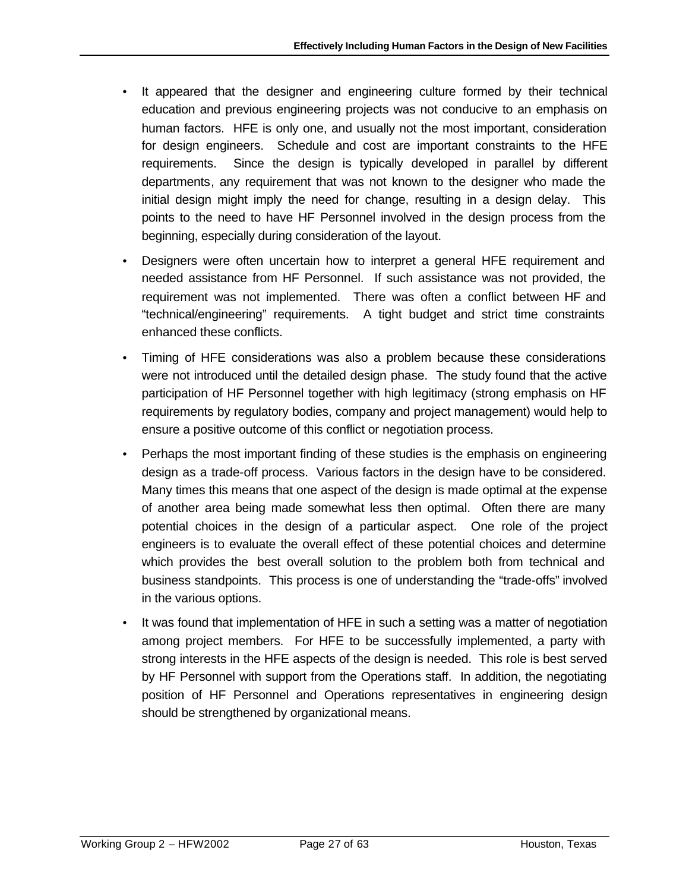- It appeared that the designer and engineering culture formed by their technical education and previous engineering projects was not conducive to an emphasis on human factors. HFE is only one, and usually not the most important, consideration for design engineers. Schedule and cost are important constraints to the HFE requirements. Since the design is typically developed in parallel by different departments, any requirement that was not known to the designer who made the initial design might imply the need for change, resulting in a design delay. This points to the need to have HF Personnel involved in the design process from the beginning, especially during consideration of the layout.
- Designers were often uncertain how to interpret a general HFE requirement and needed assistance from HF Personnel. If such assistance was not provided, the requirement was not implemented. There was often a conflict between HF and "technical/engineering" requirements. A tight budget and strict time constraints enhanced these conflicts.
- Timing of HFE considerations was also a problem because these considerations were not introduced until the detailed design phase. The study found that the active participation of HF Personnel together with high legitimacy (strong emphasis on HF requirements by regulatory bodies, company and project management) would help to ensure a positive outcome of this conflict or negotiation process.
- Perhaps the most important finding of these studies is the emphasis on engineering design as a trade-off process. Various factors in the design have to be considered. Many times this means that one aspect of the design is made optimal at the expense of another area being made somewhat less then optimal. Often there are many potential choices in the design of a particular aspect. One role of the project engineers is to evaluate the overall effect of these potential choices and determine which provides the best overall solution to the problem both from technical and business standpoints. This process is one of understanding the "trade-offs" involved in the various options.
- It was found that implementation of HFE in such a setting was a matter of negotiation among project members. For HFE to be successfully implemented, a party with strong interests in the HFE aspects of the design is needed. This role is best served by HF Personnel with support from the Operations staff. In addition, the negotiating position of HF Personnel and Operations representatives in engineering design should be strengthened by organizational means.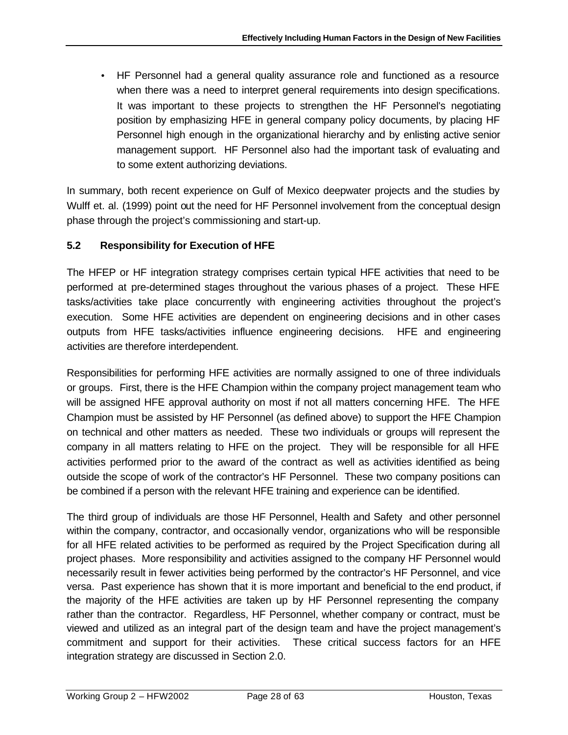- HF Personnel had a general quality assurance role and functioned as a resource when there was a need to interpret general requirements into design specifications. It was important to these projects to strengthen the HF Personnel's negotiating position by emphasizing HFE in general company policy documents, by placing HF Personnel high enough in the organizational hierarchy and by enlisting active senior management support. HF Personnel also had the important task of evaluating and to some extent authorizing deviations.

In summary, both recent experience on Gulf of Mexico deepwater projects and the studies by Wulff et. al. (1999) point out the need for HF Personnel involvement from the conceptual design phase through the project's commissioning and start-up.

## 5.2 Responsibility for Execution of HFE

The HFEP or HF integration strategy comprises certain typical HFE activities that need to be performed at pre-determined stages throughout the various phases of a project. These HFE tasks/activities take place concurrently with engineering activities throughout the project's execution. Some HFE activities are dependent on engineering decisions and in other cases outputs from HFE tasks/activities influence engineering decisions. HFE and engineering activities are therefore interdependent.

Responsibilities for performing HFE activities are normally assigned to one of three individuals or groups. First, there is the HFE Champion within the company project management team who will be assigned HFE approval authority on most if not all matters concerning HFE. The HFE Champion must be assisted by HF Personnel (as defined above) to support the HFE Champion on technical and other matters as needed. These two individuals or groups will represent the company in all matters relating to HFE on the project. They will be responsible for all HFE activities performed prior to the award of the contract as well as activities identified as being outside the scope of work of the contractor's HF Personnel. These two company positions can be combined if a person with the relevant HFE training and experience can be identified.

The third group of individuals are those HF Personnel, Health and Safety and other personnel within the company, contractor, and occasionally vendor, organizations who will be responsible for all HFE related activities to be performed as required by the Project Specification during all project phases. More responsibility and activities assigned to the company HF Personnel would necessarily result in fewer activities being performed by the contractor's HF Personnel, and vice versa. Past experience has shown that it is more important and beneficial to the end product, if the majority of the HFE activities are taken up by HF Personnel representing the company rather than the contractor. Regardless, HF Personnel, whether company or contract, must be viewed and utilized as an integral part of the design team and have the project management's commitment and support for their activities. These critical success factors for an HFE integration strategy are discussed in Section 2.0.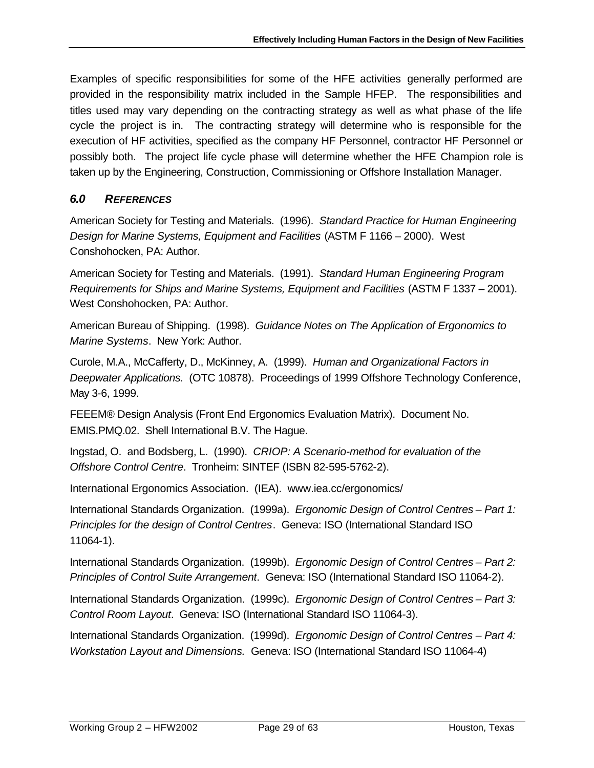Examples of specific responsibilities for some of the HFE activities generally performed are provided in the responsibility matrix included in the Sample HFEP. The responsibilities and titles used may vary depending on the contracting strategy as well as what phase of the life cycle the project is in. The contracting strategy will determine who is responsible for the execution of HF activities, specified as the company HF Personnel, contractor HF Personnel or possibly both. The project life cycle phase will determine whether the HFE Champion role is taken up by the Engineering, Construction, Commissioning or Offshore Installation Manager.

## *6.0 REFERENCES*

American Society for Testing and Materials. (1996). *Standard Practice for Human Engineering Design for Marine Systems, Equipment and Facilities* (ASTM F 1166 – 2000). West Conshohocken, PA: Author.

American Society for Testing and Materials. (1991). *Standard Human Engineering Program Requirements for Ships and Marine Systems, Equipment and Facilities* (ASTM F 1337 – 2001). West Conshohocken, PA: Author.

American Bureau of Shipping. (1998). *Guidance Notes on The Application of Ergonomics to Marine Systems*. New York: Author.

Curole, M.A., McCafferty, D., McKinney, A. (1999). *Human and Organizational Factors in Deepwater Applications.* (OTC 10878). Proceedings of 1999 Offshore Technology Conference, May 3-6, 1999.

FEEEM® Design Analysis (Front End Ergonomics Evaluation Matrix). Document No. EMIS.PMQ.02. Shell International B.V. The Hague.

Ingstad, O. and Bodsberg, L. (1990). *CRIOP: A Scenario-method for evaluation of the Offshore Control Centre*. Tronheim: SINTEF (ISBN 82-595-5762-2).

International Ergonomics Association. (IEA). www.iea.cc/ergonomics/

International Standards Organization. (1999a). *Ergonomic Design of Control Centres – Part 1: Principles for the design of Control Centres*. Geneva: ISO (International Standard ISO 11064-1).

International Standards Organization. (1999b). *Ergonomic Design of Control Centres – Part 2: Principles of Control Suite Arrangement*. Geneva: ISO (International Standard ISO 11064-2).

International Standards Organization. (1999c). *Ergonomic Design of Control Centres – Part 3: Control Room Layout*. Geneva: ISO (International Standard ISO 11064-3).

International Standards Organization. (1999d). *Ergonomic Design of Control Centres – Part 4: Workstation Layout and Dimensions.* Geneva: ISO (International Standard ISO 11064-4)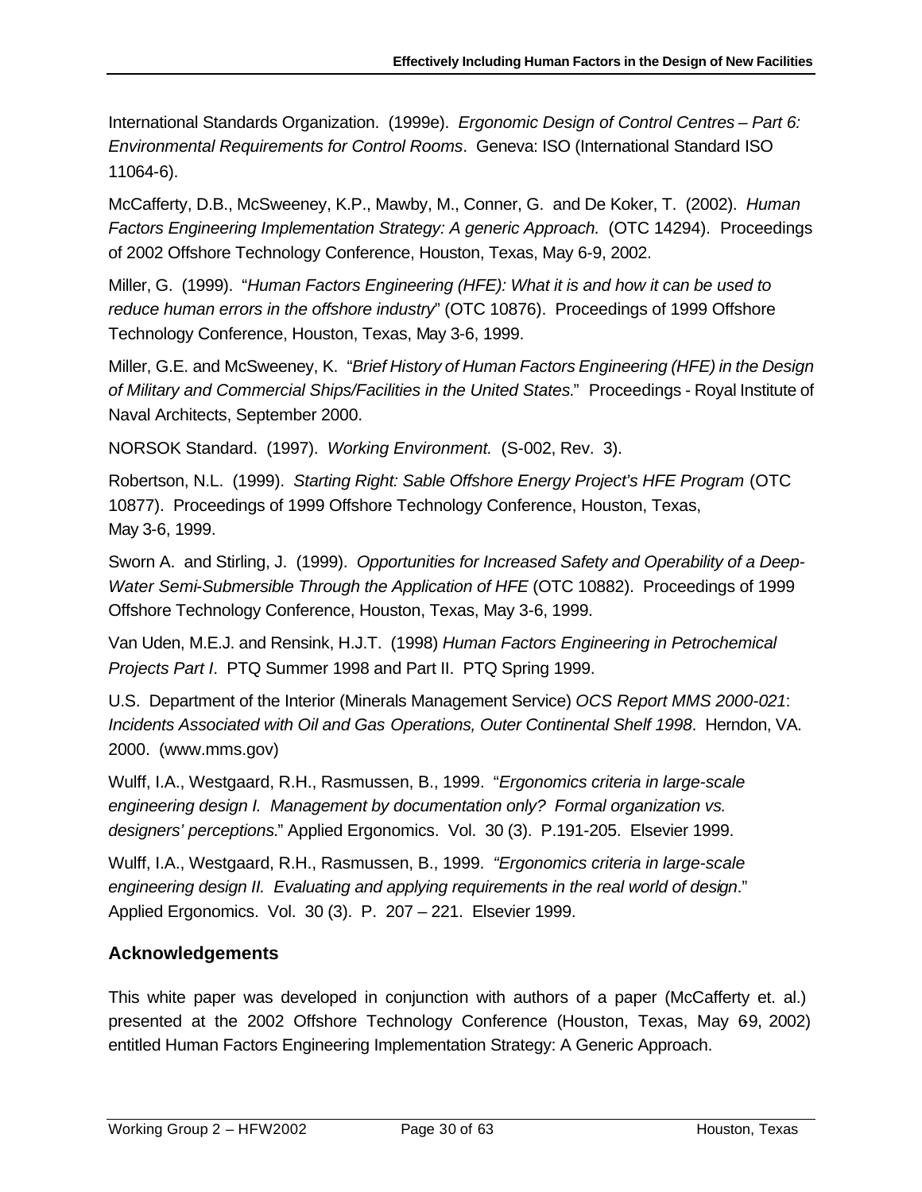International Standards Organization. (1999e). *Ergonomic Design of Control Centres – Part 6: Environmental Requirements for Control Rooms*. Geneva: ISO (International Standard ISO 11064-6).

McCafferty, D.B., McSweeney, K.P., Mawby, M., Conner, G. and De Koker, T. (2002). *Human Factors Engineering Implementation Strategy: A generic Approach.* (OTC 14294). Proceedings of 2002 Offshore Technology Conference, Houston, Texas, May 6-9, 2002.

Miller, G. (1999). "*Human Factors Engineering (HFE): What it is and how it can be used to reduce human errors in the offshore industry*" (OTC 10876). Proceedings of 1999 Offshore Technology Conference, Houston, Texas, May 3-6, 1999.

Miller, G.E. and McSweeney, K. "*Brief History of Human Factors Engineering (HFE) in the Design of Military and Commercial Ships/Facilities in the United States.*" Proceedings - Royal Institute of Naval Architects, September 2000.

NORSOK Standard. (1997). *Working Environment.* (S-002, Rev. 3).

Robertson, N.L. (1999). *Starting Right: Sable Offshore Energy Project's HFE Program* (OTC 10877). Proceedings of 1999 Offshore Technology Conference, Houston, Texas, May 3-6, 1999.

Sworn A. and Stirling, J. (1999). *Opportunities for Increased Safety and Operability of a Deep-Water Semi-Submersible Through the Application of HFE* (OTC 10882). Proceedings of 1999 Offshore Technology Conference, Houston, Texas, May 3-6, 1999.

Van Uden, M.E.J. and Rensink, H.J.T. (1998) *Human Factors Engineering in Petrochemical Projects Part I*. PTQ Summer 1998 and Part II. PTQ Spring 1999.

U.S. Department of the Interior (Minerals Management Service) *OCS Report MMS 2000-021*: *Incidents Associated with Oil and Gas Operations, Outer Continental Shelf 1998*. Herndon, VA. 2000. (www.mms.gov)

Wulff, I.A., Westgaard, R.H., Rasmussen, B., 1999. "*Ergonomics criteria in large-scale engineering design I. Management by documentation only? Formal organization vs. designers' perceptions.*" Applied Ergonomics. Vol. 30 (3). P.191-205. Elsevier 1999.

Wulff, I.A., Westgaard, R.H., Rasmussen, B., 1999. *"Ergonomics criteria in large-scale engineering design II. Evaluating and applying requirements in the real world of design*." Applied Ergonomics. Vol. 30 (3). P. 207 – 221. Elsevier 1999.

## Acknowledgements

This white paper was developed in conjunction with authors of a paper (McCafferty et. al.) presented at the 2002 Offshore Technology Conference (Houston, Texas, May 6-9, 2002) entitled Human Factors Engineering Implementation Strategy: A Generic Approach.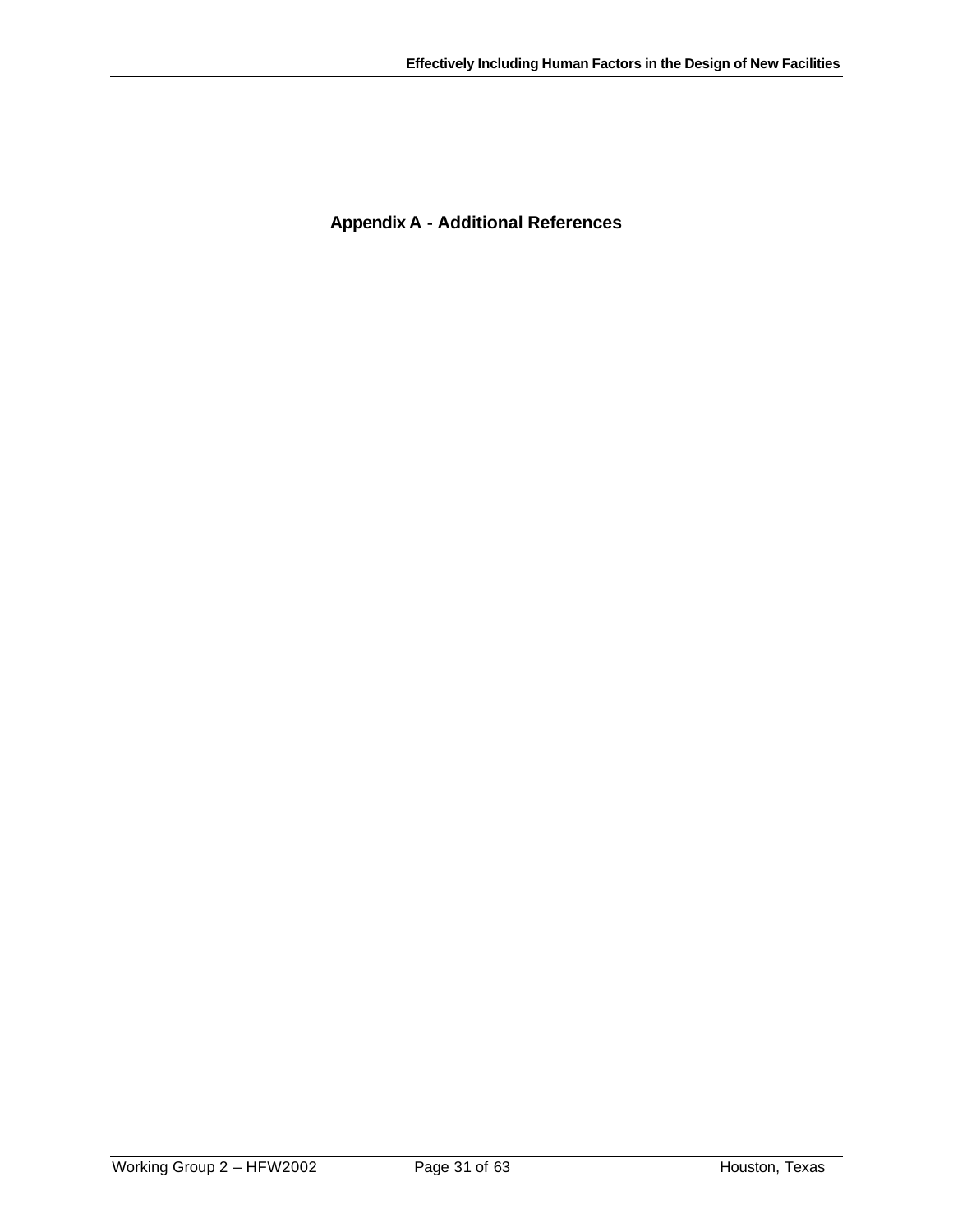# Appendix A - Additional References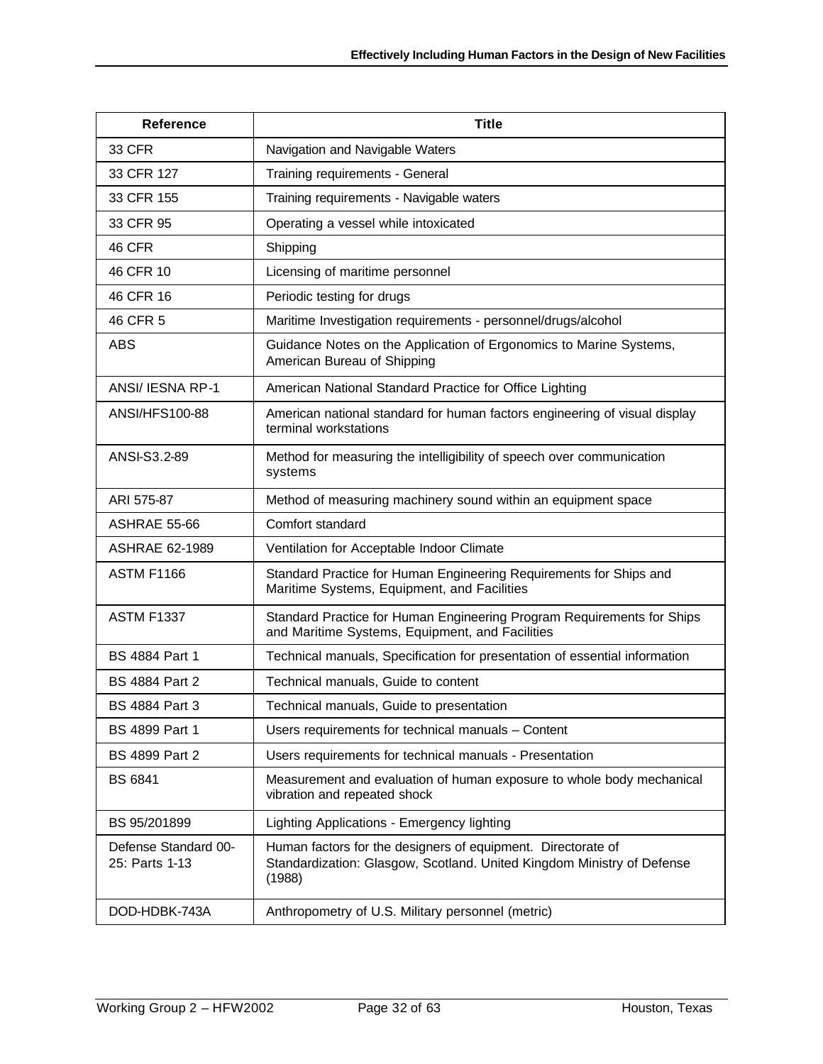| Reference | Title |
|---|---|
| 33 CFR | Navigation and Navigable Waters |
| 33 CFR 127 | Training requirements - General |
| 33 CFR 155 | Training requirements - Navigable waters |
| 33 CFR 95 | Operating a vessel while intoxicated |
| 46 CFR | Shipping |
| 46 CFR 10 | Licensing of maritime personnel |
| 46 CFR 16 | Periodic testing for drugs |
| 46 CFR 5 | Maritime Investigation requirements - personnel/drugs/alcohol |
| ABS | Guidance Notes on the Application of Ergonomics to Marine Systems, American Bureau of Shipping |
| ANSI/ IESNA RP-1 | American National Standard Practice for Office Lighting |
| ANSI/HFS100-88 | American national standard for human factors engineering of visual display terminal workstations |
| ANSI-S3.2-89 | Method for measuring the intelligibility of speech over communication systems |
| ARI 575-87 | Method of measuring machinery sound within an equipment space |
| ASHRAE 55-66 | Comfort standard |
| ASHRAE 62-1989 | Ventilation for Acceptable Indoor Climate |
| ASTM F1166 | Standard Practice for Human Engineering Requirements for Ships and Maritime Systems, Equipment, and Facilities |
| ASTM F1337 | Standard Practice for Human Engineering Program Requirements for Ships and Maritime Systems, Equipment, and Facilities |
| BS 4884 Part 1 | Technical manuals, Specification for presentation of essential information |
| BS 4884 Part 2 | Technical manuals, Guide to content |
| BS 4884 Part 3 | Technical manuals, Guide to presentation |
| BS 4899 Part 1 | Users requirements for technical manuals – Content |
| BS 4899 Part 2 | Users requirements for technical manuals - Presentation |
| BS 6841 | Measurement and evaluation of human exposure to whole body mechanical vibration and repeated shock |
| BS 95/201899 | Lighting Applications - Emergency lighting |
| Defense Standard 00-25: Parts 1-13 | Human factors for the designers of equipment. Directorate of Standardization: Glasgow, Scotland. United Kingdom Ministry of Defense (1988) |
| DOD-HDBK-743A | Anthropometry of U.S. Military personnel (metric) |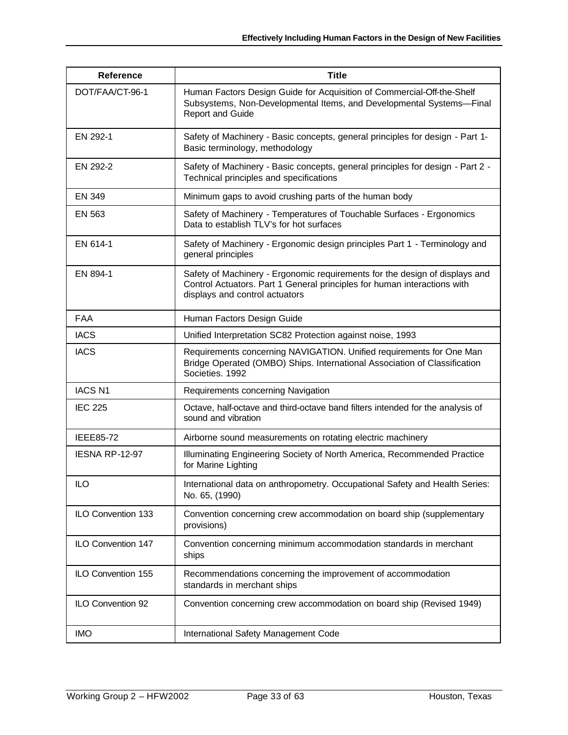| Reference | Title |
|---|---|
| DOT/FAA/CT-96-1 | Human Factors Design Guide for Acquisition of Commercial-Off-the-Shelf Subsystems, Non-Developmental Items, and Developmental Systems—Final Report and Guide |
| EN 292-1 | Safety of Machinery - Basic concepts, general principles for design - Part 1- Basic terminology, methodology |
| EN 292-2 | Safety of Machinery - Basic concepts, general principles for design - Part 2 - Technical principles and specifications |
| EN 349 | Minimum gaps to avoid crushing parts of the human body |
| EN 563 | Safety of Machinery - Temperatures of Touchable Surfaces - Ergonomics Data to establish TLV's for hot surfaces |
| EN 614-1 | Safety of Machinery - Ergonomic design principles Part 1 - Terminology and general principles |
| EN 894-1 | Safety of Machinery - Ergonomic requirements for the design of displays and Control Actuators. Part 1 General principles for human interactions with displays and control actuators |
| FAA | Human Factors Design Guide |
| IACS | Unified Interpretation SC82 Protection against noise, 1993 |
| IACS | Requirements concerning NAVIGATION. Unified requirements for One Man Bridge Operated (OMBO) Ships. International Association of Classification Societies. 1992 |
| IACS N1 | Requirements concerning Navigation |
| IEC 225 | Octave, half-octave and third-octave band filters intended for the analysis of sound and vibration |
| IEEE85-72 | Airborne sound measurements on rotating electric machinery |
| IESNA RP-12-97 | Illuminating Engineering Society of North America, Recommended Practice for Marine Lighting |
| ILO | International data on anthropometry. Occupational Safety and Health Series: No. 65, (1990) |
| ILO Convention 133 | Convention concerning crew accommodation on board ship (supplementary provisions) |
| ILO Convention 147 | Convention concerning minimum accommodation standards in merchant ships |
| ILO Convention 155 | Recommendations concerning the improvement of accommodation standards in merchant ships |
| ILO Convention 92 | Convention concerning crew accommodation on board ship (Revised 1949) |
| IMO | International Safety Management Code |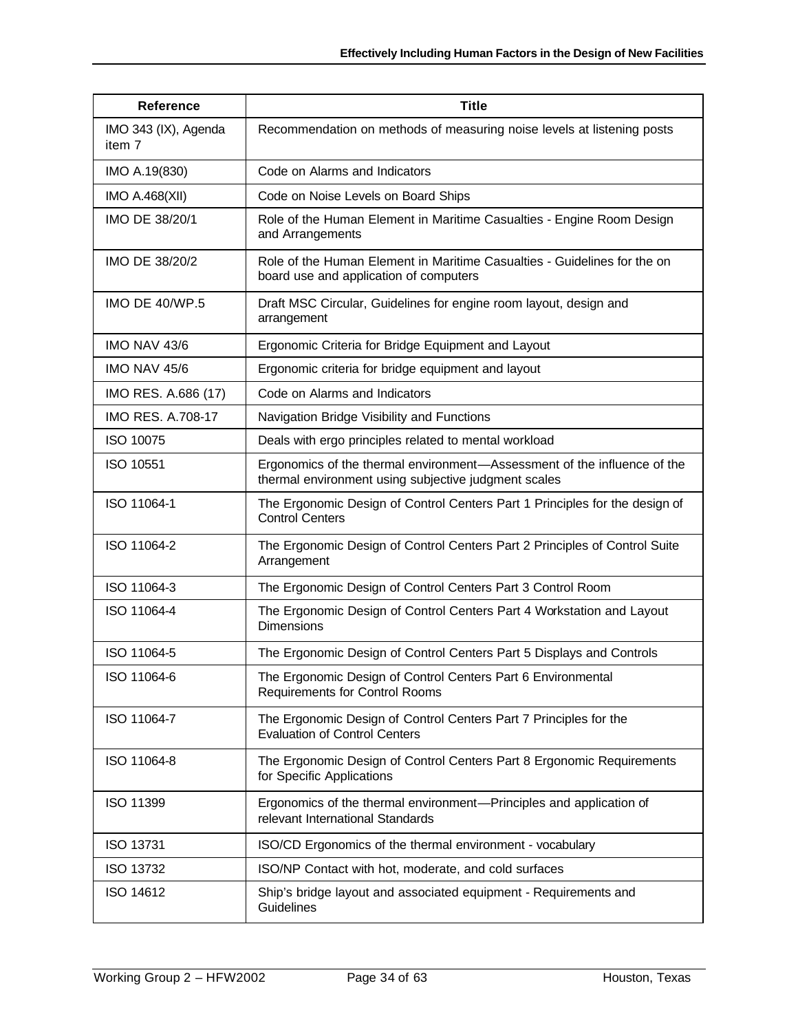| Reference | Title |
| --- | --- |
| IMO 343 (IX), Agenda item 7 | Recommendation on methods of measuring noise levels at listening posts |
| IMO A.19(830) | Code on Alarms and Indicators |
| IMO A.468(XII) | Code on Noise Levels on Board Ships |
| IMO DE 38/20/1 | Role of the Human Element in Maritime Casualties - Engine Room Design and Arrangements |
| IMO DE 38/20/2 | Role of the Human Element in Maritime Casualties - Guidelines for the on board use and application of computers |
| IMO DE 40/WP.5 | Draft MSC Circular, Guidelines for engine room layout, design and arrangement |
| IMO NAV 43/6 | Ergonomic Criteria for Bridge Equipment and Layout |
| IMO NAV 45/6 | Ergonomic criteria for bridge equipment and layout |
| IMO RES. A.686 (17) | Code on Alarms and Indicators |
| IMO RES. A.708-17 | Navigation Bridge Visibility and Functions |
| ISO 10075 | Deals with ergo principles related to mental workload |
| ISO 10551 | Ergonomics of the thermal environment—Assessment of the influence of the thermal environment using subjective judgment scales |
| ISO 11064-1 | The Ergonomic Design of Control Centers Part 1 Principles for the design of Control Centers |
| ISO 11064-2 | The Ergonomic Design of Control Centers Part 2 Principles of Control Suite Arrangement |
| ISO 11064-3 | The Ergonomic Design of Control Centers Part 3 Control Room |
| ISO 11064-4 | The Ergonomic Design of Control Centers Part 4 Workstation and Layout Dimensions |
| ISO 11064-5 | The Ergonomic Design of Control Centers Part 5 Displays and Controls |
| ISO 11064-6 | The Ergonomic Design of Control Centers Part 6 Environmental Requirements for Control Rooms |
| ISO 11064-7 | The Ergonomic Design of Control Centers Part 7 Principles for the Evaluation of Control Centers |
| ISO 11064-8 | The Ergonomic Design of Control Centers Part 8 Ergonomic Requirements for Specific Applications |
| ISO 11399 | Ergonomics of the thermal environment—Principles and application of relevant International Standards |
| ISO 13731 | ISO/CD Ergonomics of the thermal environment - vocabulary |
| ISO 13732 | ISO/NP Contact with hot, moderate, and cold surfaces |
| ISO 14612 | Ship's bridge layout and associated equipment - Requirements and Guidelines |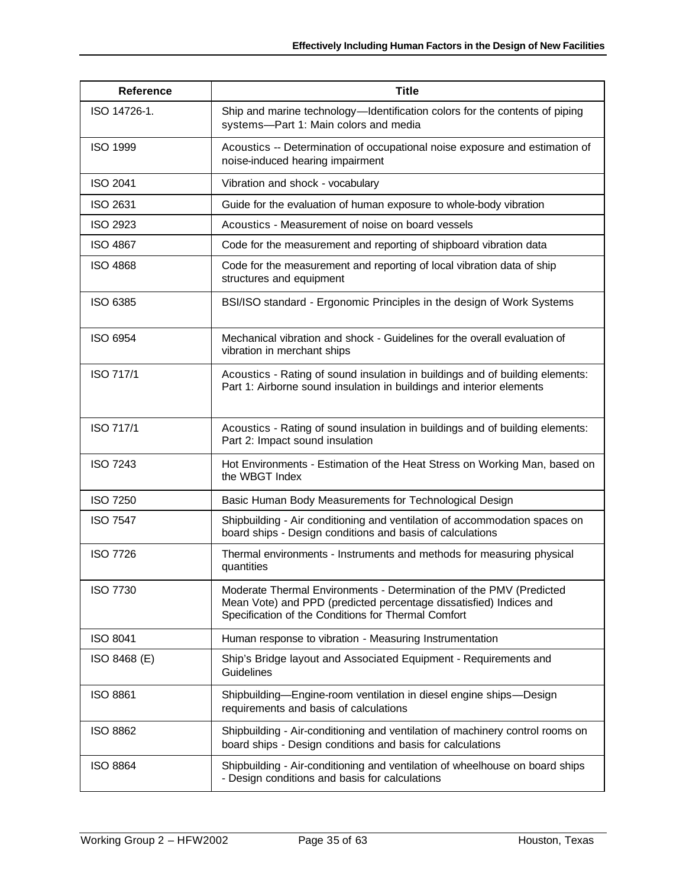| Reference | Title |
| --- | --- |
| ISO 14726-1. | Ship and marine technology—Identification colors for the contents of piping systems—Part 1: Main colors and media |
| ISO 1999 | Acoustics -- Determination of occupational noise exposure and estimation of noise-induced hearing impairment |
| ISO 2041 | Vibration and shock - vocabulary |
| ISO 2631 | Guide for the evaluation of human exposure to whole-body vibration |
| ISO 2923 | Acoustics - Measurement of noise on board vessels |
| ISO 4867 | Code for the measurement and reporting of shipboard vibration data |
| ISO 4868 | Code for the measurement and reporting of local vibration data of ship structures and equipment |
| ISO 6385 | BSI/ISO standard - Ergonomic Principles in the design of Work Systems |
| ISO 6954 | Mechanical vibration and shock - Guidelines for the overall evaluation of vibration in merchant ships |
| ISO 717/1 | Acoustics - Rating of sound insulation in buildings and of building elements: Part 1: Airborne sound insulation in buildings and interior elements |
| ISO 717/1 | Acoustics - Rating of sound insulation in buildings and of building elements: Part 2: Impact sound insulation |
| ISO 7243 | Hot Environments - Estimation of the Heat Stress on Working Man, based on the WBGT Index |
| ISO 7250 | Basic Human Body Measurements for Technological Design |
| ISO 7547 | Shipbuilding - Air conditioning and ventilation of accommodation spaces on board ships - Design conditions and basis of calculations |
| ISO 7726 | Thermal environments - Instruments and methods for measuring physical quantities |
| ISO 7730 | Moderate Thermal Environments - Determination of the PMV (Predicted Mean Vote) and PPD (predicted percentage dissatisfied) Indices and Specification of the Conditions for Thermal Comfort |
| ISO 8041 | Human response to vibration - Measuring Instrumentation |
| ISO 8468 (E) | Ship's Bridge layout and Associated Equipment - Requirements and Guidelines |
| ISO 8861 | Shipbuilding—Engine-room ventilation in diesel engine ships—Design requirements and basis of calculations |
| ISO 8862 | Shipbuilding - Air-conditioning and ventilation of machinery control rooms on board ships - Design conditions and basis for calculations |
| ISO 8864 | Shipbuilding - Air-conditioning and ventilation of wheelhouse on board ships - Design conditions and basis for calculations |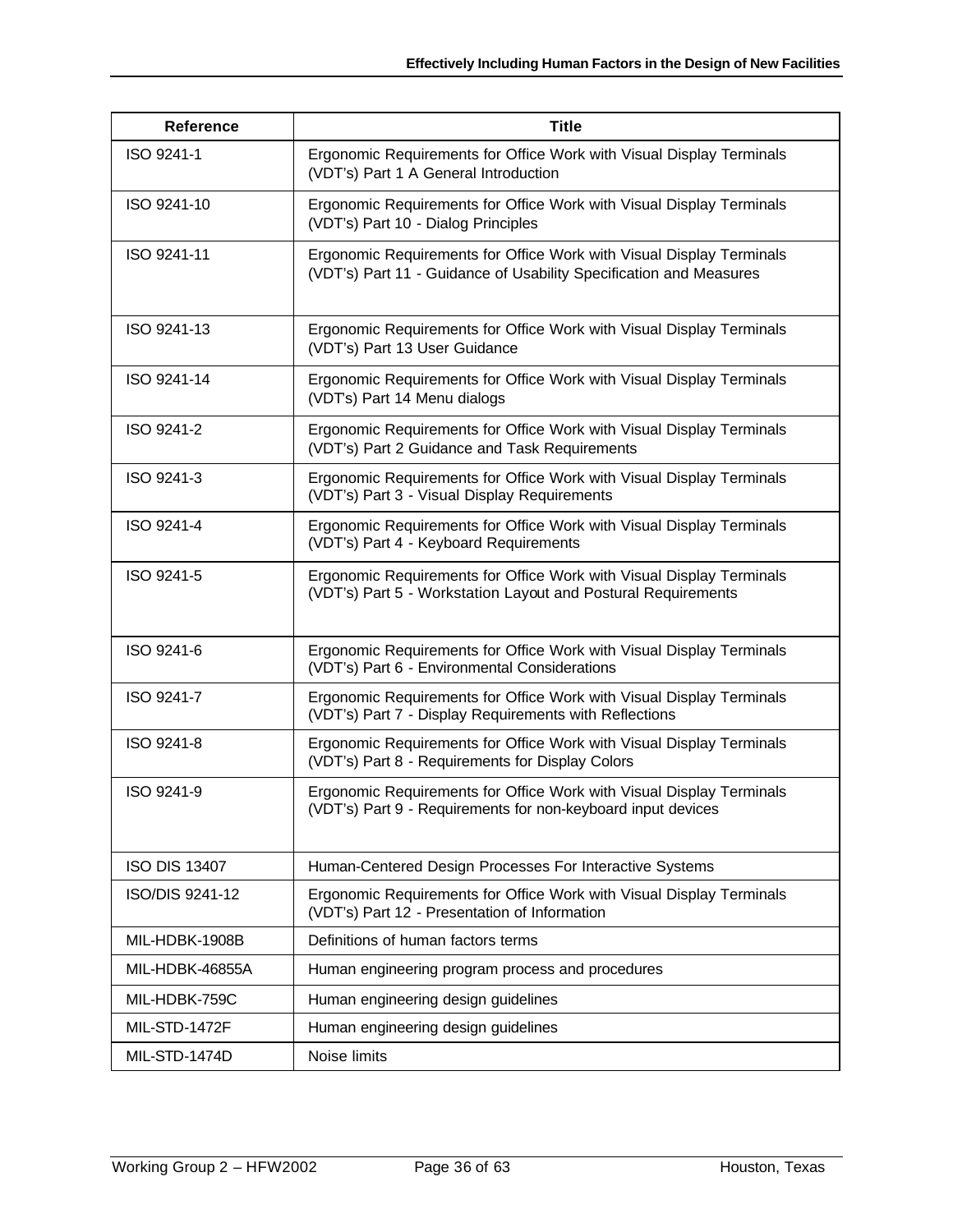| Reference | Title |
| --- | --- |
| ISO 9241-1 | Ergonomic Requirements for Office Work with Visual Display Terminals (VDT's) Part 1 A General Introduction |
| ISO 9241-10 | Ergonomic Requirements for Office Work with Visual Display Terminals (VDT's) Part 10 - Dialog Principles |
| ISO 9241-11 | Ergonomic Requirements for Office Work with Visual Display Terminals (VDT's) Part 11 - Guidance of Usability Specification and Measures |
| ISO 9241-13 | Ergonomic Requirements for Office Work with Visual Display Terminals (VDT's) Part 13 User Guidance |
| ISO 9241-14 | Ergonomic Requirements for Office Work with Visual Display Terminals (VDTs) Part 14 Menu dialogs |
| ISO 9241-2 | Ergonomic Requirements for Office Work with Visual Display Terminals (VDT's) Part 2 Guidance and Task Requirements |
| ISO 9241-3 | Ergonomic Requirements for Office Work with Visual Display Terminals (VDT's) Part 3 - Visual Display Requirements |
| ISO 9241-4 | Ergonomic Requirements for Office Work with Visual Display Terminals (VDT's) Part 4 - Keyboard Requirements |
| ISO 9241-5 | Ergonomic Requirements for Office Work with Visual Display Terminals (VDT's) Part 5 - Workstation Layout and Postural Requirements |
| ISO 9241-6 | Ergonomic Requirements for Office Work with Visual Display Terminals (VDT's) Part 6 - Environmental Considerations |
| ISO 9241-7 | Ergonomic Requirements for Office Work with Visual Display Terminals (VDT's) Part 7 - Display Requirements with Reflections |
| ISO 9241-8 | Ergonomic Requirements for Office Work with Visual Display Terminals (VDT's) Part 8 - Requirements for Display Colors |
| ISO 9241-9 | Ergonomic Requirements for Office Work with Visual Display Terminals (VDT's) Part 9 - Requirements for non-keyboard input devices |
| ISO DIS 13407 | Human-Centered Design Processes For Interactive Systems |
| ISO/DIS 9241-12 | Ergonomic Requirements for Office Work with Visual Display Terminals (VDT's) Part 12 - Presentation of Information |
| MIL-HDBK-1908B | Definitions of human factors terms |
| MIL-HDBK-46855A | Human engineering program process and procedures |
| MIL-HDBK-759C | Human engineering design guidelines |
| MIL-STD-1472F | Human engineering design guidelines |
| MIL-STD-1474D | Noise limits |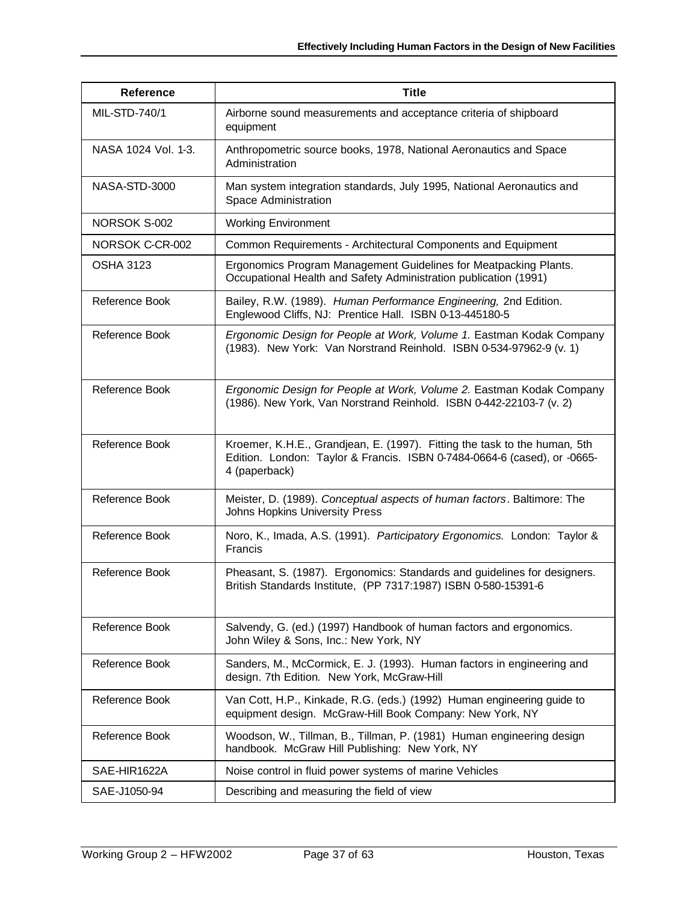| Reference | Title |
|---|---|
| MIL-STD-740/1 | Airborne sound measurements and acceptance criteria of shipboard equipment |
| NASA 1024 Vol. 1-3. | Anthropometric source books, 1978, National Aeronautics and Space Administration |
| NASA-STD-3000 | Man system integration standards, July 1995, National Aeronautics and Space Administration |
| NORSOK S-002 | Working Environment |
| NORSOK C-CR-002 | Common Requirements - Architectural Components and Equipment |
| OSHA 3123 | Ergonomics Program Management Guidelines for Meatpacking Plants. Occupational Health and Safety Administration publication (1991) |
| Reference Book | Bailey, R.W. (1989). *Human Performance Engineering,* 2nd Edition. Englewood Cliffs, NJ: Prentice Hall. ISBN 0-13-445180-5 |
| Reference Book | *Ergonomic Design for People at Work, Volume 1.* Eastman Kodak Company (1983). New York: Van Norstrand Reinhold. ISBN 0-534-97962-9 (v. 1) |
| Reference Book | *Ergonomic Design for People at Work, Volume 2.* Eastman Kodak Company (1986). New York, Van Norstrand Reinhold. ISBN 0-442-22103-7 (v. 2) |
| Reference Book | Kroemer, K.H.E., Grandjean, E. (1997). Fitting the task to the human, 5th Edition. London: Taylor & Francis. ISBN 0-7484-0664-6 (cased), or -0665-4 (paperback) |
| Reference Book | Meister, D. (1989). *Conceptual aspects of human factors*. Baltimore: The Johns Hopkins University Press |
| Reference Book | Noro, K., Imada, A.S. (1991). *Participatory Ergonomics.* London: Taylor & Francis |
| Reference Book | Pheasant, S. (1987). Ergonomics: Standards and guidelines for designers. British Standards Institute, (PP 7317:1987) ISBN 0-580-15391-6 |
| Reference Book | Salvendy, G. (ed.) (1997) Handbook of human factors and ergonomics. John Wiley & Sons, Inc.: New York, NY |
| Reference Book | Sanders, M., McCormick, E. J. (1993). Human factors in engineering and design. 7th Edition. New York, McGraw-Hill |
| Reference Book | Van Cott, H.P., Kinkade, R.G. (eds.) (1992) Human engineering guide to equipment design. McGraw-Hill Book Company: New York, NY |
| Reference Book | Woodson, W., Tillman, B., Tillman, P. (1981) Human engineering design handbook. McGraw Hill Publishing: New York, NY |
| SAE-HIR1622A | Noise control in fluid power systems of marine Vehicles |
| SAE-J1050-94 | Describing and measuring the field of view |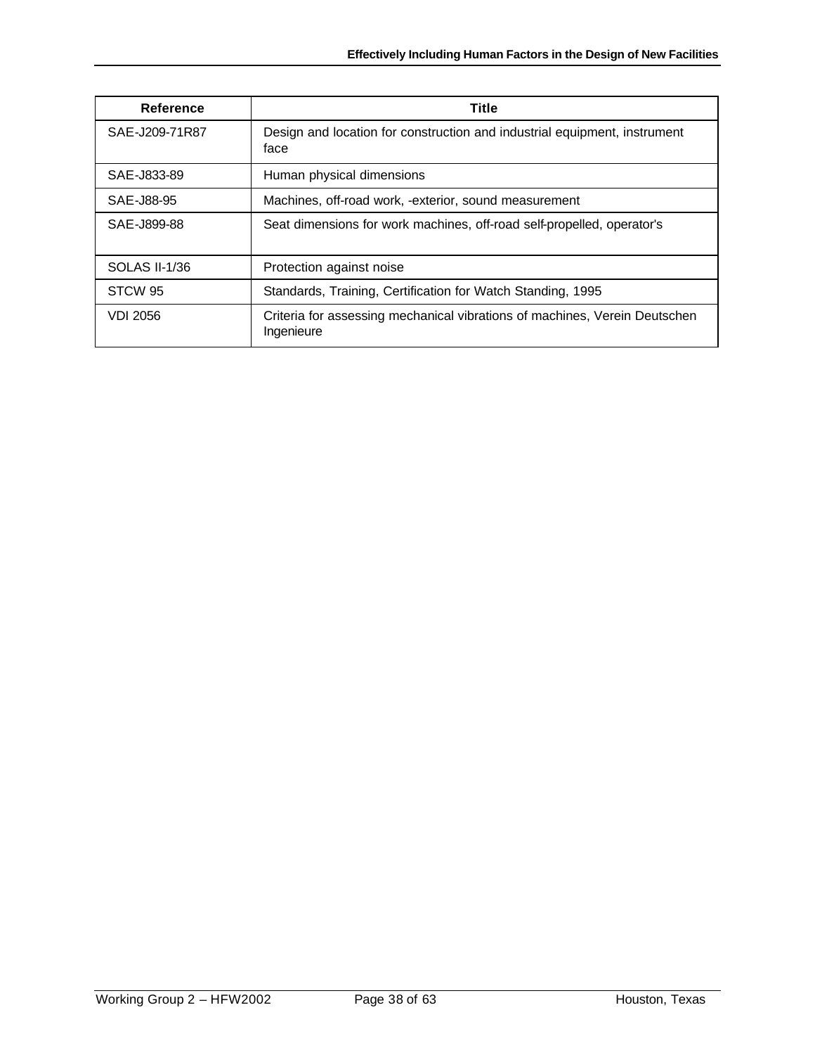| Reference | Title |
|---|---|
| SAE-J209-71R87 | Design and location for construction and industrial equipment, instrument face |
| SAE-J833-89 | Human physical dimensions |
| SAE-J88-95 | Machines, off-road work, -exterior, sound measurement |
| SAE-J899-88 | Seat dimensions for work machines, off-road self-propelled, operator's |
| SOLAS II-1/36 | Protection against noise |
| STCW 95 | Standards, Training, Certification for Watch Standing, 1995 |
| VDI 2056 | Criteria for assessing mechanical vibrations of machines, Verein Deutschen Ingenieure |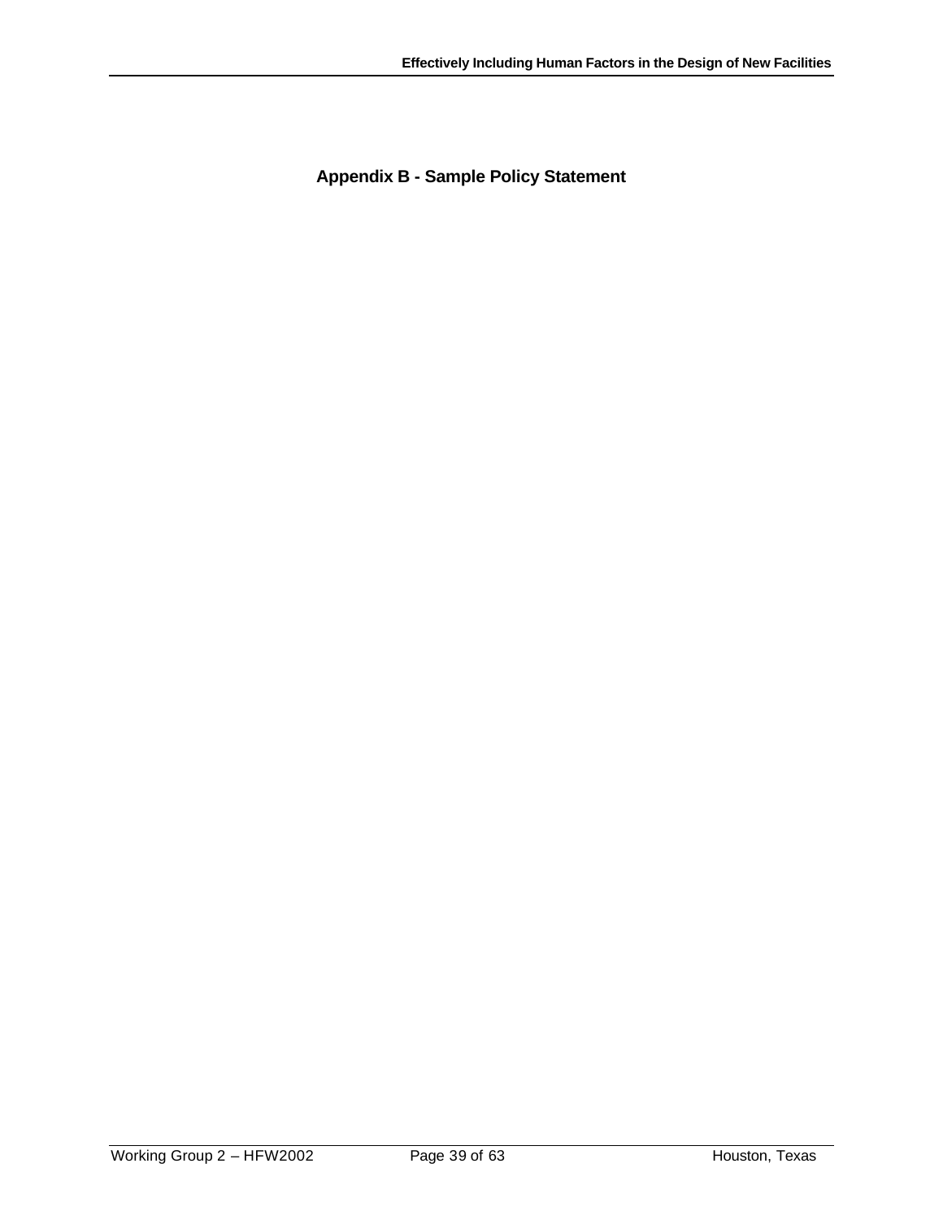# Appendix B - Sample Policy Statement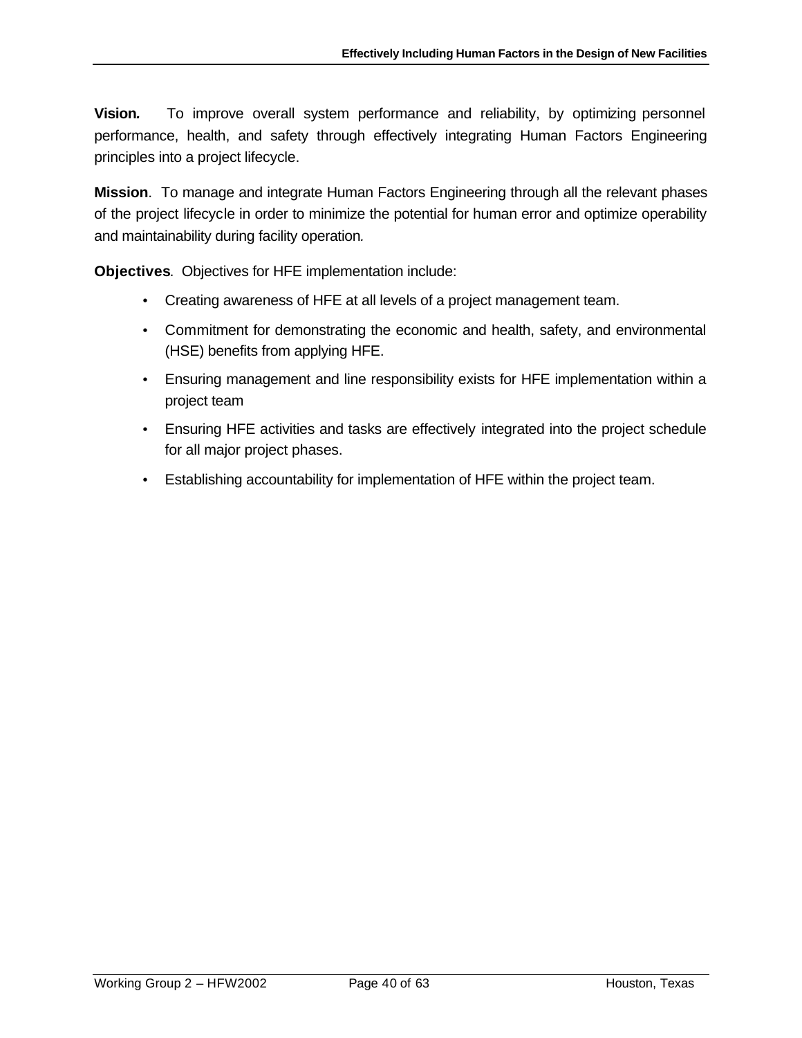**Vision.** To improve overall system performance and reliability, by optimizing personnel performance, health, and safety through effectively integrating Human Factors Engineering principles into a project lifecycle.

**Mission**. To manage and integrate Human Factors Engineering through all the relevant phases of the project lifecycle in order to minimize the potential for human error and optimize operability and maintainability during facility operation.

**Objectives**. Objectives for HFE implementation include:

- Creating awareness of HFE at all levels of a project management team.
- Commitment for demonstrating the economic and health, safety, and environmental (HSE) benefits from applying HFE.
- Ensuring management and line responsibility exists for HFE implementation within a project team
- Ensuring HFE activities and tasks are effectively integrated into the project schedule for all major project phases.
- Establishing accountability for implementation of HFE within the project team.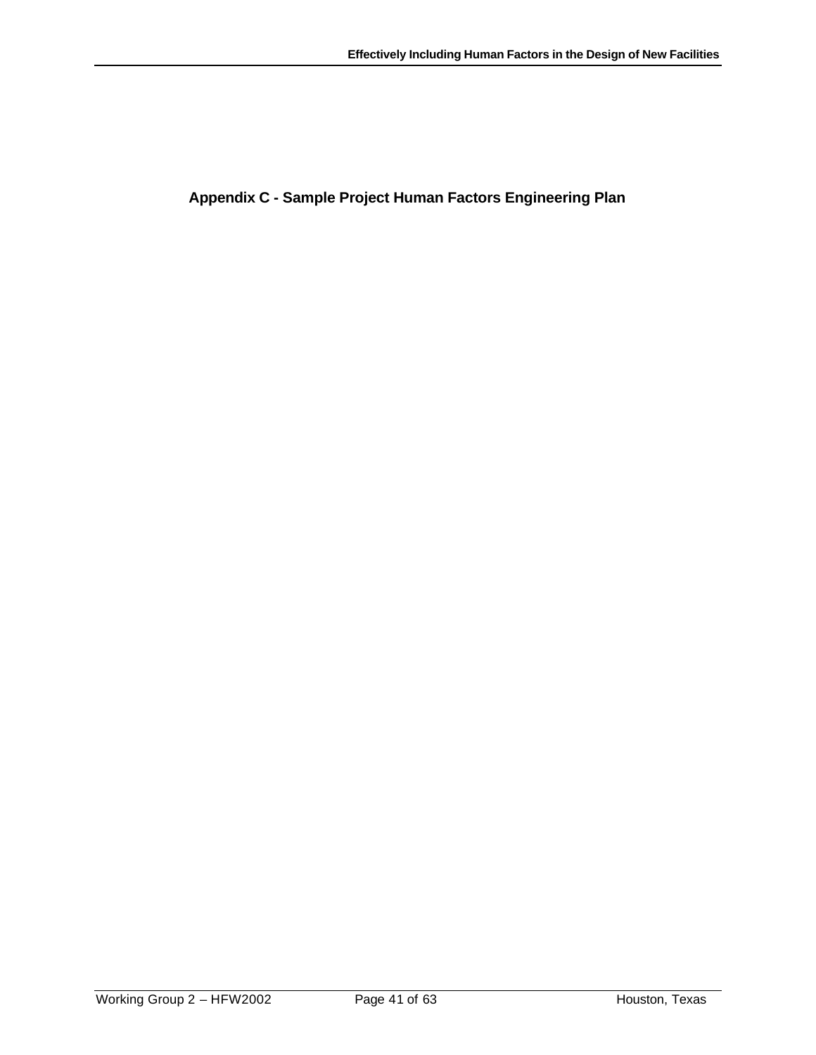# Appendix C - Sample Project Human Factors Engineering Plan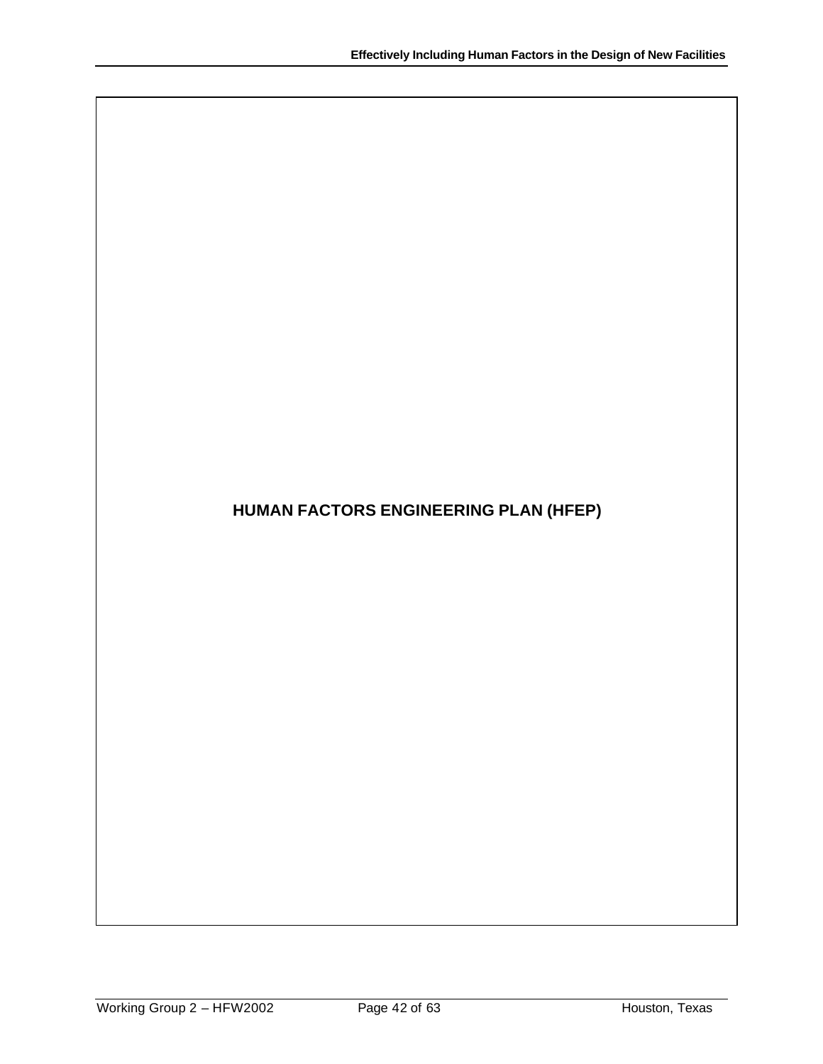# HUMAN FACTORS ENGINEERING PLAN (HFEP)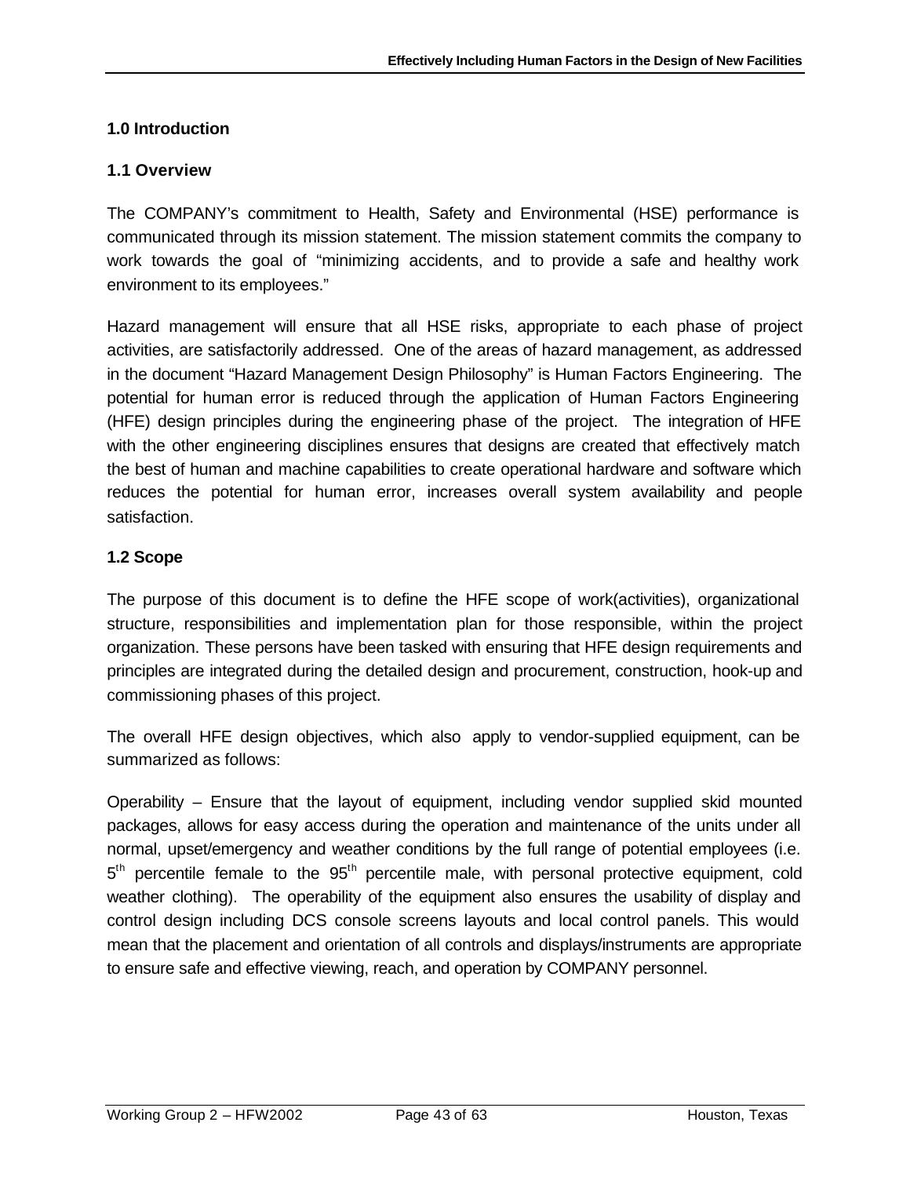## 1.0 Introduction

### 1.1 Overview

The COMPANY's commitment to Health, Safety and Environmental (HSE) performance is communicated through its mission statement. The mission statement commits the company to work towards the goal of "minimizing accidents, and to provide a safe and healthy work environment to its employees."

Hazard management will ensure that all HSE risks, appropriate to each phase of project activities, are satisfactorily addressed. One of the areas of hazard management, as addressed in the document "Hazard Management Design Philosophy" is Human Factors Engineering. The potential for human error is reduced through the application of Human Factors Engineering (HFE) design principles during the engineering phase of the project. The integration of HFE with the other engineering disciplines ensures that designs are created that effectively match the best of human and machine capabilities to create operational hardware and software which reduces the potential for human error, increases overall system availability and people satisfaction.

### 1.2 Scope

The purpose of this document is to define the HFE scope of work(activities), organizational structure, responsibilities and implementation plan for those responsible, within the project organization. These persons have been tasked with ensuring that HFE design requirements and principles are integrated during the detailed design and procurement, construction, hook-up and commissioning phases of this project.

The overall HFE design objectives, which also apply to vendor-supplied equipment, can be summarized as follows:

Operability – Ensure that the layout of equipment, including vendor supplied skid mounted packages, allows for easy access during the operation and maintenance of the units under all normal, upset/emergency and weather conditions by the full range of potential employees (i.e. $5^{th}$ percentile female to the $95^{th}$ percentile male, with personal protective equipment, cold weather clothing). The operability of the equipment also ensures the usability of display and control design including DCS console screens layouts and local control panels. This would mean that the placement and orientation of all controls and displays/instruments are appropriate to ensure safe and effective viewing, reach, and operation by COMPANY personnel.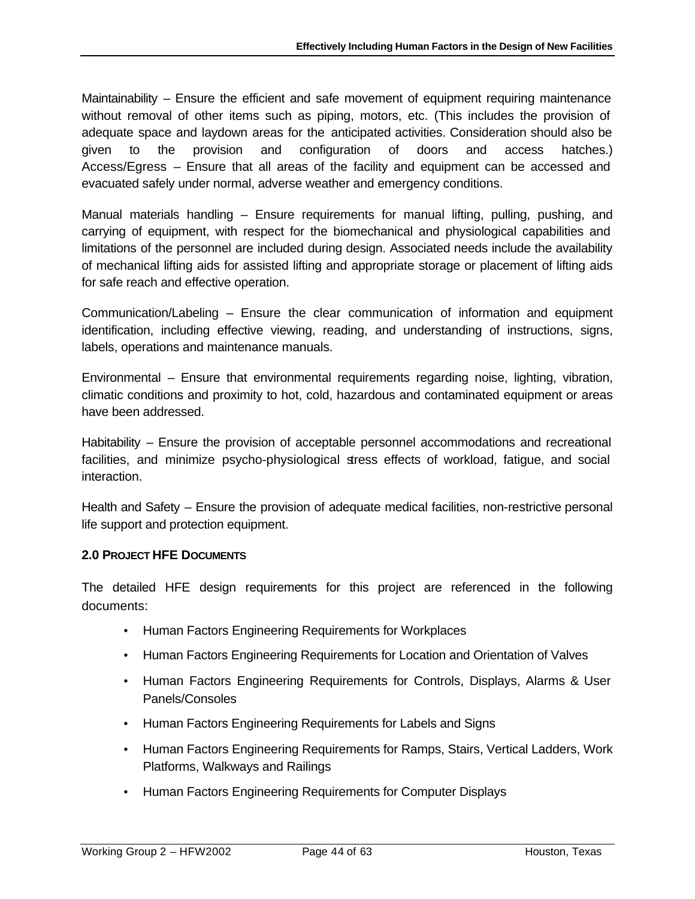Maintainability – Ensure the efficient and safe movement of equipment requiring maintenance without removal of other items such as piping, motors, etc. (This includes the provision of adequate space and laydown areas for the anticipated activities. Consideration should also be given to the provision and configuration of doors and access hatches.) Access/Egress – Ensure that all areas of the facility and equipment can be accessed and evacuated safely under normal, adverse weather and emergency conditions.

Manual materials handling – Ensure requirements for manual lifting, pulling, pushing, and carrying of equipment, with respect for the biomechanical and physiological capabilities and limitations of the personnel are included during design. Associated needs include the availability of mechanical lifting aids for assisted lifting and appropriate storage or placement of lifting aids for safe reach and effective operation.

Communication/Labeling – Ensure the clear communication of information and equipment identification, including effective viewing, reading, and understanding of instructions, signs, labels, operations and maintenance manuals.

Environmental – Ensure that environmental requirements regarding noise, lighting, vibration, climatic conditions and proximity to hot, cold, hazardous and contaminated equipment or areas have been addressed.

Habitability – Ensure the provision of acceptable personnel accommodations and recreational facilities, and minimize psycho-physiological stress effects of workload, fatigue, and social interaction.

Health and Safety – Ensure the provision of adequate medical facilities, non-restrictive personal life support and protection equipment.

## 2.0 Project HFE Documents

The detailed HFE design requirements for this project are referenced in the following documents:

- Human Factors Engineering Requirements for Workplaces
- Human Factors Engineering Requirements for Location and Orientation of Valves
- Human Factors Engineering Requirements for Controls, Displays, Alarms & User Panels/Consoles
- Human Factors Engineering Requirements for Labels and Signs
- Human Factors Engineering Requirements for Ramps, Stairs, Vertical Ladders, Work Platforms, Walkways and Railings
- Human Factors Engineering Requirements for Computer Displays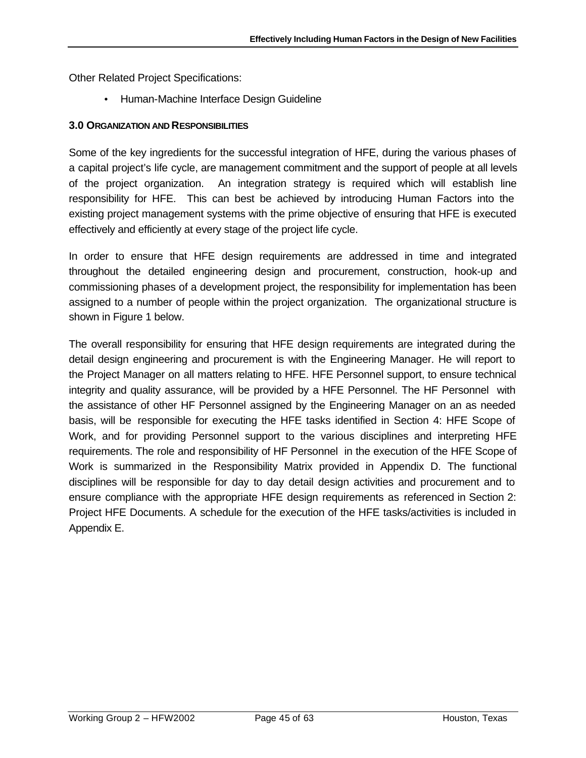Other Related Project Specifications:

- Human-Machine Interface Design Guideline

### 3.0 ORGANIZATION AND RESPONSIBILITIES

Some of the key ingredients for the successful integration of HFE, during the various phases of a capital project's life cycle, are management commitment and the support of people at all levels of the project organization. An integration strategy is required which will establish line responsibility for HFE. This can best be achieved by introducing Human Factors into the existing project management systems with the prime objective of ensuring that HFE is executed effectively and efficiently at every stage of the project life cycle.

In order to ensure that HFE design requirements are addressed in time and integrated throughout the detailed engineering design and procurement, construction, hook-up and commissioning phases of a development project, the responsibility for implementation has been assigned to a number of people within the project organization. The organizational structure is shown in Figure 1 below.

The overall responsibility for ensuring that HFE design requirements are integrated during the detail design engineering and procurement is with the Engineering Manager. He will report to the Project Manager on all matters relating to HFE. HFE Personnel support, to ensure technical integrity and quality assurance, will be provided by a HFE Personnel. The HF Personnel with the assistance of other HF Personnel assigned by the Engineering Manager on an as needed basis, will be responsible for executing the HFE tasks identified in Section 4: HFE Scope of Work, and for providing Personnel support to the various disciplines and interpreting HFE requirements. The role and responsibility of HF Personnel in the execution of the HFE Scope of Work is summarized in the Responsibility Matrix provided in Appendix D. The functional disciplines will be responsible for day to day detail design activities and procurement and to ensure compliance with the appropriate HFE design requirements as referenced in Section 2: Project HFE Documents. A schedule for the execution of the HFE tasks/activities is included in Appendix E.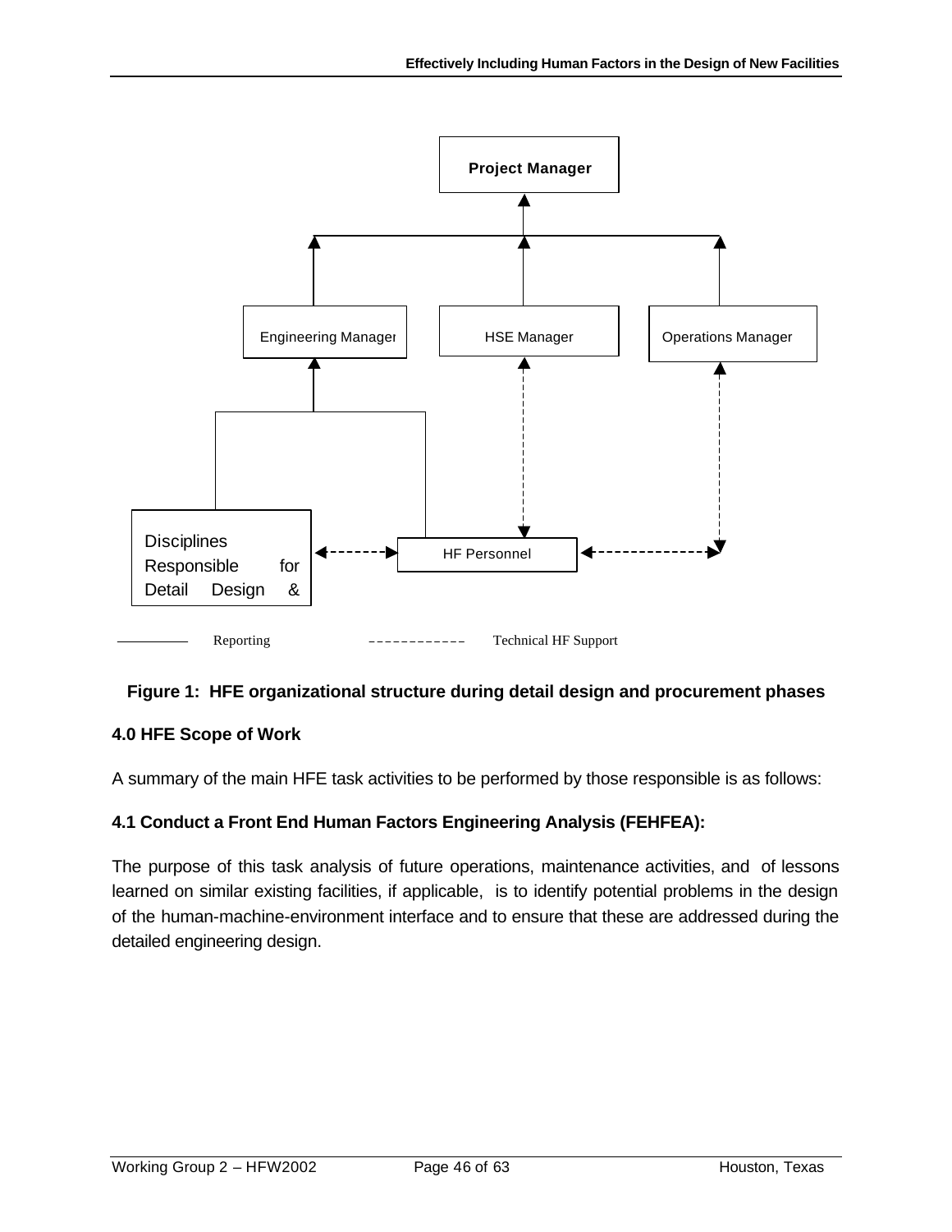Project Manager

Engineering Manager

HSE Manager

Operations Manager

Disciplines Responsible for Detail Design &

HF Personnel

Reporting

Technical HF Support

**Figure 1: HFE organizational structure during detail design and procurement phases**

### 4.0 HFE Scope of Work

A summary of the main HFE task activities to be performed by those responsible is as follows:

### 4.1 Conduct a Front End Human Factors Engineering Analysis (FEHFEA):

The purpose of this task analysis of future operations, maintenance activities, and of lessons learned on similar existing facilities, if applicable, is to identify potential problems in the design of the human-machine-environment interface and to ensure that these are addressed during the detailed engineering design.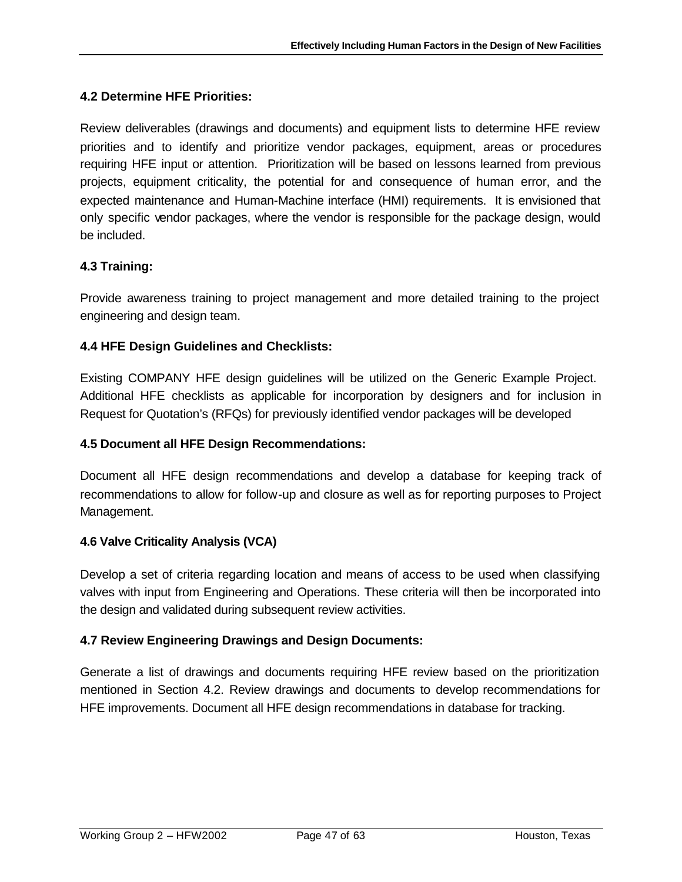### 4.2 Determine HFE Priorities:

Review deliverables (drawings and documents) and equipment lists to determine HFE review priorities and to identify and prioritize vendor packages, equipment, areas or procedures requiring HFE input or attention. Prioritization will be based on lessons learned from previous projects, equipment criticality, the potential for and consequence of human error, and the expected maintenance and Human-Machine interface (HMI) requirements. It is envisioned that only specific vendor packages, where the vendor is responsible for the package design, would be included.

### 4.3 Training:

Provide awareness training to project management and more detailed training to the project engineering and design team.

### 4.4 HFE Design Guidelines and Checklists:

Existing COMPANY HFE design guidelines will be utilized on the Generic Example Project. Additional HFE checklists as applicable for incorporation by designers and for inclusion in Request for Quotation's (RFQs) for previously identified vendor packages will be developed

### 4.5 Document all HFE Design Recommendations:

Document all HFE design recommendations and develop a database for keeping track of recommendations to allow for follow-up and closure as well as for reporting purposes to Project Management.

### 4.6 Valve Criticality Analysis (VCA)

Develop a set of criteria regarding location and means of access to be used when classifying valves with input from Engineering and Operations. These criteria will then be incorporated into the design and validated during subsequent review activities.

### 4.7 Review Engineering Drawings and Design Documents:

Generate a list of drawings and documents requiring HFE review based on the prioritization mentioned in Section 4.2. Review drawings and documents to develop recommendations for HFE improvements. Document all HFE design recommendations in database for tracking.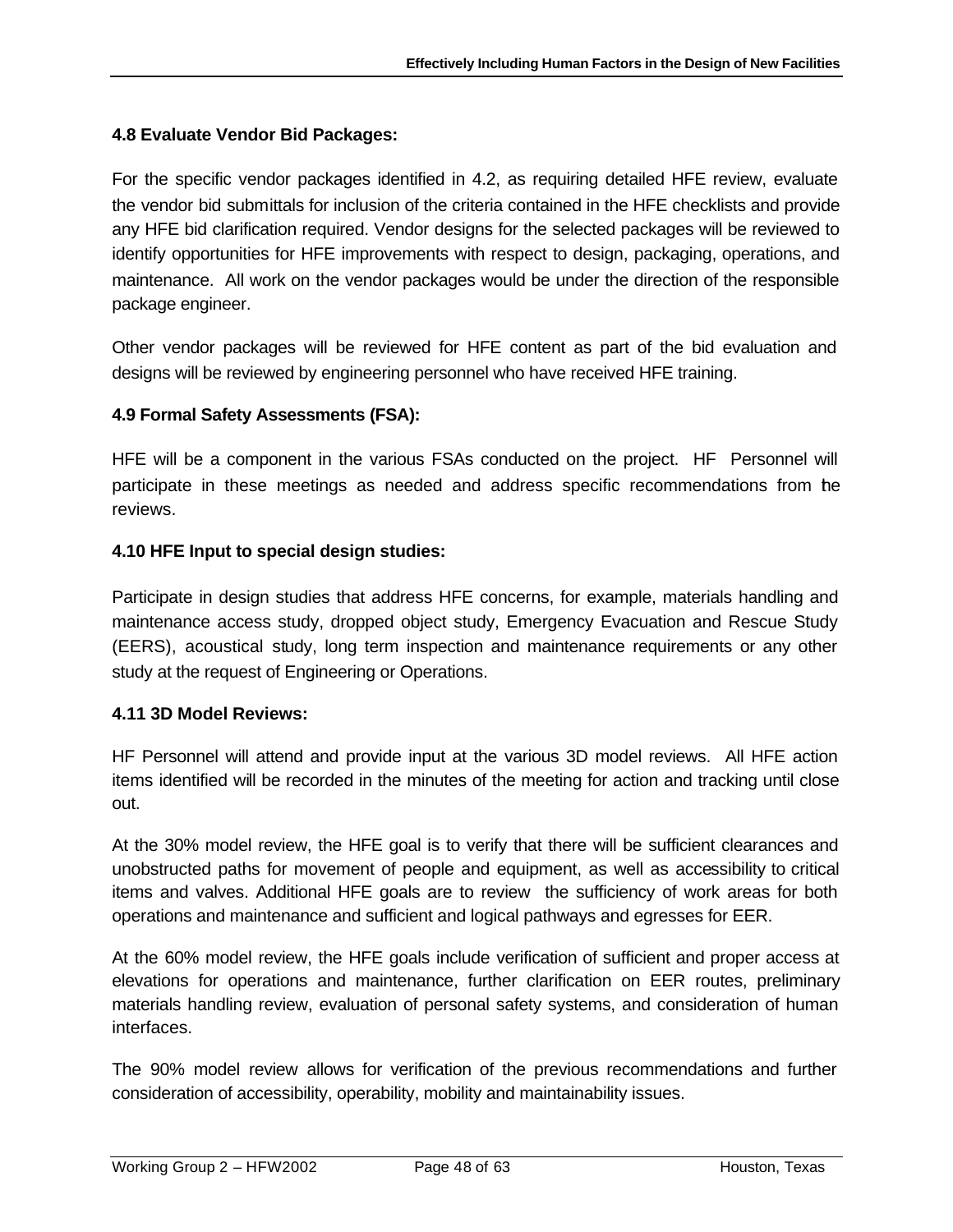### 4.8 Evaluate Vendor Bid Packages:

For the specific vendor packages identified in 4.2, as requiring detailed HFE review, evaluate the vendor bid submittals for inclusion of the criteria contained in the HFE checklists and provide any HFE bid clarification required. Vendor designs for the selected packages will be reviewed to identify opportunities for HFE improvements with respect to design, packaging, operations, and maintenance. All work on the vendor packages would be under the direction of the responsible package engineer.

Other vendor packages will be reviewed for HFE content as part of the bid evaluation and designs will be reviewed by engineering personnel who have received HFE training.

### 4.9 Formal Safety Assessments (FSA):

HFE will be a component in the various FSAs conducted on the project. HF Personnel will participate in these meetings as needed and address specific recommendations from the reviews.

### 4.10 HFE Input to special design studies:

Participate in design studies that address HFE concerns, for example, materials handling and maintenance access study, dropped object study, Emergency Evacuation and Rescue Study (EERS), acoustical study, long term inspection and maintenance requirements or any other study at the request of Engineering or Operations.

### 4.11 3D Model Reviews:

HF Personnel will attend and provide input at the various 3D model reviews. All HFE action items identified will be recorded in the minutes of the meeting for action and tracking until close out.

At the 30% model review, the HFE goal is to verify that there will be sufficient clearances and unobstructed paths for movement of people and equipment, as well as accessibility to critical items and valves. Additional HFE goals are to review the sufficiency of work areas for both operations and maintenance and sufficient and logical pathways and egresses for EER.

At the 60% model review, the HFE goals include verification of sufficient and proper access at elevations for operations and maintenance, further clarification on EER routes, preliminary materials handling review, evaluation of personal safety systems, and consideration of human interfaces.

The 90% model review allows for verification of the previous recommendations and further consideration of accessibility, operability, mobility and maintainability issues.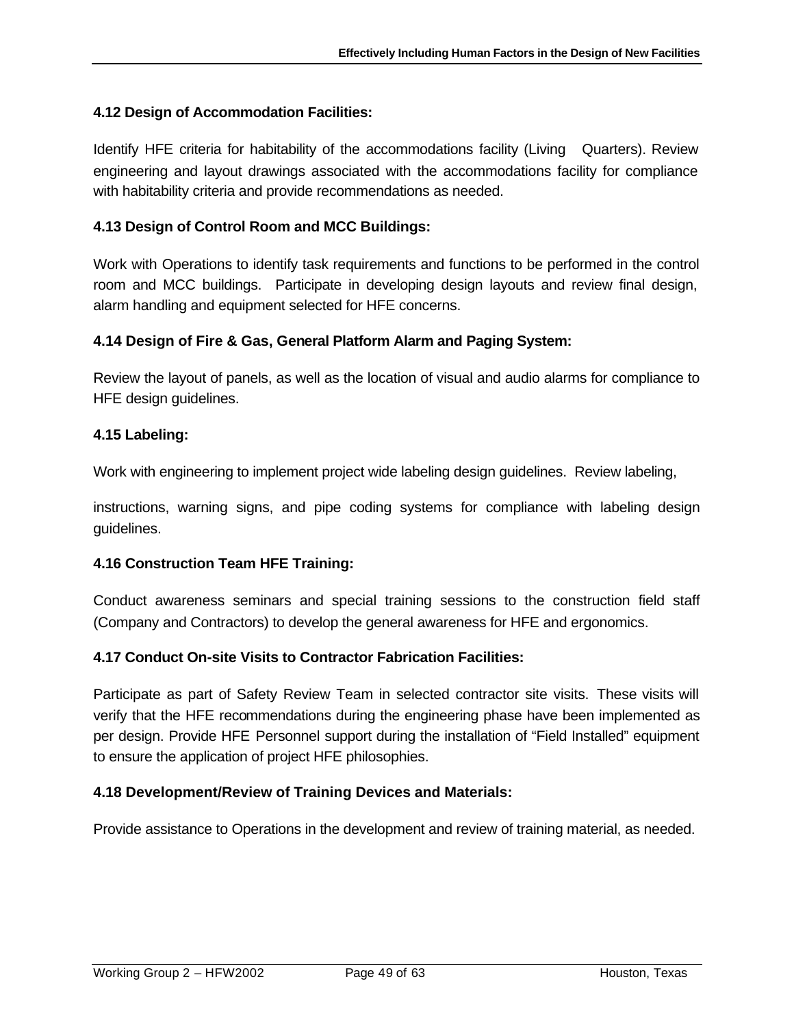### 4.12 Design of Accommodation Facilities:

Identify HFE criteria for habitability of the accommodations facility (Living Quarters). Review engineering and layout drawings associated with the accommodations facility for compliance with habitability criteria and provide recommendations as needed.

### 4.13 Design of Control Room and MCC Buildings:

Work with Operations to identify task requirements and functions to be performed in the control room and MCC buildings. Participate in developing design layouts and review final design, alarm handling and equipment selected for HFE concerns.

### 4.14 Design of Fire & Gas, General Platform Alarm and Paging System:

Review the layout of panels, as well as the location of visual and audio alarms for compliance to HFE design guidelines.

### 4.15 Labeling:

Work with engineering to implement project wide labeling design guidelines. Review labeling,

instructions, warning signs, and pipe coding systems for compliance with labeling design guidelines.

### 4.16 Construction Team HFE Training:

Conduct awareness seminars and special training sessions to the construction field staff (Company and Contractors) to develop the general awareness for HFE and ergonomics.

### 4.17 Conduct On-site Visits to Contractor Fabrication Facilities:

Participate as part of Safety Review Team in selected contractor site visits. These visits will verify that the HFE recommendations during the engineering phase have been implemented as per design. Provide HFE Personnel support during the installation of "Field Installed" equipment to ensure the application of project HFE philosophies.

### 4.18 Development/Review of Training Devices and Materials:

Provide assistance to Operations in the development and review of training material, as needed.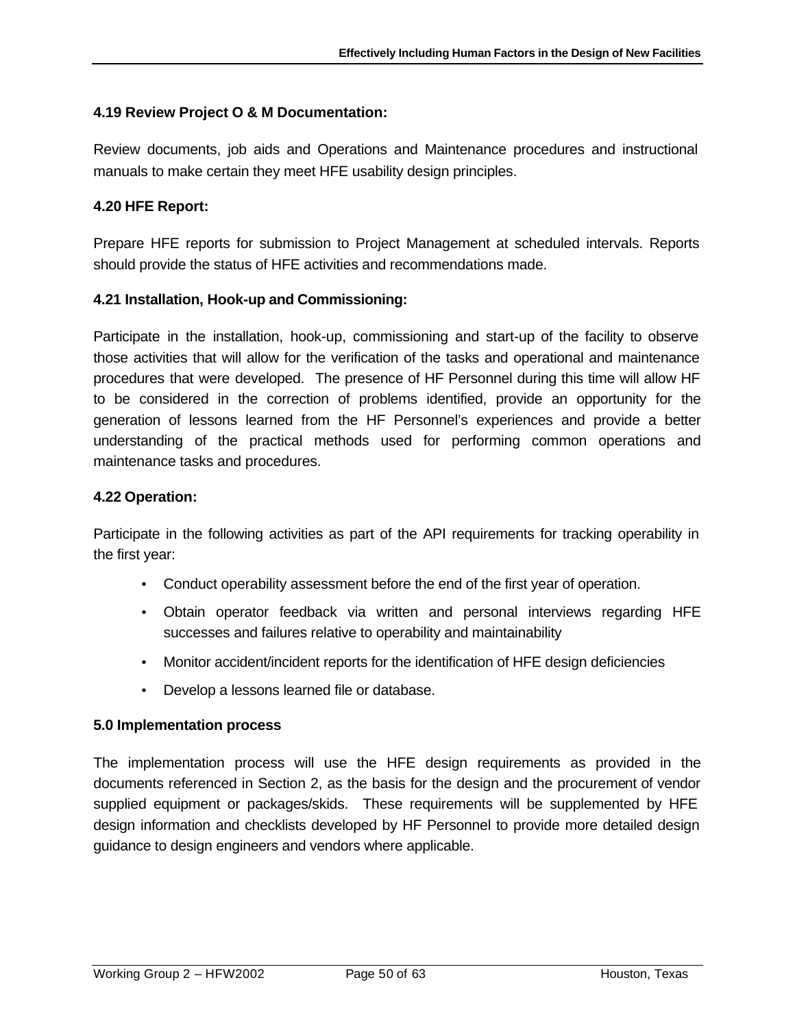### 4.19 Review Project O & M Documentation:

Review documents, job aids and Operations and Maintenance procedures and instructional manuals to make certain they meet HFE usability design principles.

### 4.20 HFE Report:

Prepare HFE reports for submission to Project Management at scheduled intervals. Reports should provide the status of HFE activities and recommendations made.

### 4.21 Installation, Hook-up and Commissioning:

Participate in the installation, hook-up, commissioning and start-up of the facility to observe those activities that will allow for the verification of the tasks and operational and maintenance procedures that were developed. The presence of HF Personnel during this time will allow HF to be considered in the correction of problems identified, provide an opportunity for the generation of lessons learned from the HF Personnel's experiences and provide a better understanding of the practical methods used for performing common operations and maintenance tasks and procedures.

### 4.22 Operation:

Participate in the following activities as part of the API requirements for tracking operability in the first year:

- Conduct operability assessment before the end of the first year of operation.
- Obtain operator feedback via written and personal interviews regarding HFE successes and failures relative to operability and maintainability
- Monitor accident/incident reports for the identification of HFE design deficiencies
- Develop a lessons learned file or database.

## 5.0 Implementation process

The implementation process will use the HFE design requirements as provided in the documents referenced in Section 2, as the basis for the design and the procurement of vendor supplied equipment or packages/skids. These requirements will be supplemented by HFE design information and checklists developed by HF Personnel to provide more detailed design guidance to design engineers and vendors where applicable.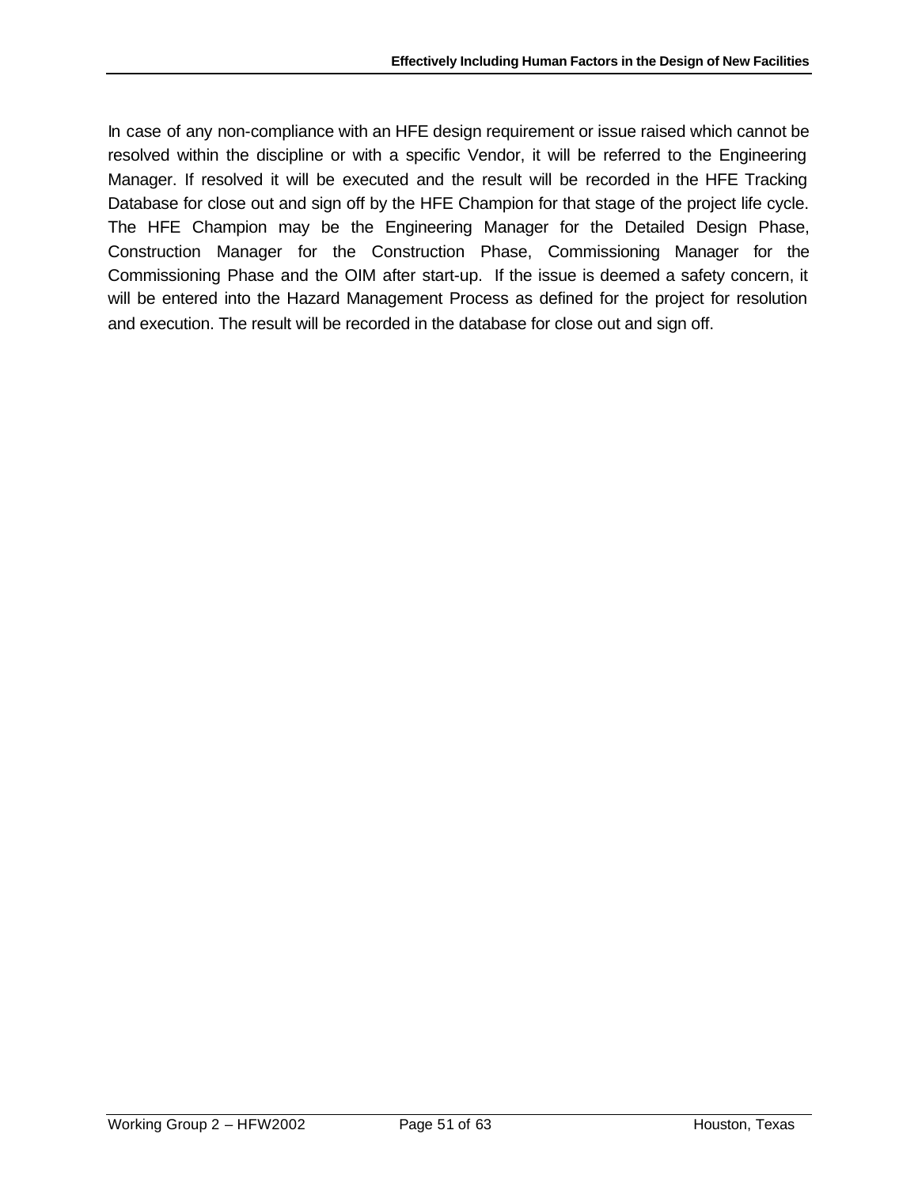In case of any non-compliance with an HFE design requirement or issue raised which cannot be resolved within the discipline or with a specific Vendor, it will be referred to the Engineering Manager. If resolved it will be executed and the result will be recorded in the HFE Tracking Database for close out and sign off by the HFE Champion for that stage of the project life cycle. The HFE Champion may be the Engineering Manager for the Detailed Design Phase, Construction Manager for the Construction Phase, Commissioning Manager for the Commissioning Phase and the OIM after start-up. If the issue is deemed a safety concern, it will be entered into the Hazard Management Process as defined for the project for resolution and execution. The result will be recorded in the database for close out and sign off.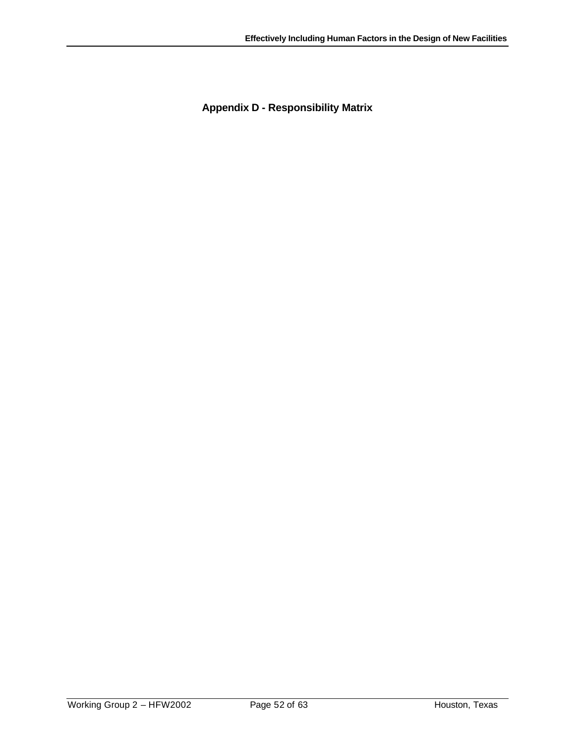## Appendix D - Responsibility Matrix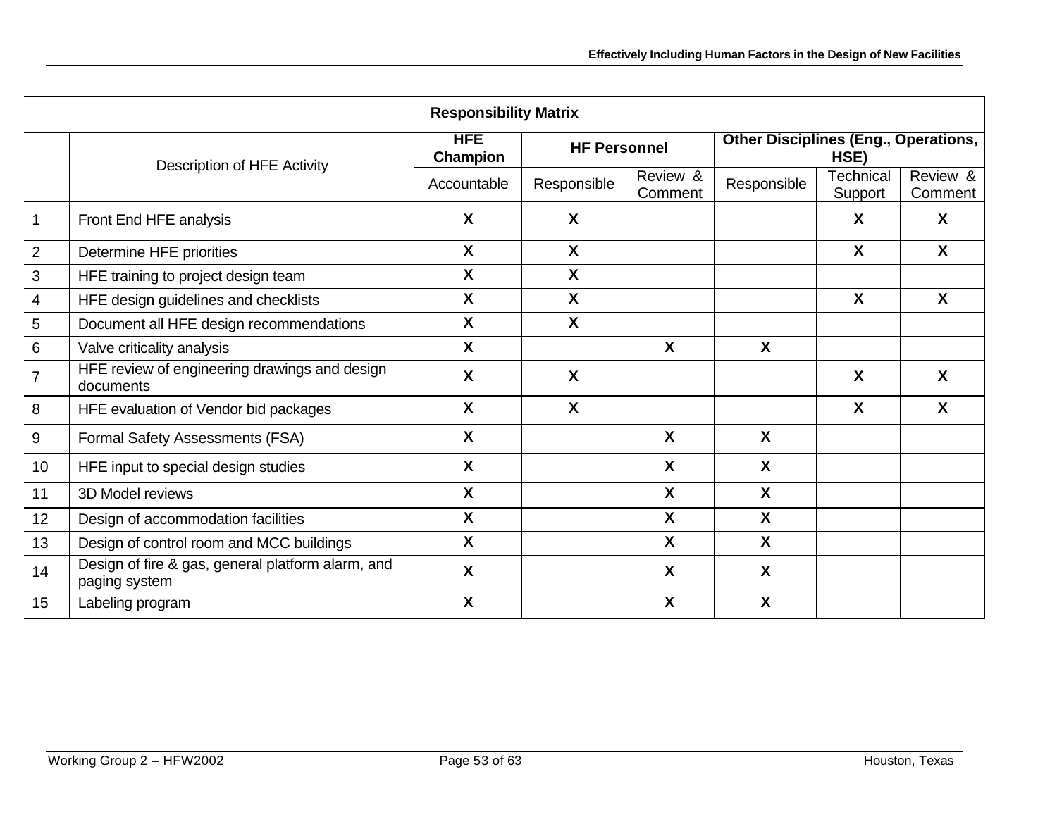| Responsibility Matrix | | | | | | | |
|---|---|---|---|---|---|---|---|
| | Description of HFE Activity | **HFE Champion** | **HF Personnel** | | **Other Disciplines (Eng., Operations, HSE)** | | |
| | | Accountable | Responsible | Review & Comment | Responsible | Technical Support | Review & Comment |
| 1 | Front End HFE analysis | **X** | **X** | | | **X** | **X** |
| 2 | Determine HFE priorities | **X** | **X** | | | **X** | **X** |
| 3 | HFE training to project design team | **X** | **X** | | | | |
| 4 | HFE design guidelines and checklists | **X** | **X** | | | **X** | **X** |
| 5 | Document all HFE design recommendations | **X** | **X** | | | | |
| 6 | Valve criticality analysis | **X** | | **X** | **X** | | |
| 7 | HFE review of engineering drawings and design documents | **X** | **X** | | | **X** | **X** |
| 8 | HFE evaluation of Vendor bid packages | **X** | **X** | | | **X** | **X** |
| 9 | Formal Safety Assessments (FSA) | **X** | | **X** | **X** | | |
| 10 | HFE input to special design studies | **X** | | **X** | **X** | | |
| 11 | 3D Model reviews | **X** | | **X** | **X** | | |
| 12 | Design of accommodation facilities | **X** | | **X** | **X** | | |
| 13 | Design of control room and MCC buildings | **X** | | **X** | **X** | | |
| 14 | Design of fire & gas, general platform alarm, and paging system | **X** | | **X** | **X** | | |
| 15 | Labeling program | **X** | | **X** | **X** | | |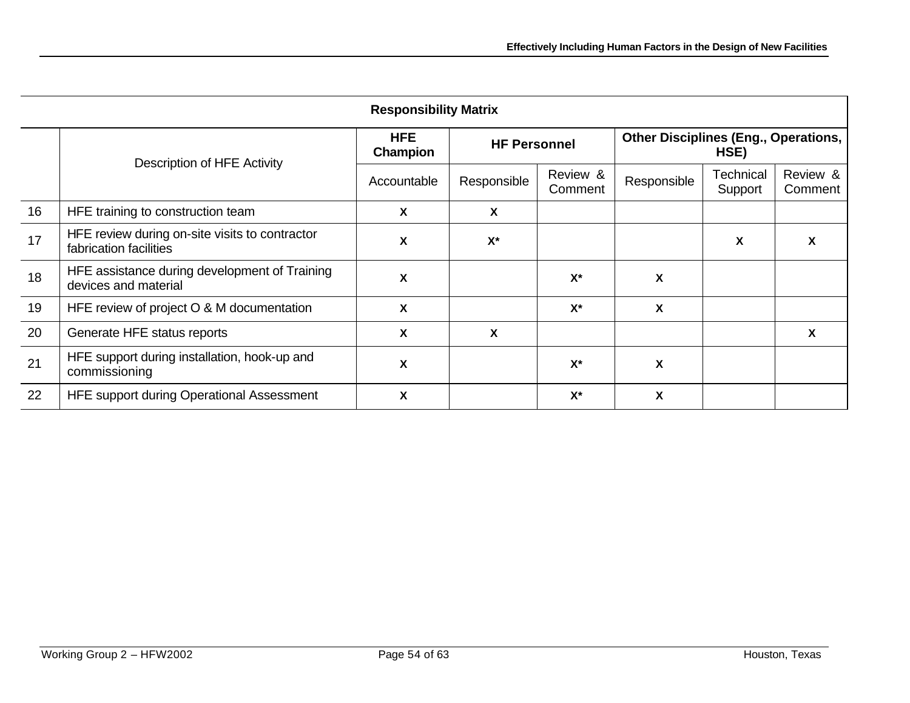**Responsibility Matrix**

| | Description of HFE Activity | HFE Champion | HF Personnel | | Other Disciplines (Eng., Operations, HSE) | | |
|---|---|---|---|---|---|---|---|
| | | Accountable | Responsible | Review & Comment | Responsible | Technical Support | Review & Comment |
| 16 | HFE training to construction team | X | X | | | | |
| 17 | HFE review during on-site visits to contractor fabrication facilities | X | X* | | | X | X |
| 18 | HFE assistance during development of Training devices and material | X | | X* | X | | |
| 19 | HFE review of project O & M documentation | X | | X* | X | | |
| 20 | Generate HFE status reports | X | X | | | | X |
| 21 | HFE support during installation, hook-up and commissioning | X | | X* | X | | |
| 22 | HFE support during Operational Assessment | X | | X* | X | | |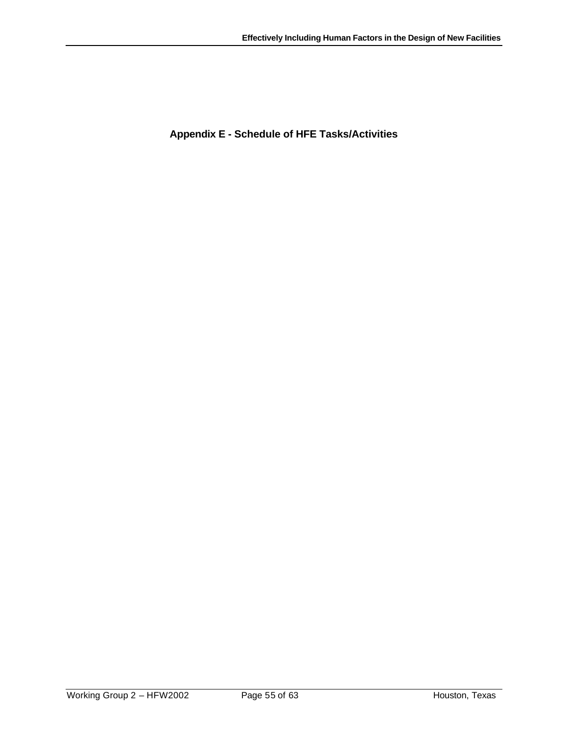# Appendix E - Schedule of HFE Tasks/Activities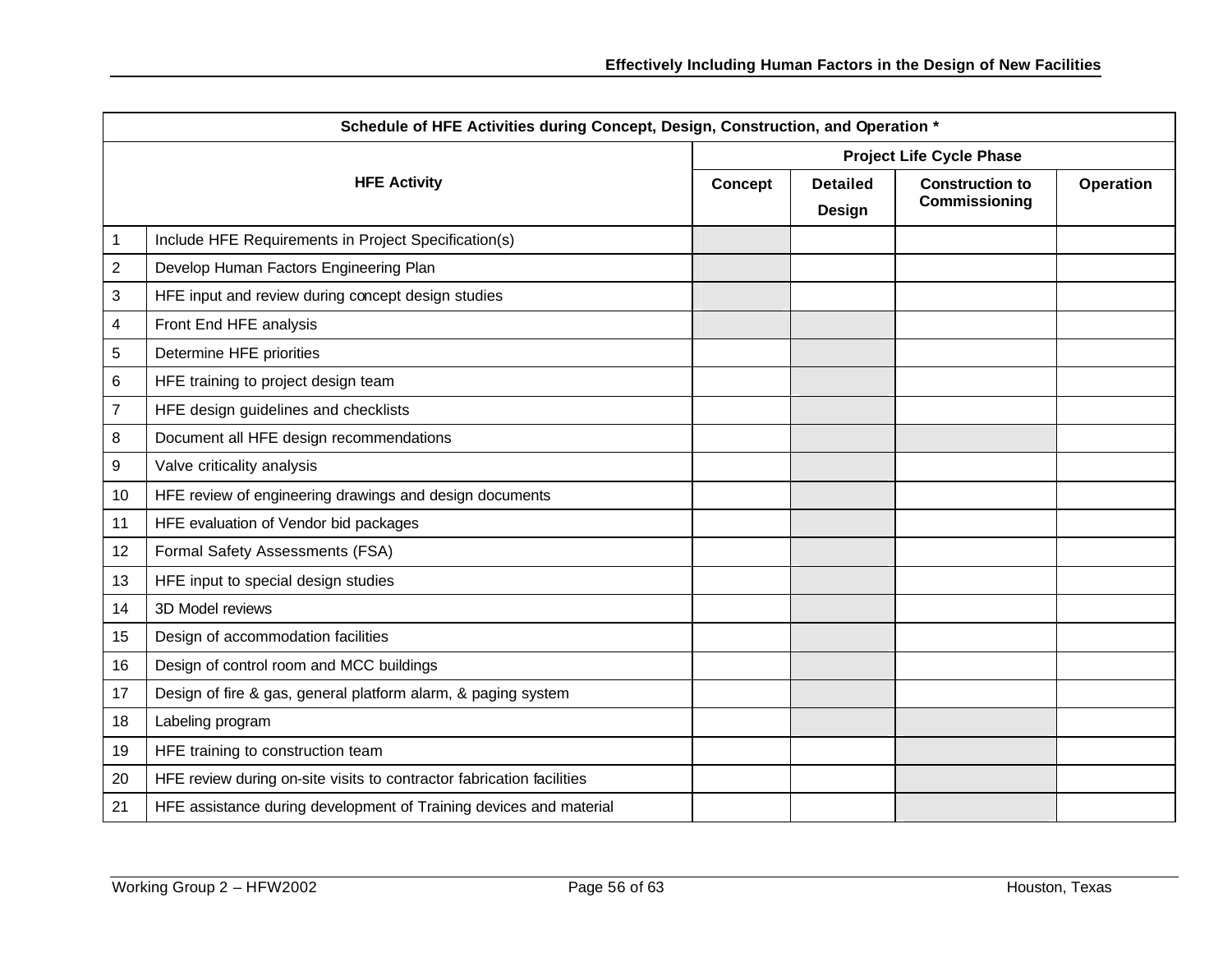| Schedule of HFE Activities during Concept, Design, Construction, and Operation * | | | | | |
|---|---|---|---|---|---|
| HFE Activity | | Project Life Cycle Phase | | | |
| | | Concept | Detailed Design | Construction to Commissioning | Operation |
| 1 | Include HFE Requirements in Project Specification(s) | | | | |
| 2 | Develop Human Factors Engineering Plan | | | | |
| 3 | HFE input and review during concept design studies | | | | |
| 4 | Front End HFE analysis | | | | |
| 5 | Determine HFE priorities | | | | |
| 6 | HFE training to project design team | | | | |
| 7 | HFE design guidelines and checklists | | | | |
| 8 | Document all HFE design recommendations | | | | |
| 9 | Valve criticality analysis | | | | |
| 10 | HFE review of engineering drawings and design documents | | | | |
| 11 | HFE evaluation of Vendor bid packages | | | | |
| 12 | Formal Safety Assessments (FSA) | | | | |
| 13 | HFE input to special design studies | | | | |
| 14 | 3D Model reviews | | | | |
| 15 | Design of accommodation facilities | | | | |
| 16 | Design of control room and MCC buildings | | | | |
| 17 | Design of fire & gas, general platform alarm, & paging system | | | | |
| 18 | Labeling program | | | | |
| 19 | HFE training to construction team | | | | |
| 20 | HFE review during on-site visits to contractor fabrication facilities | | | | |
| 21 | HFE assistance during development of Training devices and material | | | | |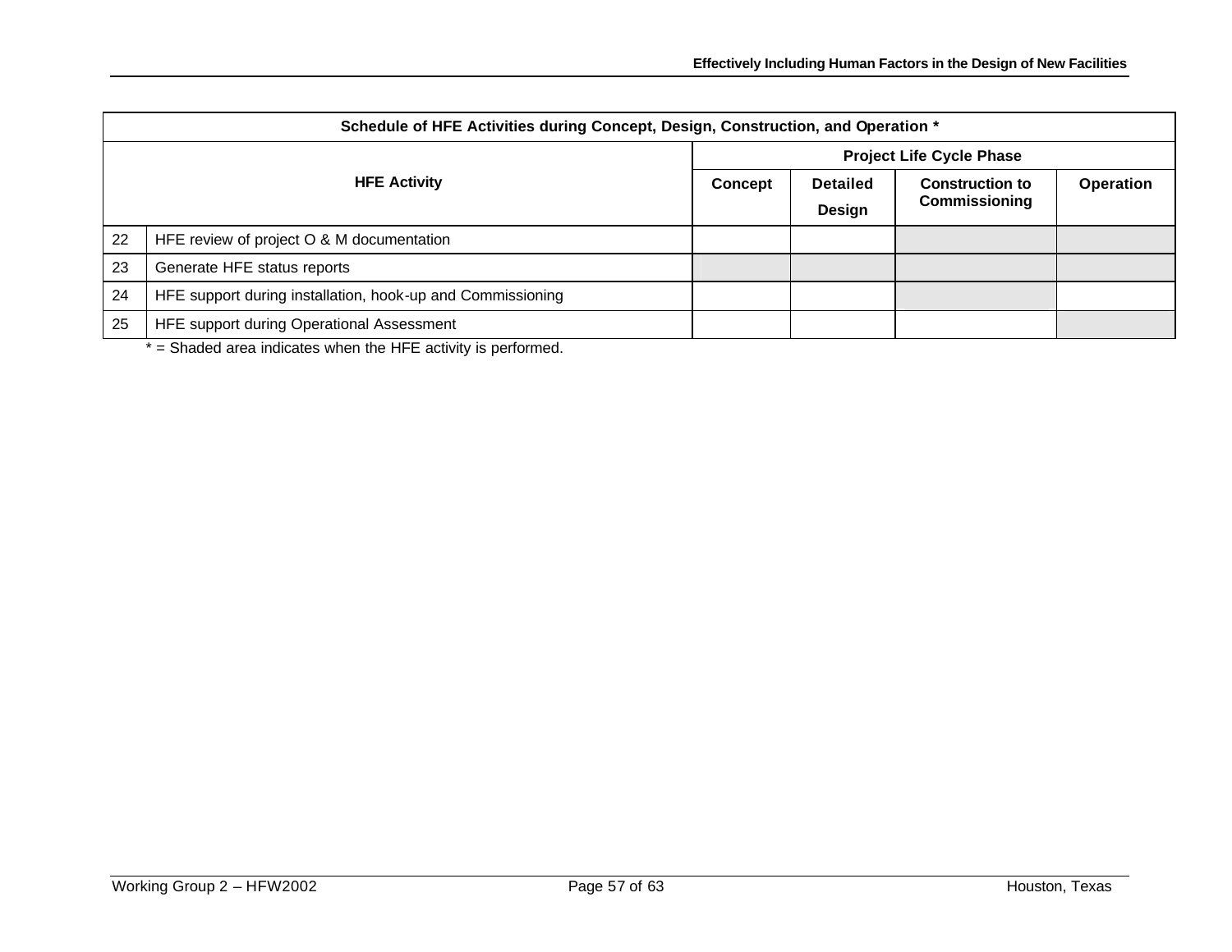| Schedule of HFE Activities during Concept, Design, Construction, and Operation * | | | | | |
|---|---|---|---|---|---|
| HFE Activity | | Project Life Cycle Phase | | | |
| | | Concept | Detailed Design | Construction to Commissioning | Operation |
| 22 | HFE review of project O & M documentation | | | ■ | ■ |
| 23 | Generate HFE status reports | ■ | ■ | ■ | ■ |
| 24 | HFE support during installation, hook-up and Commissioning | | | ■ | |
| 25 | HFE support during Operational Assessment | | | | ■ |

* = Shaded area indicates when the HFE activity is performed.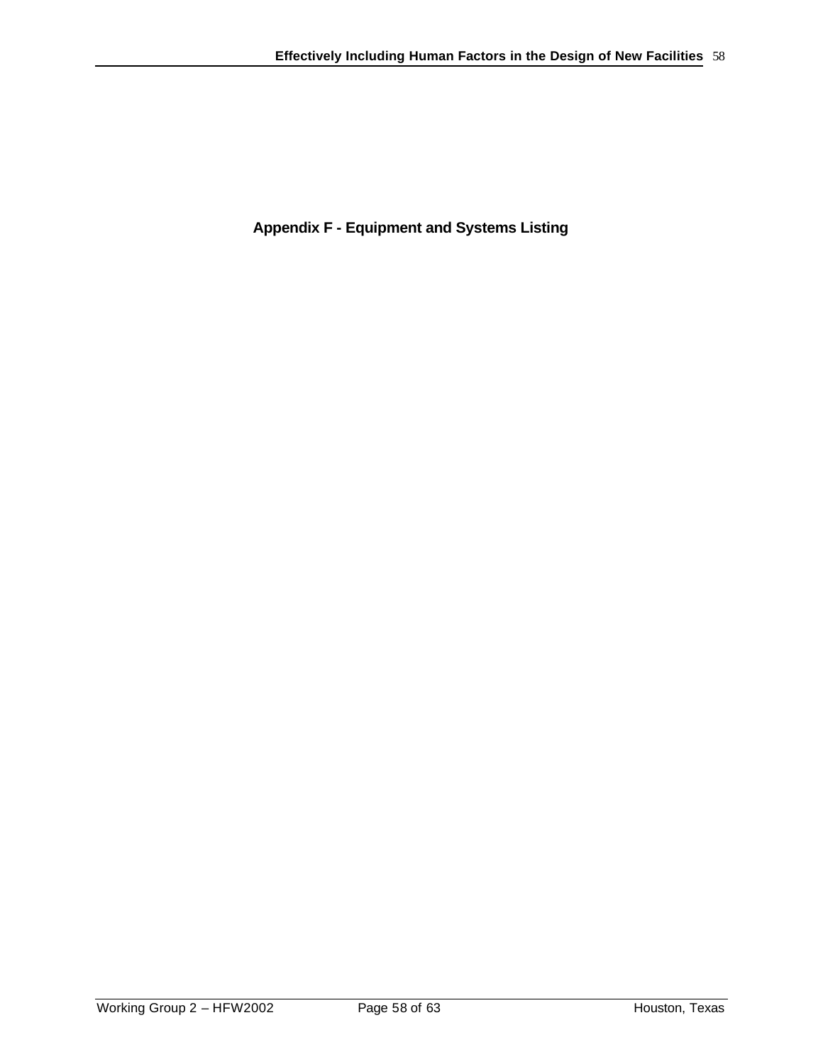# Appendix F - Equipment and Systems Listing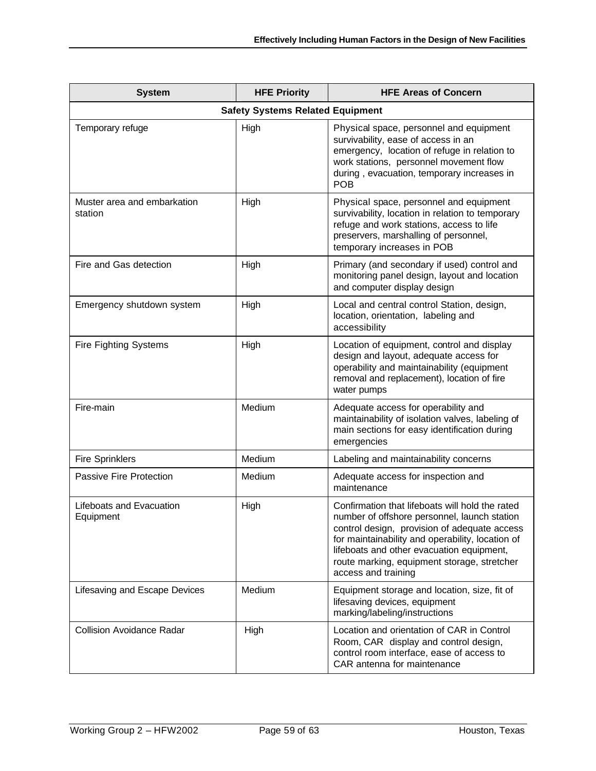| System | HFE Priority | HFE Areas of Concern |
|---|---|---|
| **Safety Systems Related Equipment** | | |
| Temporary refuge | High | Physical space, personnel and equipment survivability, ease of access in an emergency, location of refuge in relation to work stations, personnel movement flow during , evacuation, temporary increases in POB |
| Muster area and embarkation station | High | Physical space, personnel and equipment survivability, location in relation to temporary refuge and work stations, access to life preservers, marshalling of personnel, temporary increases in POB |
| Fire and Gas detection | High | Primary (and secondary if used) control and monitoring panel design, layout and location and computer display design |
| Emergency shutdown system | High | Local and central control Station, design, location, orientation, labeling and accessibility |
| Fire Fighting Systems | High | Location of equipment, control and display design and layout, adequate access for operability and maintainability (equipment removal and replacement), location of fire water pumps |
| Fire-main | Medium | Adequate access for operability and maintainability of isolation valves, labeling of main sections for easy identification during emergencies |
| Fire Sprinklers | Medium | Labeling and maintainability concerns |
| Passive Fire Protection | Medium | Adequate access for inspection and maintenance |
| Lifeboats and Evacuation Equipment | High | Confirmation that lifeboats will hold the rated number of offshore personnel, launch station control design, provision of adequate access for maintainability and operability, location of lifeboats and other evacuation equipment, route marking, equipment storage, stretcher access and training |
| Lifesaving and Escape Devices | Medium | Equipment storage and location, size, fit of lifesaving devices, equipment marking/labeling/instructions |
| Collision Avoidance Radar | High | Location and orientation of CAR in Control Room, CAR display and control design, control room interface, ease of access to CAR antenna for maintenance |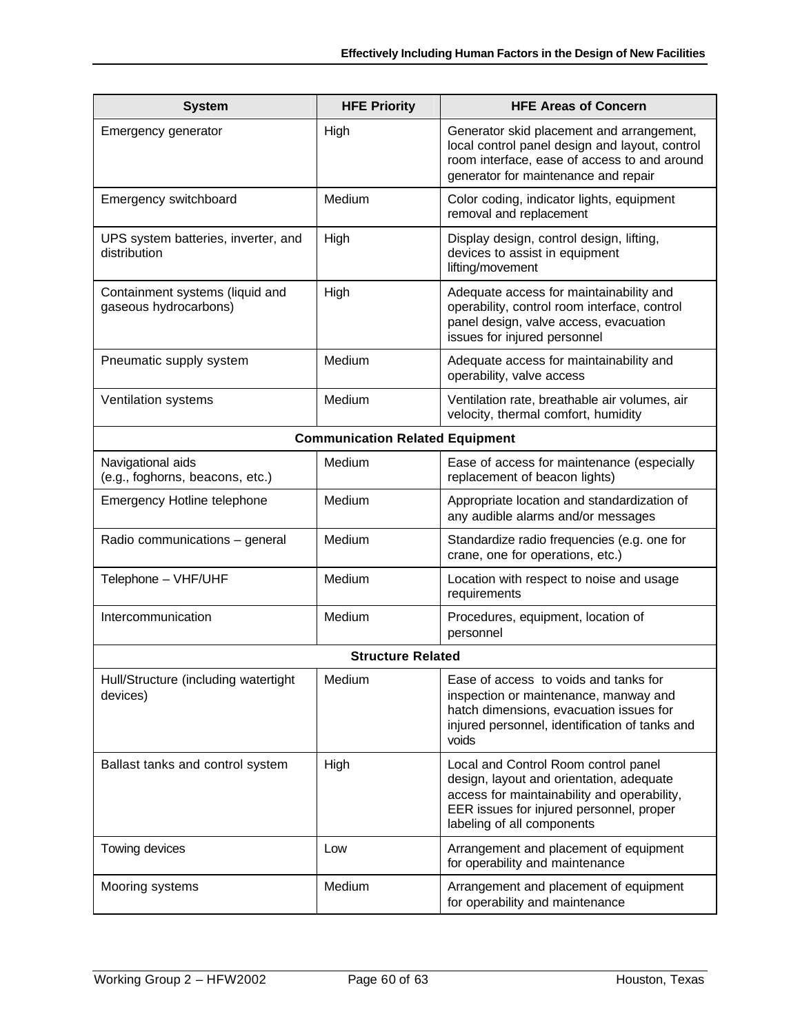| System | HFE Priority | HFE Areas of Concern |
|---|---|---|
| Emergency generator | High | Generator skid placement and arrangement, local control panel design and layout, control room interface, ease of access to and around generator for maintenance and repair |
| Emergency switchboard | Medium | Color coding, indicator lights, equipment removal and replacement |
| UPS system batteries, inverter, and distribution | High | Display design, control design, lifting, devices to assist in equipment lifting/movement |
| Containment systems (liquid and gaseous hydrocarbons) | High | Adequate access for maintainability and operability, control room interface, control panel design, valve access, evacuation issues for injured personnel |
| Pneumatic supply system | Medium | Adequate access for maintainability and operability, valve access |
| Ventilation systems | Medium | Ventilation rate, breathable air volumes, air velocity, thermal comfort, humidity |
| **Communication Related Equipment** | | |
| Navigational aids (e.g., foghorns, beacons, etc.) | Medium | Ease of access for maintenance (especially replacement of beacon lights) |
| Emergency Hotline telephone | Medium | Appropriate location and standardization of any audible alarms and/or messages |
| Radio communications – general | Medium | Standardize radio frequencies (e.g. one for crane, one for operations, etc.) |
| Telephone – VHF/UHF | Medium | Location with respect to noise and usage requirements |
| Intercommunication | Medium | Procedures, equipment, location of personnel |
| **Structure Related** | | |
| Hull/Structure (including watertight devices) | Medium | Ease of access to voids and tanks for inspection or maintenance, manway and hatch dimensions, evacuation issues for injured personnel, identification of tanks and voids |
| Ballast tanks and control system | High | Local and Control Room control panel design, layout and orientation, adequate access for maintainability and operability, EER issues for injured personnel, proper labeling of all components |
| Towing devices | Low | Arrangement and placement of equipment for operability and maintenance |
| Mooring systems | Medium | Arrangement and placement of equipment for operability and maintenance |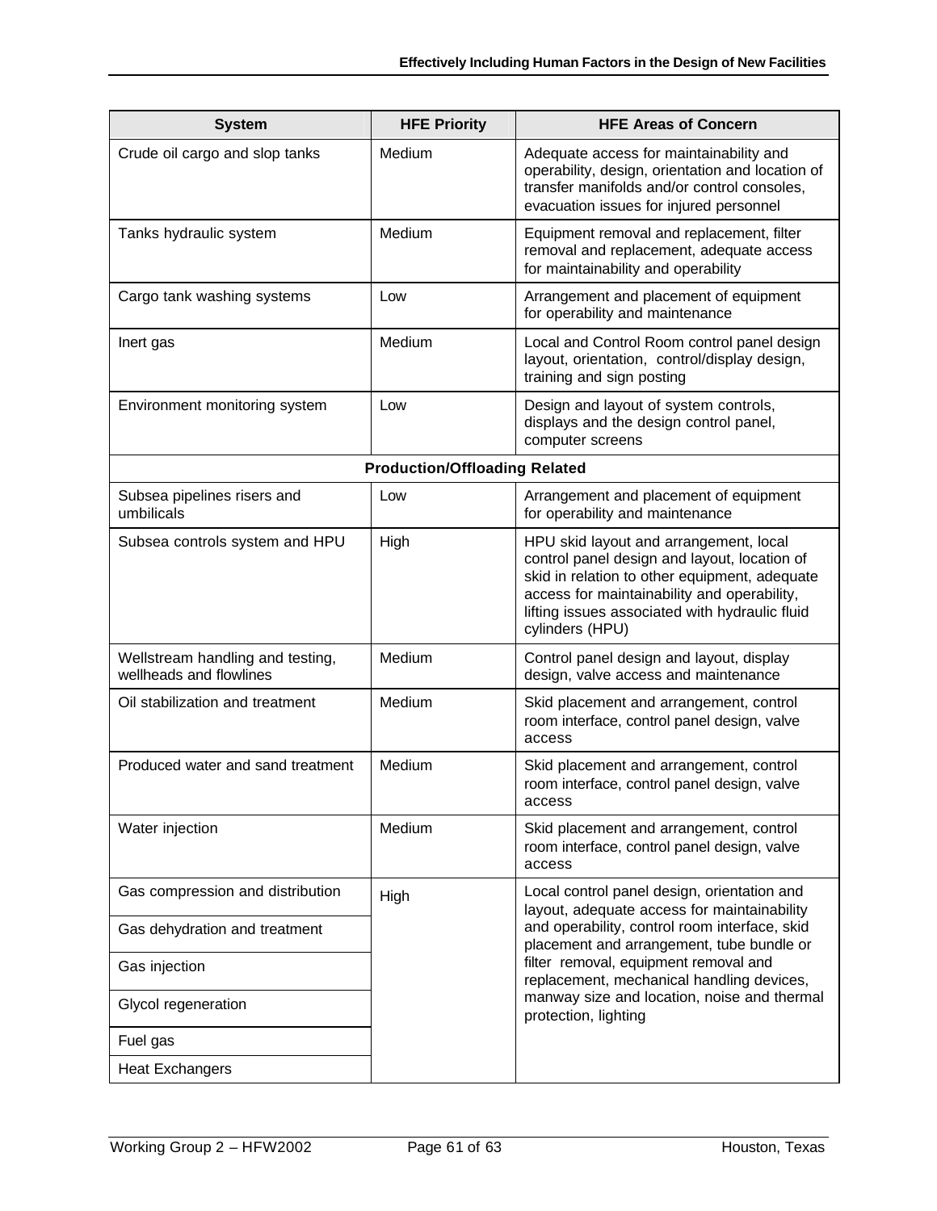| System | HFE Priority | HFE Areas of Concern |
|---|---|---|
| Crude oil cargo and slop tanks | Medium | Adequate access for maintainability and operability, design, orientation and location of transfer manifolds and/or control consoles, evacuation issues for injured personnel |
| Tanks hydraulic system | Medium | Equipment removal and replacement, filter removal and replacement, adequate access for maintainability and operability |
| Cargo tank washing systems | Low | Arrangement and placement of equipment for operability and maintenance |
| Inert gas | Medium | Local and Control Room control panel design layout, orientation, control/display design, training and sign posting |
| Environment monitoring system | Low | Design and layout of system controls, displays and the design control panel, computer screens |
| **Production/Offloading Related** | | |
| Subsea pipelines risers and umbilicals | Low | Arrangement and placement of equipment for operability and maintenance |
| Subsea controls system and HPU | High | HPU skid layout and arrangement, local control panel design and layout, location of skid in relation to other equipment, adequate access for maintainability and operability, lifting issues associated with hydraulic fluid cylinders (HPU) |
| Wellstream handling and testing, wellheads and flowlines | Medium | Control panel design and layout, display design, valve access and maintenance |
| Oil stabilization and treatment | Medium | Skid placement and arrangement, control room interface, control panel design, valve access |
| Produced water and sand treatment | Medium | Skid placement and arrangement, control room interface, control panel design, valve access |
| Water injection | Medium | Skid placement and arrangement, control room interface, control panel design, valve access |
| Gas compression and distribution | High | Local control panel design, orientation and layout, adequate access for maintainability and operability, control room interface, skid placement and arrangement, tube bundle or filter removal, equipment removal and replacement, mechanical handling devices, manway size and location, noise and thermal protection, lighting |
| Gas dehydration and treatment | | |
| Gas injection | | |
| Glycol regeneration | | |
| Fuel gas | | |
| Heat Exchangers | | |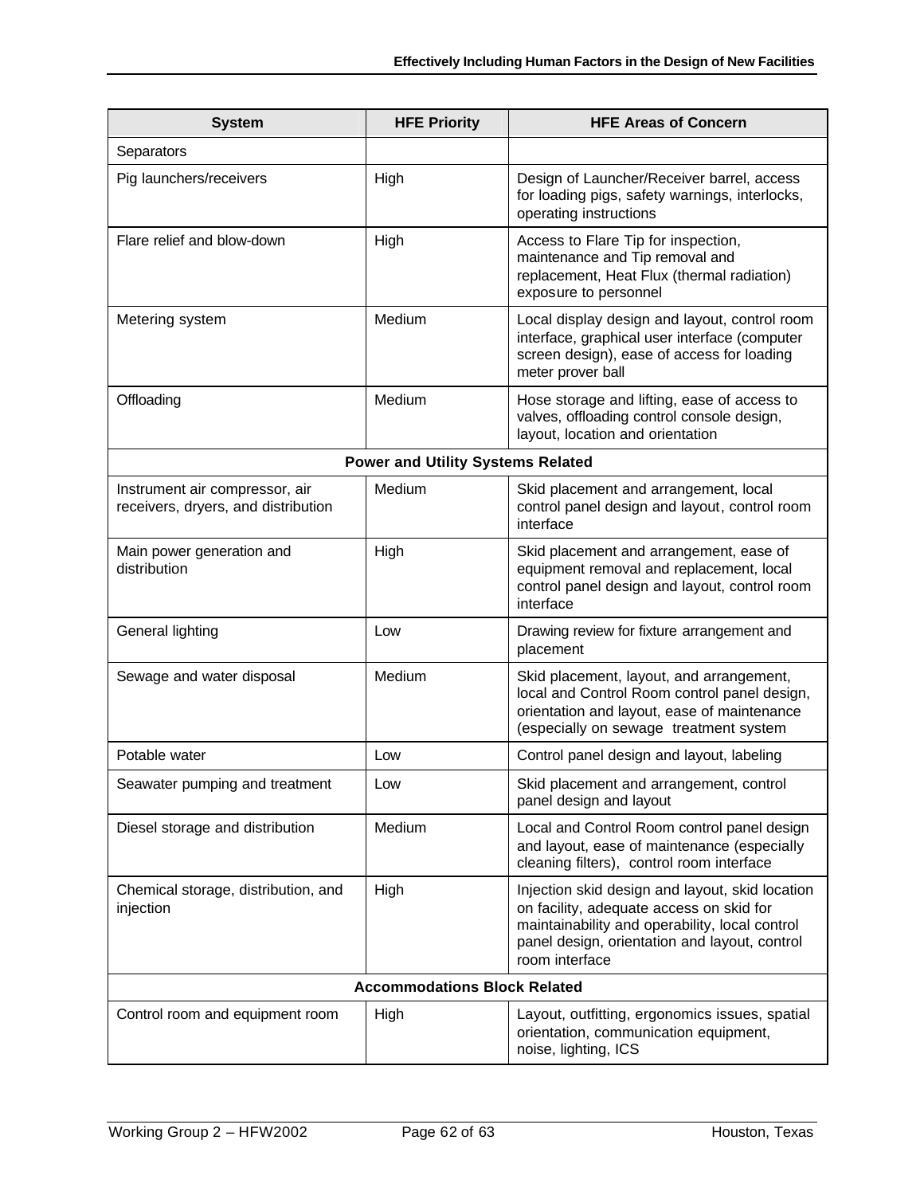| System | HFE Priority | HFE Areas of Concern |
|---|---|---|
| Separators | | |
| Pig launchers/receivers | High | Design of Launcher/Receiver barrel, access for loading pigs, safety warnings, interlocks, operating instructions |
| Flare relief and blow-down | High | Access to Flare Tip for inspection, maintenance and Tip removal and replacement, Heat Flux (thermal radiation) exposure to personnel |
| Metering system | Medium | Local display design and layout, control room interface, graphical user interface (computer screen design), ease of access for loading meter prover ball |
| Offloading | Medium | Hose storage and lifting, ease of access to valves, offloading control console design, layout, location and orientation |
| **Power and Utility Systems Related** | | |
| Instrument air compressor, air receivers, dryers, and distribution | Medium | Skid placement and arrangement, local control panel design and layout, control room interface |
| Main power generation and distribution | High | Skid placement and arrangement, ease of equipment removal and replacement, local control panel design and layout, control room interface |
| General lighting | Low | Drawing review for fixture arrangement and placement |
| Sewage and water disposal | Medium | Skid placement, layout, and arrangement, local and Control Room control panel design, orientation and layout, ease of maintenance (especially on sewage treatment system |
| Potable water | Low | Control panel design and layout, labeling |
| Seawater pumping and treatment | Low | Skid placement and arrangement, control panel design and layout |
| Diesel storage and distribution | Medium | Local and Control Room control panel design and layout, ease of maintenance (especially cleaning filters), control room interface |
| Chemical storage, distribution, and injection | High | Injection skid design and layout, skid location on facility, adequate access on skid for maintainability and operability, local control panel design, orientation and layout, control room interface |
| **Accommodations Block Related** | | |
| Control room and equipment room | High | Layout, outfitting, ergonomics issues, spatial orientation, communication equipment, noise, lighting, ICS |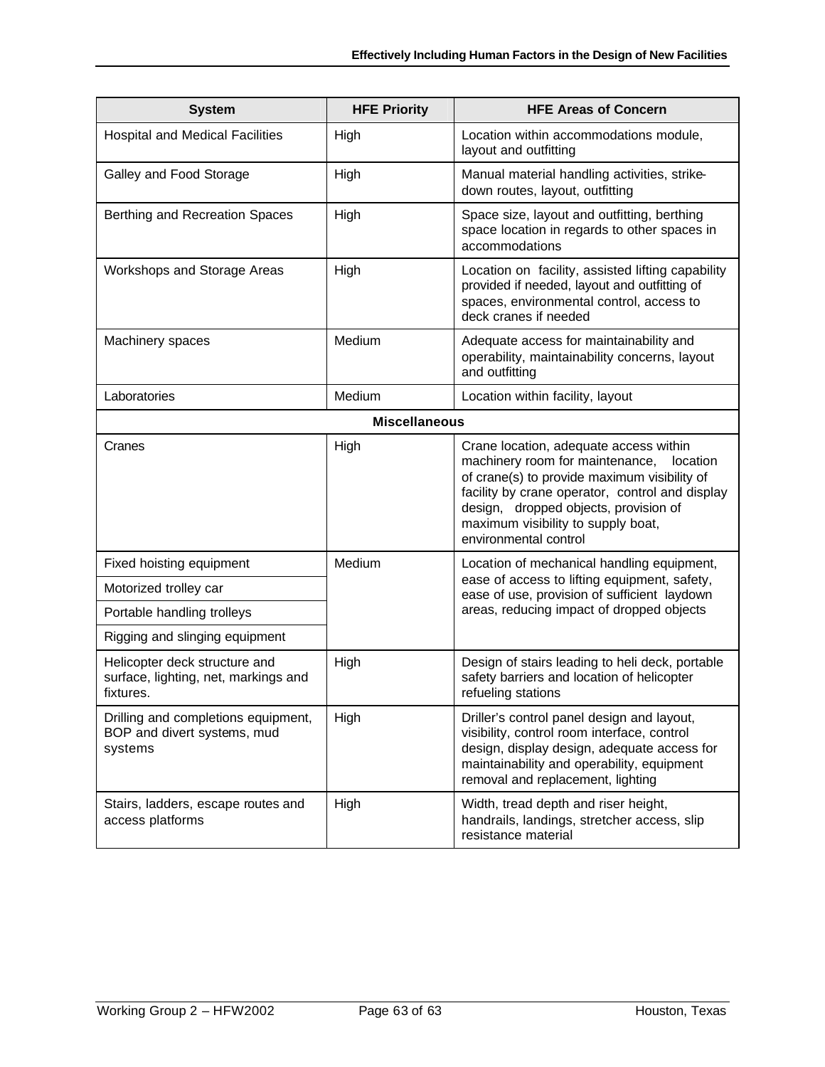| System | HFE Priority | HFE Areas of Concern |
|---|---|---|
| Hospital and Medical Facilities | High | Location within accommodations module, layout and outfitting |
| Galley and Food Storage | High | Manual material handling activities, strike-down routes, layout, outfitting |
| Berthing and Recreation Spaces | High | Space size, layout and outfitting, berthing space location in regards to other spaces in accommodations |
| Workshops and Storage Areas | High | Location on facility, assisted lifting capability provided if needed, layout and outfitting of spaces, environmental control, access to deck cranes if needed |
| Machinery spaces | Medium | Adequate access for maintainability and operability, maintainability concerns, layout and outfitting |
| Laboratories | Medium | Location within facility, layout |
| **Miscellaneous** | | |
| Cranes | High | Crane location, adequate access within machinery room for maintenance, location of crane(s) to provide maximum visibility of facility by crane operator, control and display design, dropped objects, provision of maximum visibility to supply boat, environmental control |
| Fixed hoisting equipment | Medium | Location of mechanical handling equipment, ease of access to lifting equipment, safety, ease of use, provision of sufficient laydown areas, reducing impact of dropped objects |
| Motorized trolley car | | |
| Portable handling trolleys | | |
| Rigging and slinging equipment | | |
| Helicopter deck structure and surface, lighting, net, markings and fixtures. | High | Design of stairs leading to heli deck, portable safety barriers and location of helicopter refueling stations |
| Drilling and completions equipment, BOP and divert systems, mud systems | High | Driller's control panel design and layout, visibility, control room interface, control design, display design, adequate access for maintainability and operability, equipment removal and replacement, lighting |
| Stairs, ladders, escape routes and access platforms | High | Width, tread depth and riser height, handrails, landings, stretcher access, slip resistance material |